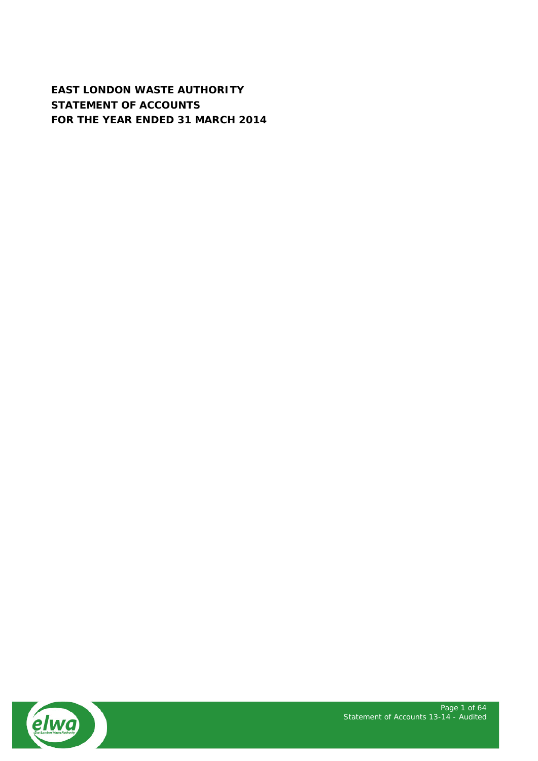# EAST LONDON WASTE AUTHORITY
# STATEMENT OF ACCOUNTS
# FOR THE YEAR ENDED 31 MARCH 2014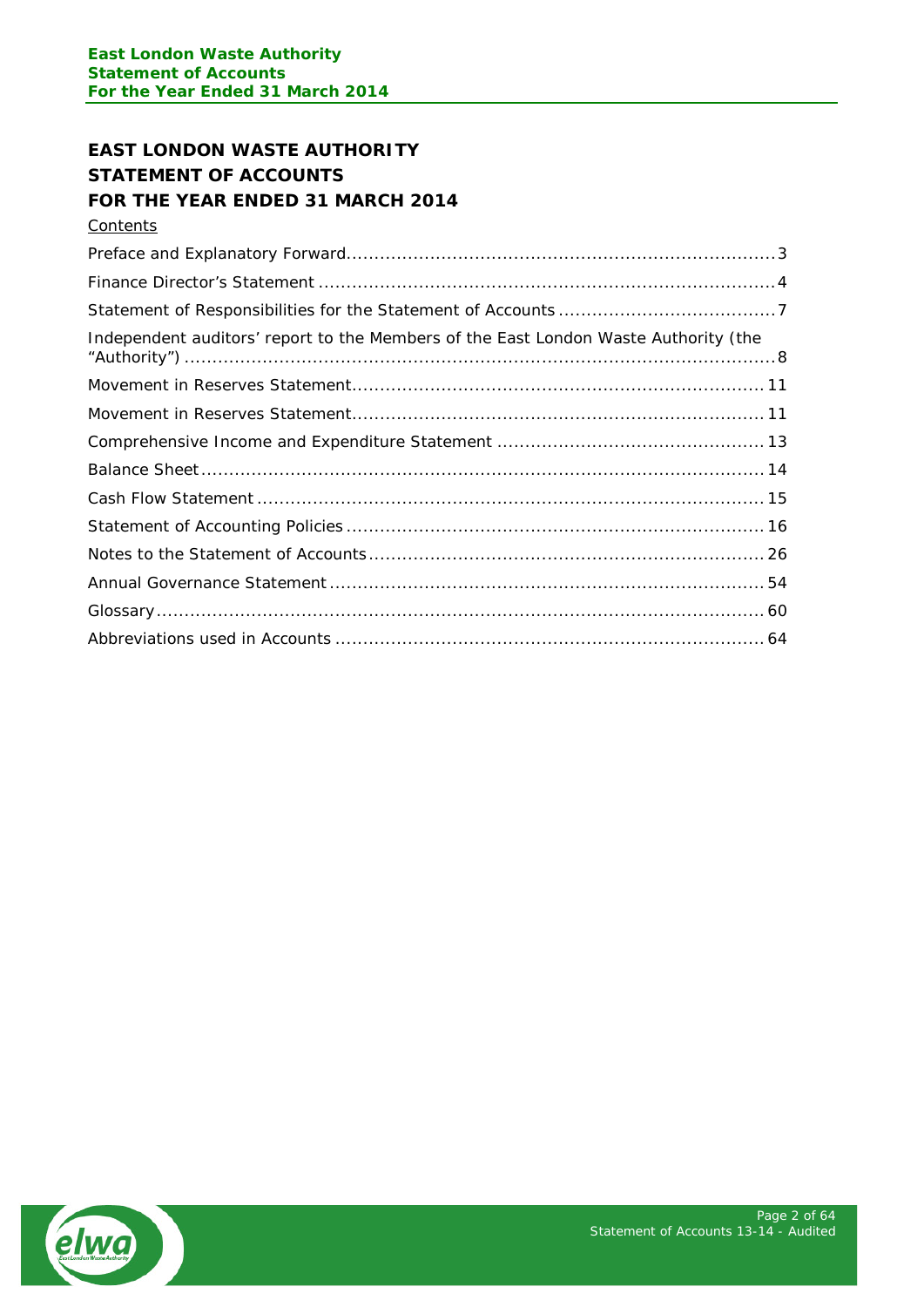# EAST LONDON WASTE AUTHORITY
# STATEMENT OF ACCOUNTS
# FOR THE YEAR ENDED 31 MARCH 2014

Contents

Preface and Explanatory Forward.....3

Finance Director's Statement.....4

Statement of Responsibilities for the Statement of Accounts.....7

Independent auditors' report to the Members of the East London Waste Authority (the "Authority").....8

Movement in Reserves Statement.....11

Movement in Reserves Statement.....11

Comprehensive Income and Expenditure Statement.....13

Balance Sheet.....14

Cash Flow Statement.....15

Statement of Accounting Policies.....16

Notes to the Statement of Accounts.....26

Annual Governance Statement.....54

Glossary.....60

Abbreviations used in Accounts.....64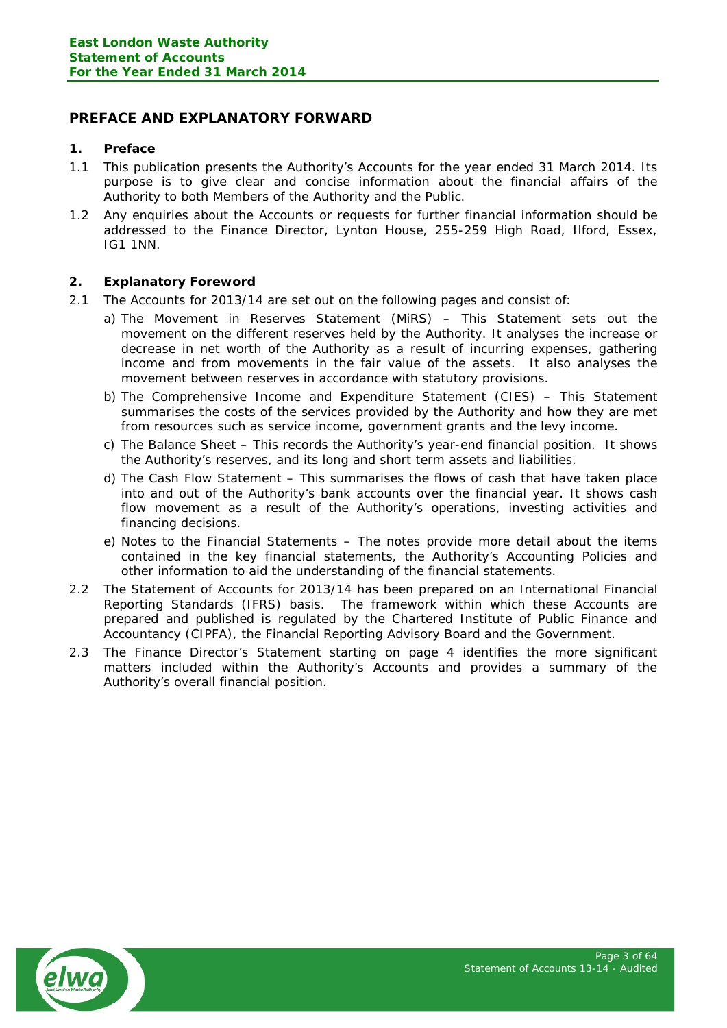## PREFACE AND EXPLANATORY FORWARD

### 1. Preface

1.1 This publication presents the Authority's Accounts for the year ended 31 March 2014. Its purpose is to give clear and concise information about the financial affairs of the Authority to both Members of the Authority and the Public.

1.2 Any enquiries about the Accounts or requests for further financial information should be addressed to the Finance Director, Lynton House, 255-259 High Road, Ilford, Essex, IG1 1NN.

### 2. Explanatory Foreword

2.1 The Accounts for 2013/14 are set out on the following pages and consist of:

a) The Movement in Reserves Statement (MiRS) – This Statement sets out the movement on the different reserves held by the Authority. It analyses the increase or decrease in net worth of the Authority as a result of incurring expenses, gathering income and from movements in the fair value of the assets. It also analyses the movement between reserves in accordance with statutory provisions.

b) The Comprehensive Income and Expenditure Statement (CIES) – This Statement summarises the costs of the services provided by the Authority and how they are met from resources such as service income, government grants and the levy income.

c) The Balance Sheet – This records the Authority's year-end financial position. It shows the Authority's reserves, and its long and short term assets and liabilities.

d) The Cash Flow Statement – This summarises the flows of cash that have taken place into and out of the Authority's bank accounts over the financial year. It shows cash flow movement as a result of the Authority's operations, investing activities and financing decisions.

e) Notes to the Financial Statements – The notes provide more detail about the items contained in the key financial statements, the Authority's Accounting Policies and other information to aid the understanding of the financial statements.

2.2 The Statement of Accounts for 2013/14 has been prepared on an International Financial Reporting Standards (IFRS) basis. The framework within which these Accounts are prepared and published is regulated by the Chartered Institute of Public Finance and Accountancy (CIPFA), the Financial Reporting Advisory Board and the Government.

2.3 The Finance Director's Statement starting on page 4 identifies the more significant matters included within the Authority's Accounts and provides a summary of the Authority's overall financial position.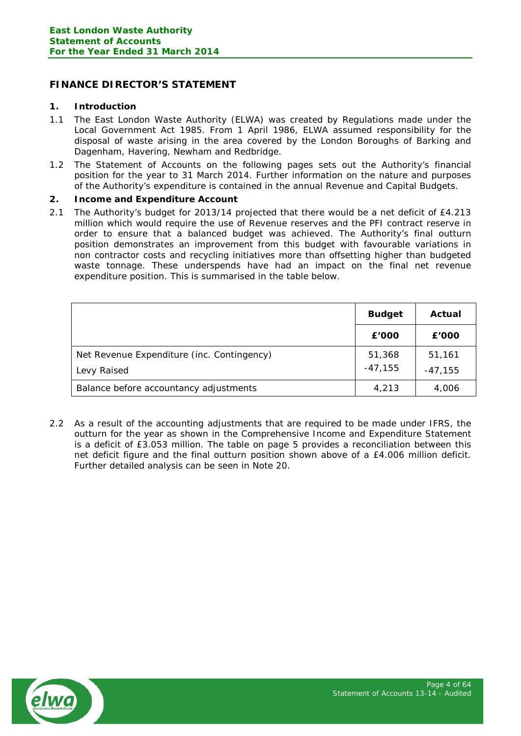## FINANCE DIRECTOR'S STATEMENT

### 1. Introduction

1.1 The East London Waste Authority (ELWA) was created by Regulations made under the Local Government Act 1985. From 1 April 1986, ELWA assumed responsibility for the disposal of waste arising in the area covered by the London Boroughs of Barking and Dagenham, Havering, Newham and Redbridge.

1.2 The Statement of Accounts on the following pages sets out the Authority's financial position for the year to 31 March 2014. Further information on the nature and purposes of the Authority's expenditure is contained in the annual Revenue and Capital Budgets.

### 2. Income and Expenditure Account

2.1 The Authority's budget for 2013/14 projected that there would be a net deficit of £4.213 million which would require the use of Revenue reserves and the PFI contract reserve in order to ensure that a balanced budget was achieved. The Authority's final outturn position demonstrates an improvement from this budget with favourable variations in non contractor costs and recycling initiatives more than offsetting higher than budgeted waste tonnage. These underspends have had an impact on the final net revenue expenditure position. This is summarised in the table below.

| | Budget | Actual |
|---|---|---|
| | £'000 | £'000 |
| Net Revenue Expenditure (inc. Contingency) | 51,368 | 51,161 |
| Levy Raised | -47,155 | -47,155 |
| Balance before accountancy adjustments | 4,213 | 4,006 |

2.2 As a result of the accounting adjustments that are required to be made under IFRS, the outturn for the year as shown in the Comprehensive Income and Expenditure Statement is a deficit of £3.053 million. The table on page 5 provides a reconciliation between this net deficit figure and the final outturn position shown above of a £4.006 million deficit. Further detailed analysis can be seen in Note 20.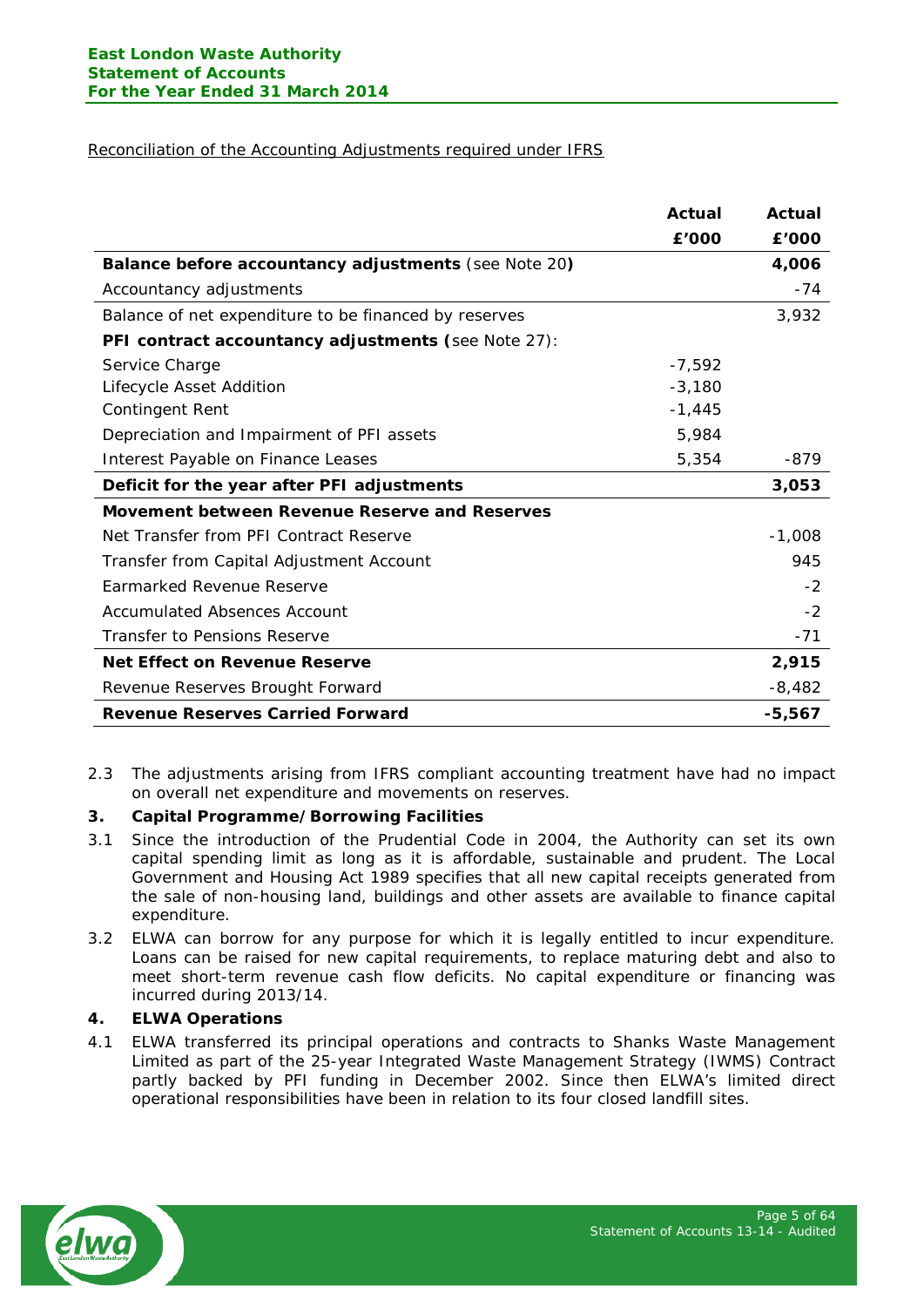Reconciliation of the Accounting Adjustments required under IFRS

| | Actual | Actual |
|---|---|---|
| | £'000 | £'000 |
| **Balance before accountancy adjustments** (see Note 20**)** | | **4,006** |
| Accountancy adjustments | | -74 |
| Balance of net expenditure to be financed by reserves | | 3,932 |
| **PFI contract accountancy adjustments (**see Note 27): | | |
| Service Charge | -7,592 | |
| Lifecycle Asset Addition | -3,180 | |
| Contingent Rent | -1,445 | |
| Depreciation and Impairment of PFI assets | 5,984 | |
| Interest Payable on Finance Leases | 5,354 | -879 |
| **Deficit for the year after PFI adjustments** | | **3,053** |
| **Movement between Revenue Reserve and Reserves** | | |
| Net Transfer from PFI Contract Reserve | | -1,008 |
| Transfer from Capital Adjustment Account | | 945 |
| Earmarked Revenue Reserve | | -2 |
| Accumulated Absences Account | | -2 |
| Transfer to Pensions Reserve | | -71 |
| **Net Effect on Revenue Reserve** | | **2,915** |
| Revenue Reserves Brought Forward | | -8,482 |
| **Revenue Reserves Carried Forward** | | **-5,567** |

2.3 The adjustments arising from IFRS compliant accounting treatment have had no impact on overall net expenditure and movements on reserves.

## 3. Capital Programme/Borrowing Facilities

3.1 Since the introduction of the Prudential Code in 2004, the Authority can set its own capital spending limit as long as it is affordable, sustainable and prudent. The Local Government and Housing Act 1989 specifies that all new capital receipts generated from the sale of non-housing land, buildings and other assets are available to finance capital expenditure.

3.2 ELWA can borrow for any purpose for which it is legally entitled to incur expenditure. Loans can be raised for new capital requirements, to replace maturing debt and also to meet short-term revenue cash flow deficits. No capital expenditure or financing was incurred during 2013/14.

## 4. ELWA Operations

4.1 ELWA transferred its principal operations and contracts to Shanks Waste Management Limited as part of the 25-year Integrated Waste Management Strategy (IWMS) Contract partly backed by PFI funding in December 2002. Since then ELWA's limited direct operational responsibilities have been in relation to its four closed landfill sites.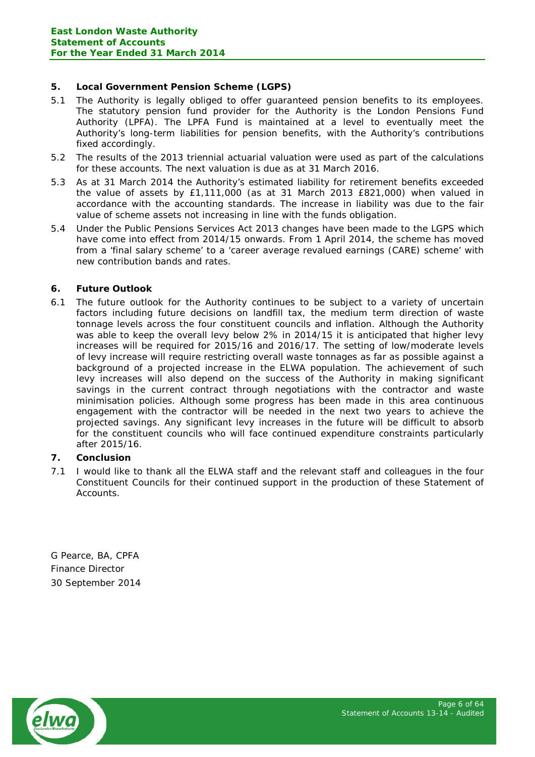## 5. Local Government Pension Scheme (LGPS)

5.1 The Authority is legally obliged to offer guaranteed pension benefits to its employees. The statutory pension fund provider for the Authority is the London Pensions Fund Authority (LPFA). The LPFA Fund is maintained at a level to eventually meet the Authority's long-term liabilities for pension benefits, with the Authority's contributions fixed accordingly.

5.2 The results of the 2013 triennial actuarial valuation were used as part of the calculations for these accounts. The next valuation is due as at 31 March 2016.

5.3 As at 31 March 2014 the Authority's estimated liability for retirement benefits exceeded the value of assets by £1,111,000 (as at 31 March 2013 £821,000) when valued in accordance with the accounting standards. The increase in liability was due to the fair value of scheme assets not increasing in line with the funds obligation.

5.4 Under the Public Pensions Services Act 2013 changes have been made to the LGPS which have come into effect from 2014/15 onwards. From 1 April 2014, the scheme has moved from a 'final salary scheme' to a 'career average revalued earnings (CARE) scheme' with new contribution bands and rates.

## 6. Future Outlook

6.1 The future outlook for the Authority continues to be subject to a variety of uncertain factors including future decisions on landfill tax, the medium term direction of waste tonnage levels across the four constituent councils and inflation. Although the Authority was able to keep the overall levy below 2% in 2014/15 it is anticipated that higher levy increases will be required for 2015/16 and 2016/17. The setting of low/moderate levels of levy increase will require restricting overall waste tonnages as far as possible against a background of a projected increase in the ELWA population. The achievement of such levy increases will also depend on the success of the Authority in making significant savings in the current contract through negotiations with the contractor and waste minimisation policies. Although some progress has been made in this area continuous engagement with the contractor will be needed in the next two years to achieve the projected savings. Any significant levy increases in the future will be difficult to absorb for the constituent councils who will face continued expenditure constraints particularly after 2015/16.

## 7. Conclusion

7.1 I would like to thank all the ELWA staff and the relevant staff and colleagues in the four Constituent Councils for their continued support in the production of these Statement of Accounts.

G Pearce, BA, CPFA
Finance Director
30 September 2014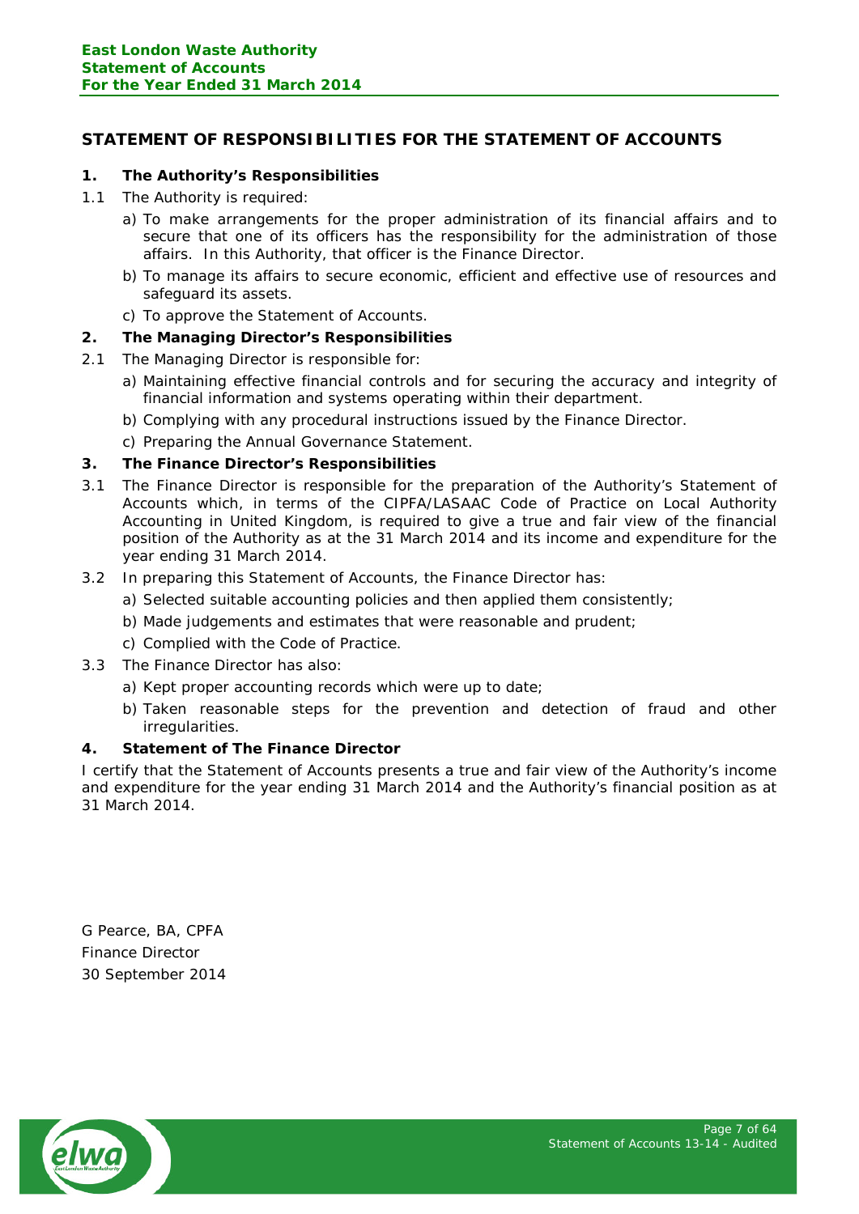## STATEMENT OF RESPONSIBILITIES FOR THE STATEMENT OF ACCOUNTS

### 1. The Authority's Responsibilities

1.1 The Authority is required:

a) To make arrangements for the proper administration of its financial affairs and to secure that one of its officers has the responsibility for the administration of those affairs. In this Authority, that officer is the Finance Director.

b) To manage its affairs to secure economic, efficient and effective use of resources and safeguard its assets.

c) To approve the Statement of Accounts.

### 2. The Managing Director's Responsibilities

2.1 The Managing Director is responsible for:

a) Maintaining effective financial controls and for securing the accuracy and integrity of financial information and systems operating within their department.

b) Complying with any procedural instructions issued by the Finance Director.

c) Preparing the Annual Governance Statement.

### 3. The Finance Director's Responsibilities

3.1 The Finance Director is responsible for the preparation of the Authority's Statement of Accounts which, in terms of the CIPFA/LASAAC Code of Practice on Local Authority Accounting in United Kingdom, is required to give a true and fair view of the financial position of the Authority as at the 31 March 2014 and its income and expenditure for the year ending 31 March 2014.

3.2 In preparing this Statement of Accounts, the Finance Director has:

a) Selected suitable accounting policies and then applied them consistently;

b) Made judgements and estimates that were reasonable and prudent;

c) Complied with the Code of Practice.

3.3 The Finance Director has also:

a) Kept proper accounting records which were up to date;

b) Taken reasonable steps for the prevention and detection of fraud and other irregularities.

### 4. Statement of The Finance Director

I certify that the Statement of Accounts presents a true and fair view of the Authority's income and expenditure for the year ending 31 March 2014 and the Authority's financial position as at 31 March 2014.

G Pearce, BA, CPFA
Finance Director
30 September 2014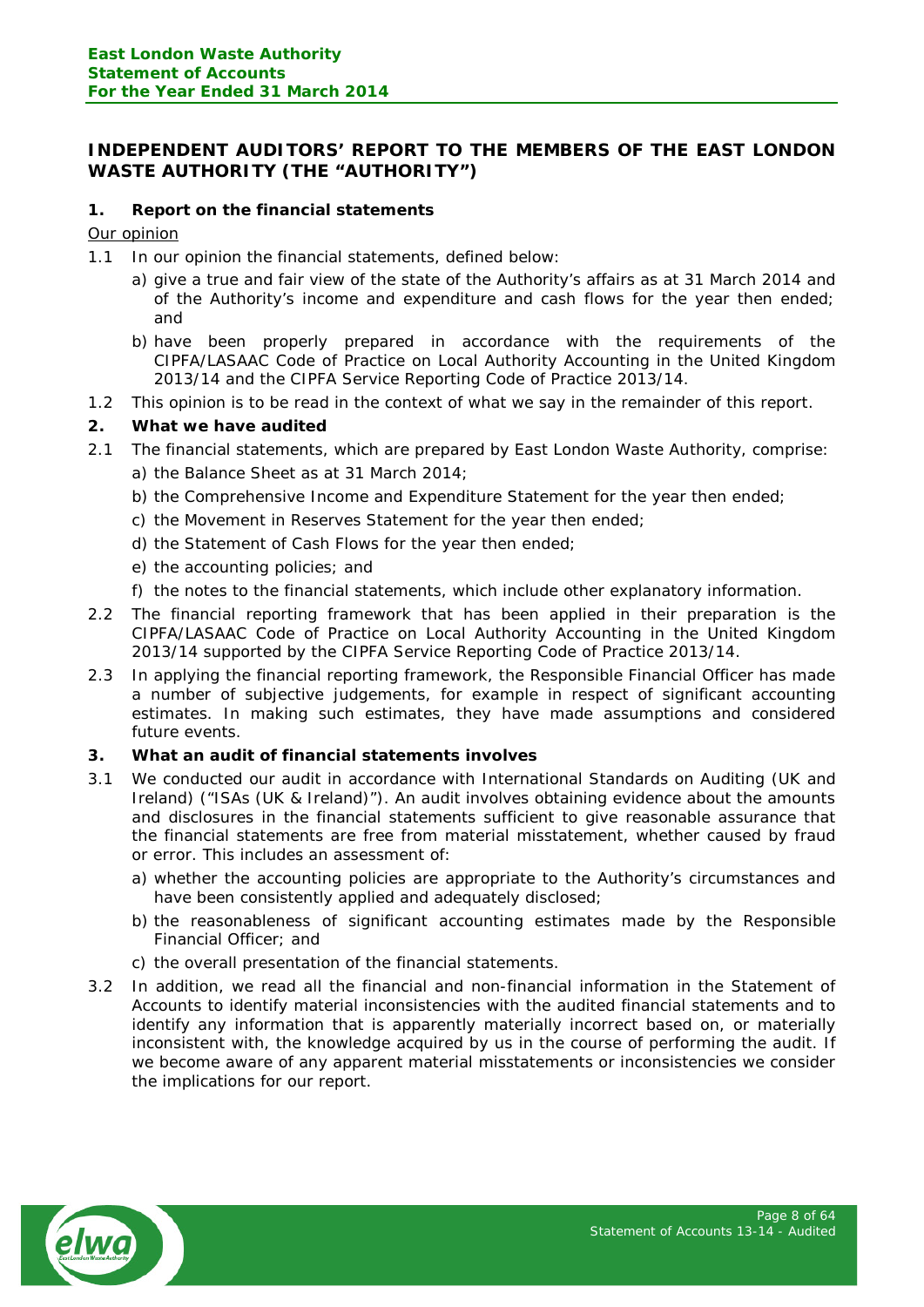## INDEPENDENT AUDITORS' REPORT TO THE MEMBERS OF THE EAST LONDON WASTE AUTHORITY (THE "AUTHORITY")

### 1. Report on the financial statements

Our opinion

1.1 In our opinion the financial statements, defined below:

a) give a true and fair view of the state of the Authority's affairs as at 31 March 2014 and of the Authority's income and expenditure and cash flows for the year then ended; and

b) have been properly prepared in accordance with the requirements of the CIPFA/LASAAC Code of Practice on Local Authority Accounting in the United Kingdom 2013/14 and the CIPFA Service Reporting Code of Practice 2013/14.

1.2 This opinion is to be read in the context of what we say in the remainder of this report.

### 2. What we have audited

2.1 The financial statements, which are prepared by East London Waste Authority, comprise:

a) the Balance Sheet as at 31 March 2014;

b) the Comprehensive Income and Expenditure Statement for the year then ended;

c) the Movement in Reserves Statement for the year then ended;

d) the Statement of Cash Flows for the year then ended;

e) the accounting policies; and

f) the notes to the financial statements, which include other explanatory information.

2.2 The financial reporting framework that has been applied in their preparation is the CIPFA/LASAAC Code of Practice on Local Authority Accounting in the United Kingdom 2013/14 supported by the CIPFA Service Reporting Code of Practice 2013/14.

2.3 In applying the financial reporting framework, the Responsible Financial Officer has made a number of subjective judgements, for example in respect of significant accounting estimates. In making such estimates, they have made assumptions and considered future events.

### 3. What an audit of financial statements involves

3.1 We conducted our audit in accordance with International Standards on Auditing (UK and Ireland) ("ISAs (UK & Ireland)"). An audit involves obtaining evidence about the amounts and disclosures in the financial statements sufficient to give reasonable assurance that the financial statements are free from material misstatement, whether caused by fraud or error. This includes an assessment of:

a) whether the accounting policies are appropriate to the Authority's circumstances and have been consistently applied and adequately disclosed;

b) the reasonableness of significant accounting estimates made by the Responsible Financial Officer; and

c) the overall presentation of the financial statements.

3.2 In addition, we read all the financial and non-financial information in the Statement of Accounts to identify material inconsistencies with the audited financial statements and to identify any information that is apparently materially incorrect based on, or materially inconsistent with, the knowledge acquired by us in the course of performing the audit. If we become aware of any apparent material misstatements or inconsistencies we consider the implications for our report.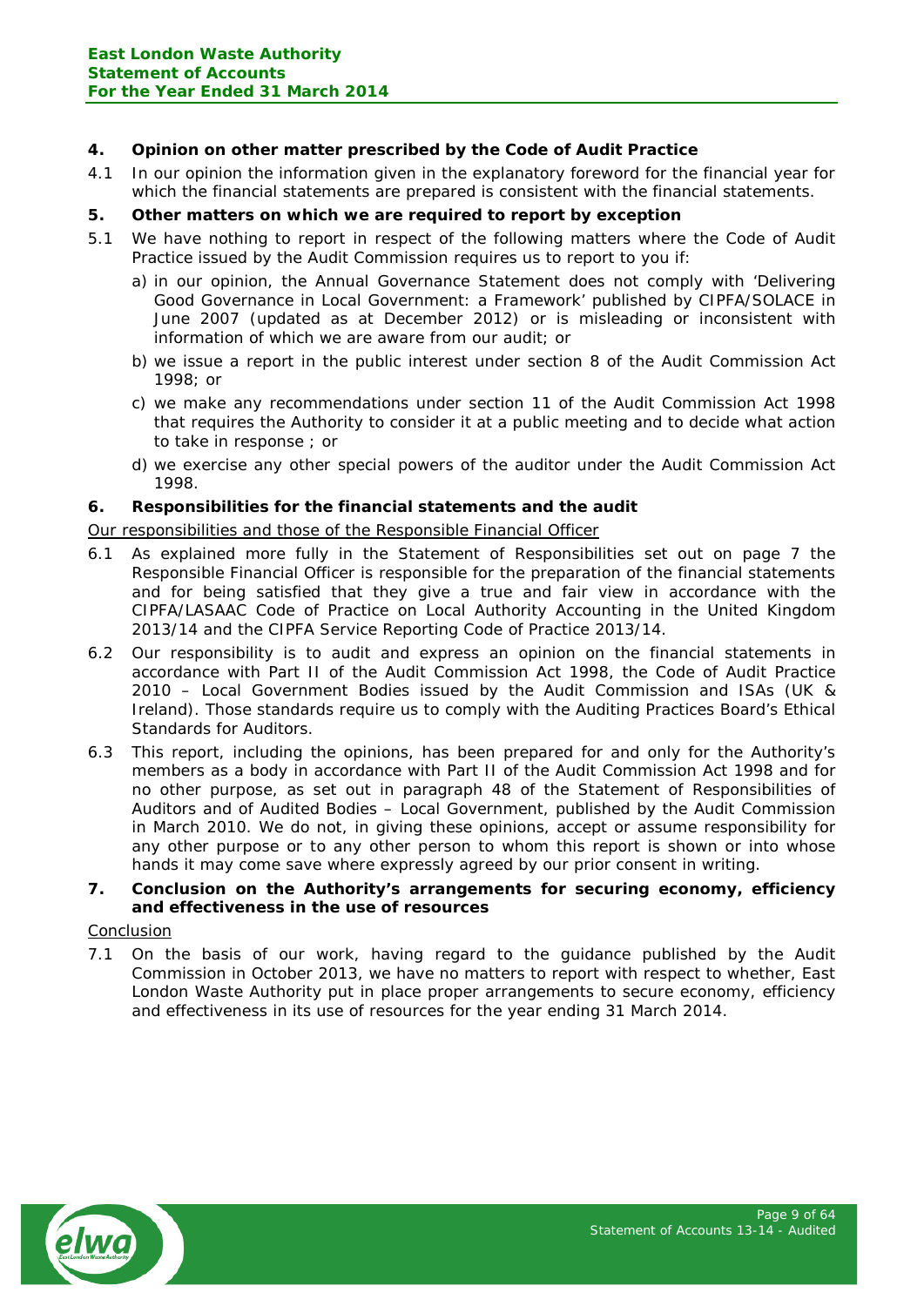## 4. Opinion on other matter prescribed by the Code of Audit Practice

4.1 In our opinion the information given in the explanatory foreword for the financial year for which the financial statements are prepared is consistent with the financial statements.

## 5. Other matters on which we are required to report by exception

5.1 We have nothing to report in respect of the following matters where the Code of Audit Practice issued by the Audit Commission requires us to report to you if:

a) in our opinion, the Annual Governance Statement does not comply with 'Delivering Good Governance in Local Government: a Framework' published by CIPFA/SOLACE in June 2007 (updated as at December 2012) or is misleading or inconsistent with information of which we are aware from our audit; or

b) we issue a report in the public interest under section 8 of the Audit Commission Act 1998; or

c) we make any recommendations under section 11 of the Audit Commission Act 1998 that requires the Authority to consider it at a public meeting and to decide what action to take in response ; or

d) we exercise any other special powers of the auditor under the Audit Commission Act 1998.

## 6. Responsibilities for the financial statements and the audit

Our responsibilities and those of the Responsible Financial Officer

6.1 As explained more fully in the Statement of Responsibilities set out on page 7 the Responsible Financial Officer is responsible for the preparation of the financial statements and for being satisfied that they give a true and fair view in accordance with the CIPFA/LASAAC Code of Practice on Local Authority Accounting in the United Kingdom 2013/14 and the CIPFA Service Reporting Code of Practice 2013/14.

6.2 Our responsibility is to audit and express an opinion on the financial statements in accordance with Part II of the Audit Commission Act 1998, the Code of Audit Practice 2010 – Local Government Bodies issued by the Audit Commission and ISAs (UK & Ireland). Those standards require us to comply with the Auditing Practices Board's Ethical Standards for Auditors.

6.3 This report, including the opinions, has been prepared for and only for the Authority's members as a body in accordance with Part II of the Audit Commission Act 1998 and for no other purpose, as set out in paragraph 48 of the Statement of Responsibilities of Auditors and of Audited Bodies – Local Government, published by the Audit Commission in March 2010. We do not, in giving these opinions, accept or assume responsibility for any other purpose or to any other person to whom this report is shown or into whose hands it may come save where expressly agreed by our prior consent in writing.

## 7. Conclusion on the Authority's arrangements for securing economy, efficiency and effectiveness in the use of resources

Conclusion

7.1 On the basis of our work, having regard to the guidance published by the Audit Commission in October 2013, we have no matters to report with respect to whether, East London Waste Authority put in place proper arrangements to secure economy, efficiency and effectiveness in its use of resources for the year ending 31 March 2014.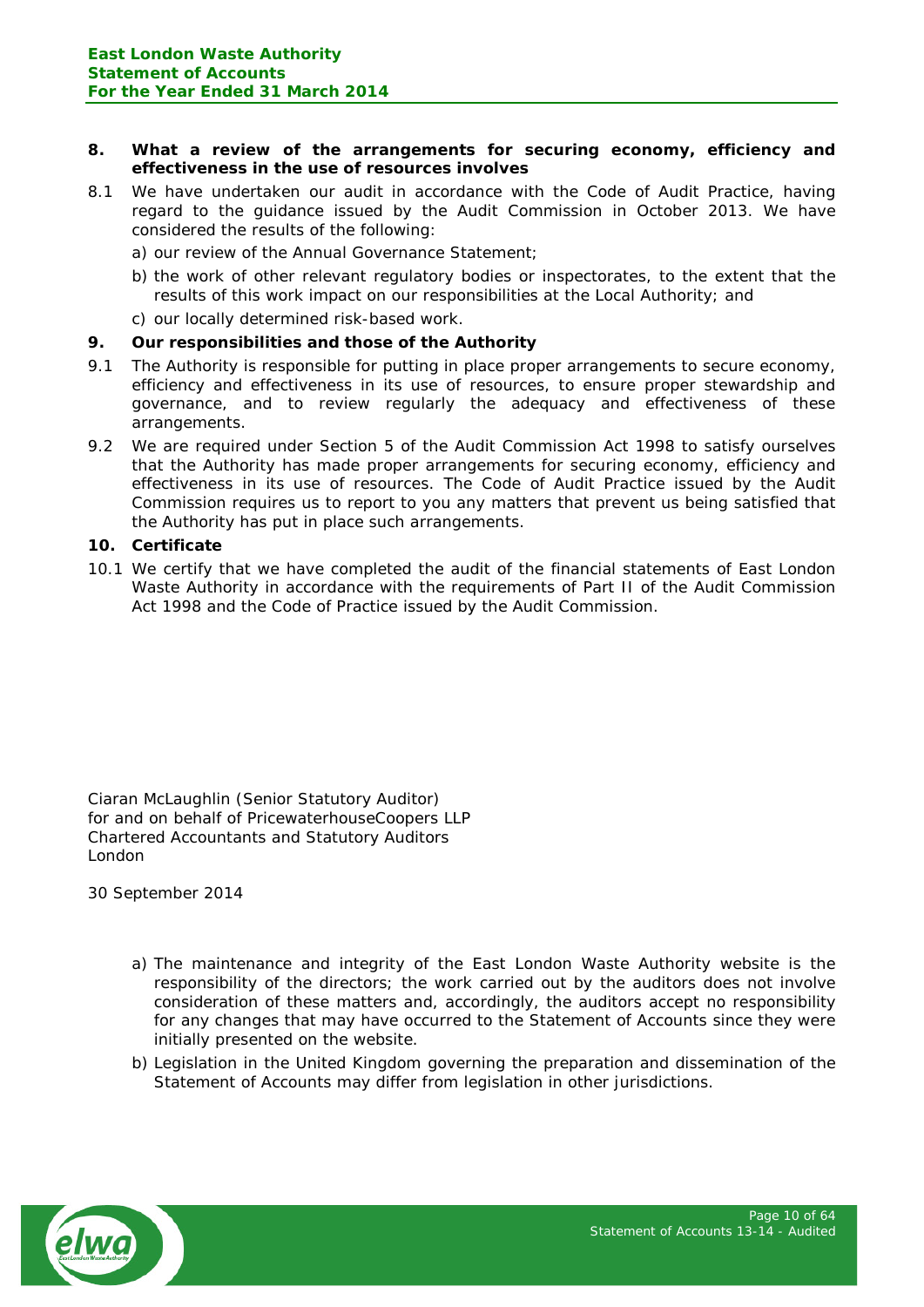## 8. What a review of the arrangements for securing economy, efficiency and effectiveness in the use of resources involves

8.1 We have undertaken our audit in accordance with the Code of Audit Practice, having regard to the guidance issued by the Audit Commission in October 2013. We have considered the results of the following:

a) our review of the Annual Governance Statement;

b) the work of other relevant regulatory bodies or inspectorates, to the extent that the results of this work impact on our responsibilities at the Local Authority; and

c) our locally determined risk-based work.

## 9. Our responsibilities and those of the Authority

9.1 The Authority is responsible for putting in place proper arrangements to secure economy, efficiency and effectiveness in its use of resources, to ensure proper stewardship and governance, and to review regularly the adequacy and effectiveness of these arrangements.

9.2 We are required under Section 5 of the Audit Commission Act 1998 to satisfy ourselves that the Authority has made proper arrangements for securing economy, efficiency and effectiveness in its use of resources. The Code of Audit Practice issued by the Audit Commission requires us to report to you any matters that prevent us being satisfied that the Authority has put in place such arrangements.

## 10. Certificate

10.1 We certify that we have completed the audit of the financial statements of East London Waste Authority in accordance with the requirements of Part II of the Audit Commission Act 1998 and the Code of Practice issued by the Audit Commission.

Ciaran McLaughlin (Senior Statutory Auditor)
for and on behalf of PricewaterhouseCoopers LLP
Chartered Accountants and Statutory Auditors
London

30 September 2014

a) The maintenance and integrity of the East London Waste Authority website is the responsibility of the directors; the work carried out by the auditors does not involve consideration of these matters and, accordingly, the auditors accept no responsibility for any changes that may have occurred to the Statement of Accounts since they were initially presented on the website.

b) Legislation in the United Kingdom governing the preparation and dissemination of the Statement of Accounts may differ from legislation in other jurisdictions.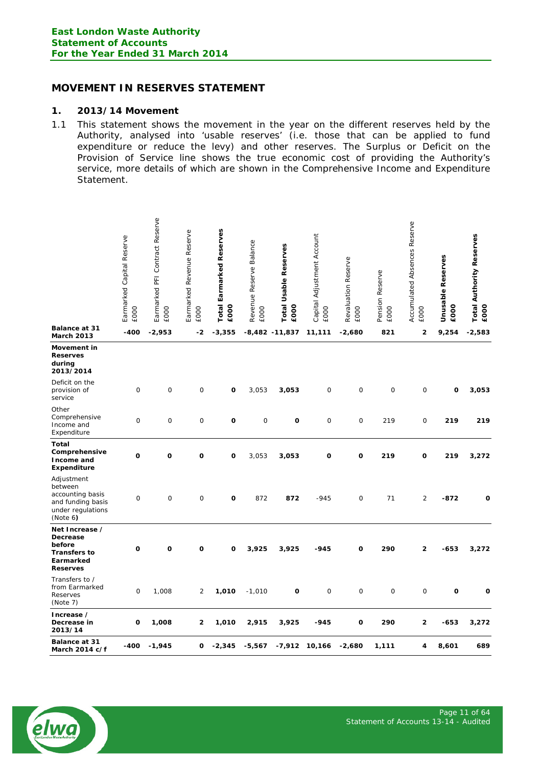## MOVEMENT IN RESERVES STATEMENT

### 1. 2013/14 Movement

1.1 This statement shows the movement in the year on the different reserves held by the Authority, analysed into 'usable reserves' (i.e. those that can be applied to fund expenditure or reduce the levy) and other reserves. The Surplus or Deficit on the Provision of Service line shows the true economic cost of providing the Authority's service, more details of which are shown in the Comprehensive Income and Expenditure Statement.

| | Earmarked Capital Reserve £000 | Earmarked PFI Contract Reserve £000 | Earmarked Revenue Reserve £000 | **Total Earmarked Reserves £000** | Revenue Reserve Balance £000 | **Total Usable Reserves £000** | Capital Adjustment Account £000 | Revaluation Reserve £000 | Pension Reserve £000 | Accumulated Absences Reserve £000 | **Unusable Reserves £000** | **Total Authority Reserves £000** |
|---|---|---|---|---|---|---|---|---|---|---|---|---|
| **Balance at 31 March 2013** | **-400** | **-2,953** | **-2** | **-3,355** | **-8,482** | **-11,837** | **11,111** | **-2,680** | **821** | **2** | **9,254** | **-2,583** |
| **Movement in Reserves during 2013/2014** | | | | | | | | | | | | |
| Deficit on the provision of service | 0 | 0 | 0 | **0** | 3,053 | **3,053** | 0 | 0 | 0 | 0 | **0** | **3,053** |
| Other Comprehensive Income and Expenditure | 0 | 0 | 0 | **0** | 0 | **0** | 0 | 0 | 219 | 0 | **219** | **219** |
| **Total Comprehensive Income and Expenditure** | **0** | **0** | **0** | **0** | 3,053 | **3,053** | **0** | **0** | **219** | **0** | **219** | **3,272** |
| Adjustment between accounting basis and funding basis under regulations (Note 6) | 0 | 0 | 0 | **0** | 872 | **872** | -945 | 0 | 71 | 2 | **-872** | **0** |
| **Net Increase / Decrease before Transfers to Earmarked Reserves** | **0** | **0** | **0** | **0** | **3,925** | **3,925** | **-945** | **0** | **290** | **2** | **-653** | **3,272** |
| Transfers to / from Earmarked Reserves (Note 7) | 0 | 1,008 | 2 | **1,010** | -1,010 | **0** | 0 | 0 | 0 | 0 | **0** | **0** |
| **Increase / Decrease in 2013/14** | **0** | **1,008** | **2** | **1,010** | **2,915** | **3,925** | **-945** | **0** | **290** | **2** | **-653** | **3,272** |
| **Balance at 31 March 2014 c/f** | **-400** | **-1,945** | **0** | **-2,345** | **-5,567** | **-7,912** | **10,166** | **-2,680** | **1,111** | **4** | **8,601** | **689** |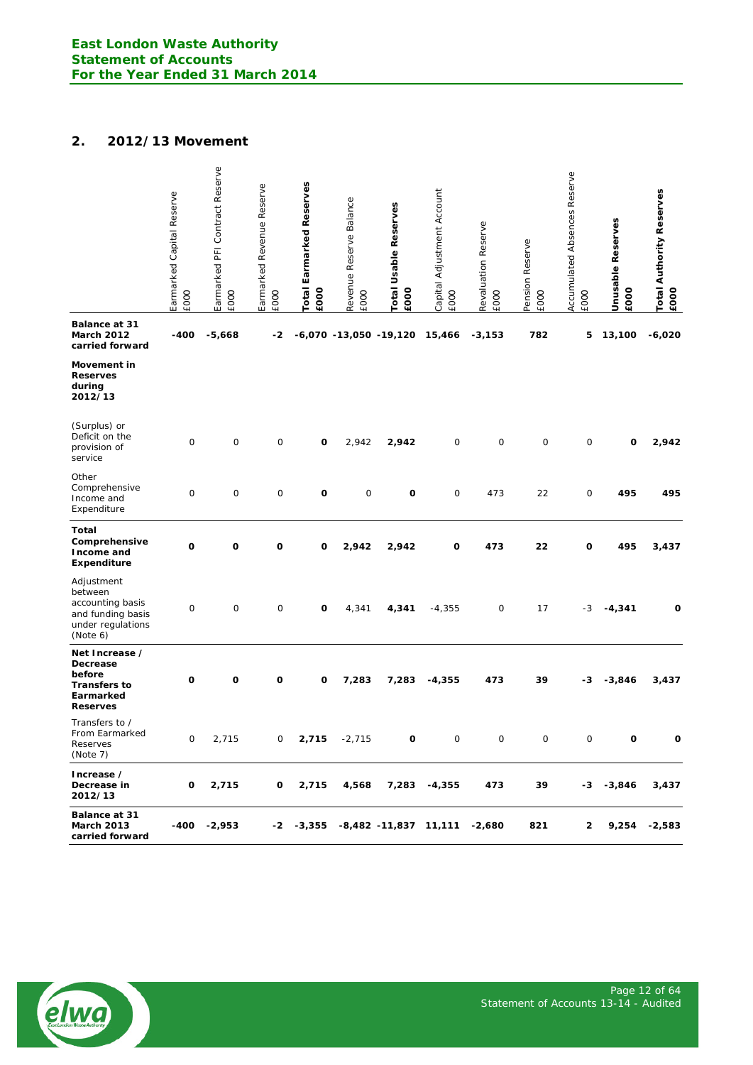## 2. 2012/13 Movement

| | Earmarked Capital Reserve £000 | Earmarked PFI Contract Reserve £000 | Earmarked Revenue Reserve £000 | **Total Earmarked Reserves £000** | Revenue Reserve Balance £000 | **Total Usable Reserves £000** | Capital Adjustment Account £000 | Revaluation Reserve £000 | Pension Reserve £000 | Accumulated Absences Reserve £000 | **Unusable Reserves £000** | **Total Authority Reserves £000** |
|---|---|---|---|---|---|---|---|---|---|---|---|---|
| **Balance at 31 March 2012 carried forward** | **-400** | **-5,668** | **-2** | **-6,070** | **-13,050** | **-19,120** | **15,466** | **-3,153** | **782** | **5** | **13,100** | **-6,020** |
| **Movement in Reserves during 2012/13** | | | | | | | | | | | | |
| (Surplus) or Deficit on the provision of service | 0 | 0 | 0 | **0** | 2,942 | **2,942** | 0 | 0 | 0 | 0 | **0** | **2,942** |
| Other Comprehensive Income and Expenditure | 0 | 0 | 0 | **0** | 0 | **0** | 0 | 473 | 22 | 0 | **495** | **495** |
| **Total Comprehensive Income and Expenditure** | **0** | **0** | **0** | **0** | **2,942** | **2,942** | **0** | **473** | **22** | **0** | **495** | **3,437** |
| Adjustment between accounting basis and funding basis under regulations (Note 6) | 0 | 0 | 0 | **0** | 4,341 | **4,341** | -4,355 | 0 | 17 | -3 | **-4,341** | **0** |
| **Net Increase / Decrease before Transfers to Earmarked Reserves** | **0** | **0** | **0** | **0** | **7,283** | **7,283** | **-4,355** | **473** | **39** | **-3** | **-3,846** | **3,437** |
| Transfers to / From Earmarked Reserves (Note 7) | 0 | 2,715 | 0 | **2,715** | -2,715 | **0** | 0 | 0 | 0 | 0 | **0** | **0** |
| **Increase / Decrease in 2012/13** | **0** | **2,715** | **0** | **2,715** | **4,568** | **7,283** | **-4,355** | **473** | **39** | **-3** | **-3,846** | **3,437** |
| **Balance at 31 March 2013 carried forward** | **-400** | **-2,953** | **-2** | **-3,355** | **-8,482** | **-11,837** | **11,111** | **-2,680** | **821** | **2** | **9,254** | **-2,583** |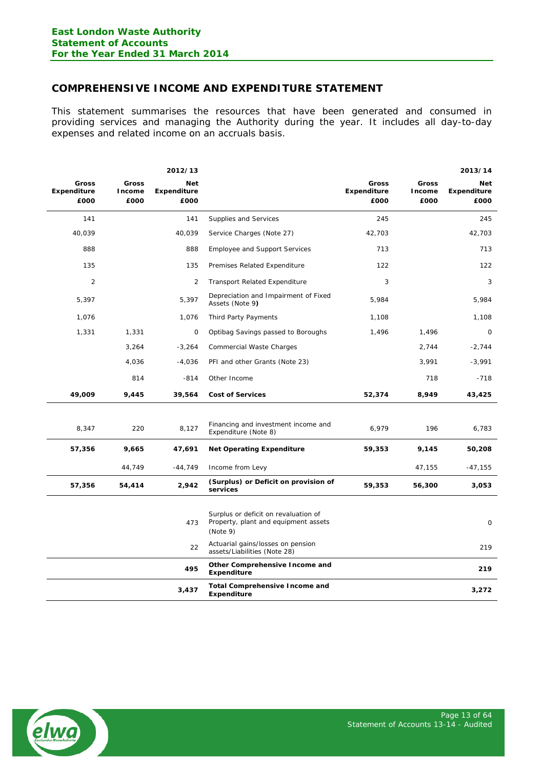## COMPREHENSIVE INCOME AND EXPENDITURE STATEMENT

This statement summarises the resources that have been generated and consumed in providing services and managing the Authority during the year. It includes all day-to-day expenses and related income on an accruals basis.

| | | 2012/13 | | | | 2013/14 |
|---|---|---|---|---|---|---|
| **Gross Expenditure £000** | **Gross Income £000** | **Net Expenditure £000** | | **Gross Expenditure £000** | **Gross Income £000** | **Net Expenditure £000** |
| 141 | | 141 | Supplies and Services | 245 | | 245 |
| 40,039 | | 40,039 | Service Charges (Note 27) | 42,703 | | 42,703 |
| 888 | | 888 | Employee and Support Services | 713 | | 713 |
| 135 | | 135 | Premises Related Expenditure | 122 | | 122 |
| 2 | | 2 | Transport Related Expenditure | 3 | | 3 |
| 5,397 | | 5,397 | Depreciation and Impairment of Fixed Assets (Note 9) | 5,984 | | 5,984 |
| 1,076 | | 1,076 | Third Party Payments | 1,108 | | 1,108 |
| 1,331 | 1,331 | 0 | Optibag Savings passed to Boroughs | 1,496 | 1,496 | 0 |
| | 3,264 | -3,264 | Commercial Waste Charges | | 2,744 | -2,744 |
| | 4,036 | -4,036 | PFI and other Grants (Note 23) | | 3,991 | -3,991 |
| | 814 | -814 | Other Income | | 718 | -718 |
| **49,009** | **9,445** | **39,564** | **Cost of Services** | **52,374** | **8,949** | **43,425** |
| 8,347 | 220 | 8,127 | Financing and investment income and Expenditure (Note 8) | 6,979 | 196 | 6,783 |
| **57,356** | **9,665** | **47,691** | **Net Operating Expenditure** | **59,353** | **9,145** | **50,208** |
| | 44,749 | -44,749 | Income from Levy | | 47,155 | -47,155 |
| **57,356** | **54,414** | **2,942** | **(Surplus) or Deficit on provision of services** | **59,353** | **56,300** | **3,053** |
| | | 473 | Surplus or deficit on revaluation of Property, plant and equipment assets (Note 9) | | | 0 |
| | | 22 | Actuarial gains/losses on pension assets/Liabilities (Note 28) | | | 219 |
| | | **495** | **Other Comprehensive Income and Expenditure** | | | **219** |
| | | **3,437** | **Total Comprehensive Income and Expenditure** | | | **3,272** |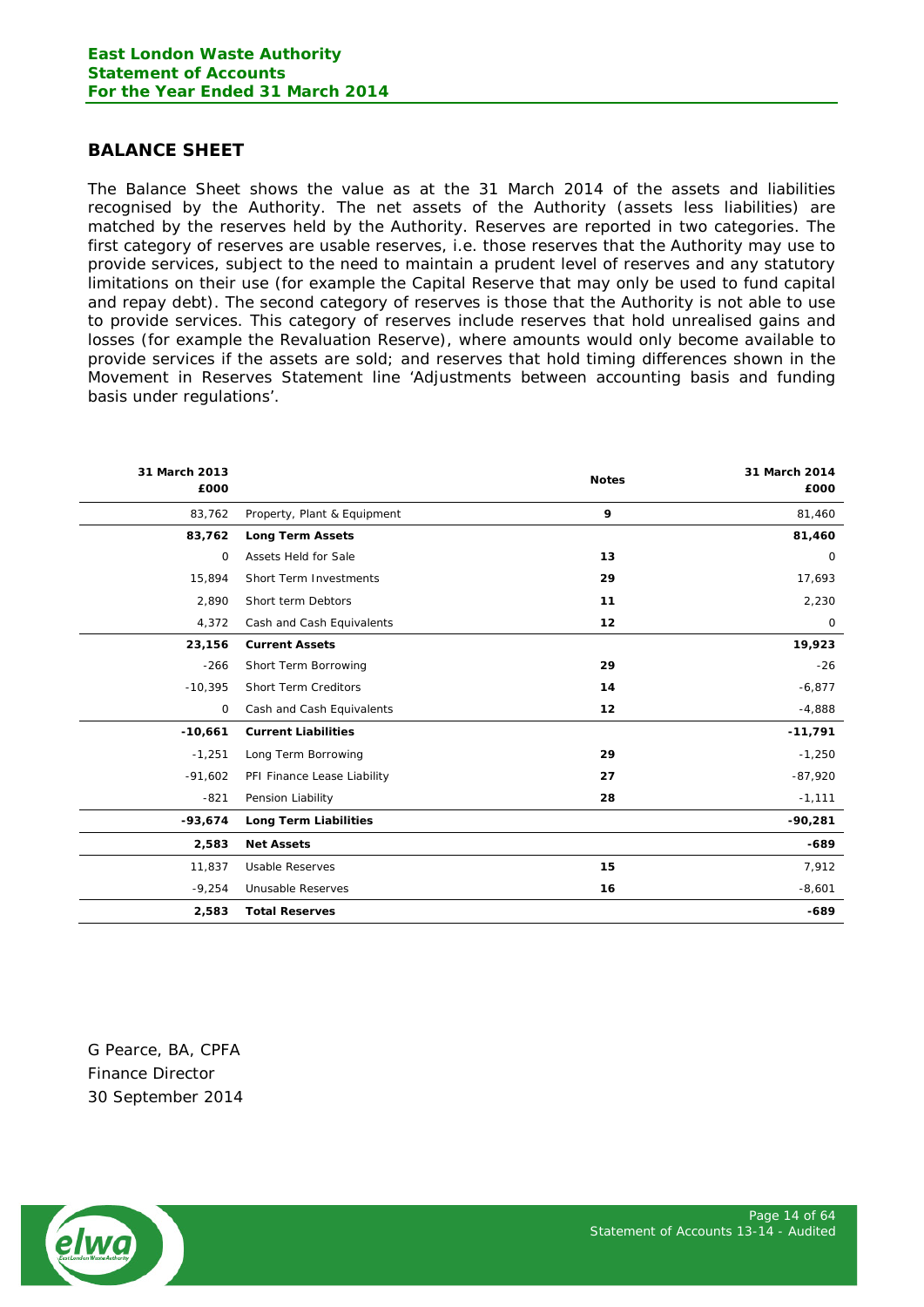## BALANCE SHEET

The Balance Sheet shows the value as at the 31 March 2014 of the assets and liabilities recognised by the Authority. The net assets of the Authority (assets less liabilities) are matched by the reserves held by the Authority. Reserves are reported in two categories. The first category of reserves are usable reserves, i.e. those reserves that the Authority may use to provide services, subject to the need to maintain a prudent level of reserves and any statutory limitations on their use (for example the Capital Reserve that may only be used to fund capital and repay debt). The second category of reserves is those that the Authority is not able to use to provide services. This category of reserves include reserves that hold unrealised gains and losses (for example the Revaluation Reserve), where amounts would only become available to provide services if the assets are sold; and reserves that hold timing differences shown in the Movement in Reserves Statement line 'Adjustments between accounting basis and funding basis under regulations'.

| 31 March 2013 £000 | | Notes | 31 March 2014 £000 |
|---|---|---|---|
| 83,762 | Property, Plant & Equipment | 9 | 81,460 |
| **83,762** | **Long Term Assets** | | **81,460** |
| 0 | Assets Held for Sale | 13 | 0 |
| 15,894 | Short Term Investments | 29 | 17,693 |
| 2,890 | Short term Debtors | 11 | 2,230 |
| 4,372 | Cash and Cash Equivalents | 12 | 0 |
| **23,156** | **Current Assets** | | **19,923** |
| -266 | Short Term Borrowing | 29 | -26 |
| -10,395 | Short Term Creditors | 14 | -6,877 |
| 0 | Cash and Cash Equivalents | 12 | -4,888 |
| **-10,661** | **Current Liabilities** | | **-11,791** |
| -1,251 | Long Term Borrowing | 29 | -1,250 |
| -91,602 | PFI Finance Lease Liability | 27 | -87,920 |
| -821 | Pension Liability | 28 | -1,111 |
| **-93,674** | **Long Term Liabilities** | | **-90,281** |
| **2,583** | **Net Assets** | | **-689** |
| 11,837 | Usable Reserves | 15 | 7,912 |
| -9,254 | Unusable Reserves | 16 | -8,601 |
| **2,583** | **Total Reserves** | | **-689** |

G Pearce, BA, CPFA
Finance Director
30 September 2014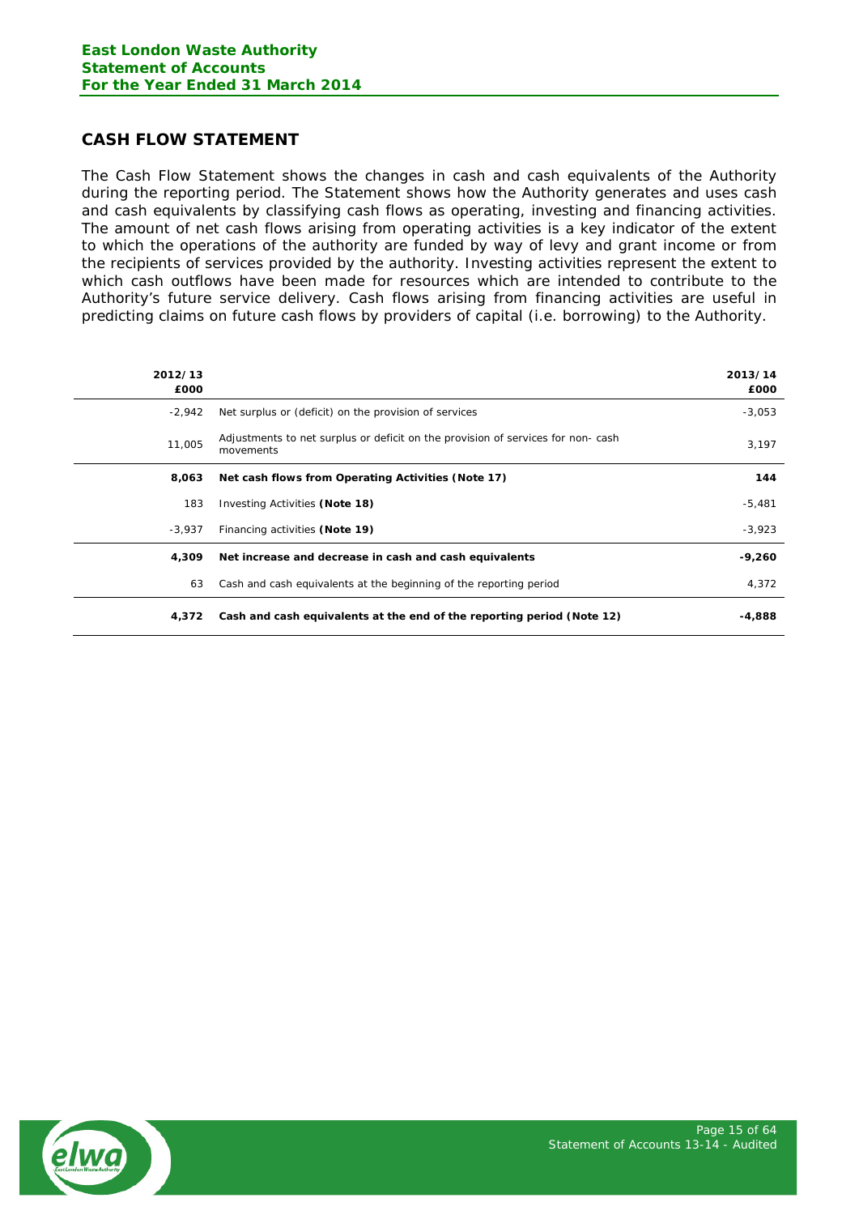## CASH FLOW STATEMENT

The Cash Flow Statement shows the changes in cash and cash equivalents of the Authority during the reporting period. The Statement shows how the Authority generates and uses cash and cash equivalents by classifying cash flows as operating, investing and financing activities. The amount of net cash flows arising from operating activities is a key indicator of the extent to which the operations of the authority are funded by way of levy and grant income or from the recipients of services provided by the authority. Investing activities represent the extent to which cash outflows have been made for resources which are intended to contribute to the Authority's future service delivery. Cash flows arising from financing activities are useful in predicting claims on future cash flows by providers of capital (i.e. borrowing) to the Authority.

| 2012/13 £000 | | 2013/14 £000 |
|---|---|---|
| -2,942 | Net surplus or (deficit) on the provision of services | -3,053 |
| 11,005 | Adjustments to net surplus or deficit on the provision of services for non- cash movements | 3,197 |
| **8,063** | **Net cash flows from Operating Activities (Note 17)** | **144** |
| 183 | Investing Activities **(Note 18)** | -5,481 |
| -3,937 | Financing activities **(Note 19)** | -3,923 |
| **4,309** | **Net increase and decrease in cash and cash equivalents** | **-9,260** |
| 63 | Cash and cash equivalents at the beginning of the reporting period | 4,372 |
| **4,372** | **Cash and cash equivalents at the end of the reporting period (Note 12)** | **-4,888** |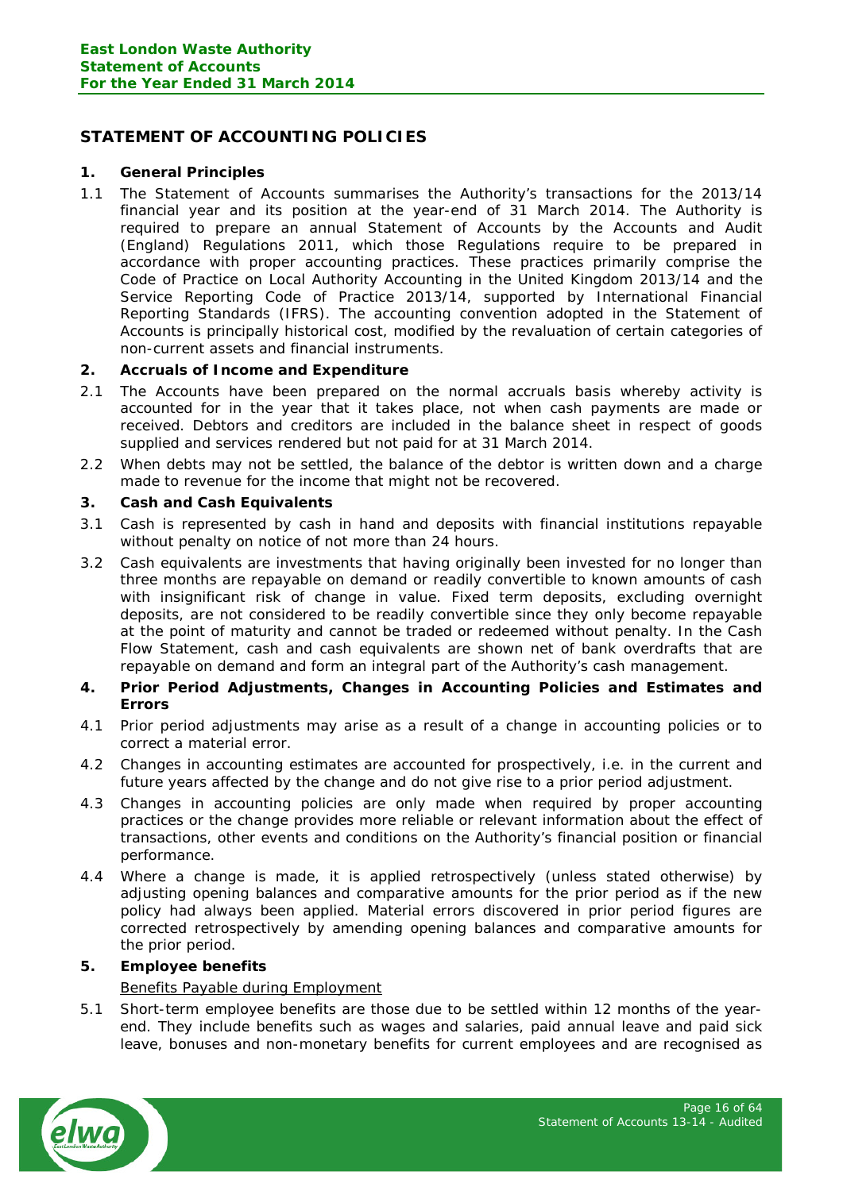# STATEMENT OF ACCOUNTING POLICIES

## 1. General Principles

1.1 The Statement of Accounts summarises the Authority's transactions for the 2013/14 financial year and its position at the year-end of 31 March 2014. The Authority is required to prepare an annual Statement of Accounts by the Accounts and Audit (England) Regulations 2011, which those Regulations require to be prepared in accordance with proper accounting practices. These practices primarily comprise the Code of Practice on Local Authority Accounting in the United Kingdom 2013/14 and the Service Reporting Code of Practice 2013/14, supported by International Financial Reporting Standards (IFRS). The accounting convention adopted in the Statement of Accounts is principally historical cost, modified by the revaluation of certain categories of non-current assets and financial instruments.

## 2. Accruals of Income and Expenditure

2.1 The Accounts have been prepared on the normal accruals basis whereby activity is accounted for in the year that it takes place, not when cash payments are made or received. Debtors and creditors are included in the balance sheet in respect of goods supplied and services rendered but not paid for at 31 March 2014.

2.2 When debts may not be settled, the balance of the debtor is written down and a charge made to revenue for the income that might not be recovered.

## 3. Cash and Cash Equivalents

3.1 Cash is represented by cash in hand and deposits with financial institutions repayable without penalty on notice of not more than 24 hours.

3.2 Cash equivalents are investments that having originally been invested for no longer than three months are repayable on demand or readily convertible to known amounts of cash with insignificant risk of change in value. Fixed term deposits, excluding overnight deposits, are not considered to be readily convertible since they only become repayable at the point of maturity and cannot be traded or redeemed without penalty. In the Cash Flow Statement, cash and cash equivalents are shown net of bank overdrafts that are repayable on demand and form an integral part of the Authority's cash management.

## 4. Prior Period Adjustments, Changes in Accounting Policies and Estimates and Errors

4.1 Prior period adjustments may arise as a result of a change in accounting policies or to correct a material error.

4.2 Changes in accounting estimates are accounted for prospectively, i.e. in the current and future years affected by the change and do not give rise to a prior period adjustment.

4.3 Changes in accounting policies are only made when required by proper accounting practices or the change provides more reliable or relevant information about the effect of transactions, other events and conditions on the Authority's financial position or financial performance.

4.4 Where a change is made, it is applied retrospectively (unless stated otherwise) by adjusting opening balances and comparative amounts for the prior period as if the new policy had always been applied. Material errors discovered in prior period figures are corrected retrospectively by amending opening balances and comparative amounts for the prior period.

## 5. Employee benefits

<u>Benefits Payable during Employment</u>

5.1 Short-term employee benefits are those due to be settled within 12 months of the year-end. They include benefits such as wages and salaries, paid annual leave and paid sick leave, bonuses and non-monetary benefits for current employees and are recognised as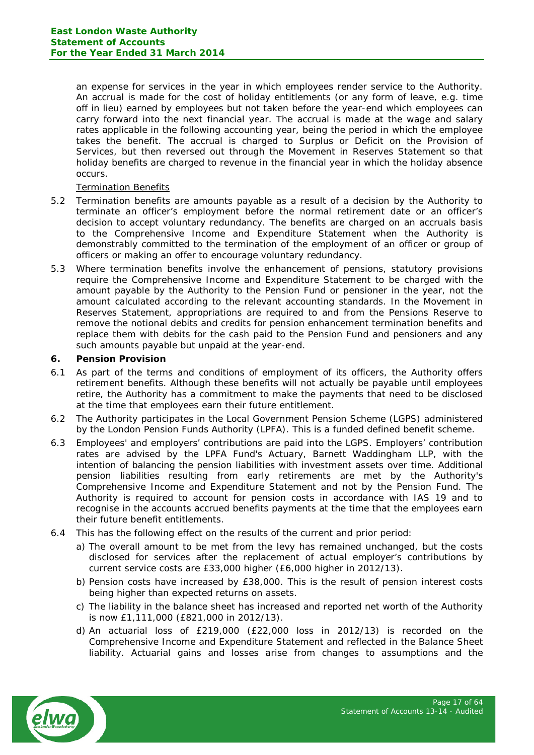an expense for services in the year in which employees render service to the Authority. An accrual is made for the cost of holiday entitlements (or any form of leave, e.g. time off in lieu) earned by employees but not taken before the year-end which employees can carry forward into the next financial year. The accrual is made at the wage and salary rates applicable in the following accounting year, being the period in which the employee takes the benefit. The accrual is charged to Surplus or Deficit on the Provision of Services, but then reversed out through the Movement in Reserves Statement so that holiday benefits are charged to revenue in the financial year in which the holiday absence occurs.

Termination Benefits

5.2 Termination benefits are amounts payable as a result of a decision by the Authority to terminate an officer's employment before the normal retirement date or an officer's decision to accept voluntary redundancy. The benefits are charged on an accruals basis to the Comprehensive Income and Expenditure Statement when the Authority is demonstrably committed to the termination of the employment of an officer or group of officers or making an offer to encourage voluntary redundancy.

5.3 Where termination benefits involve the enhancement of pensions, statutory provisions require the Comprehensive Income and Expenditure Statement to be charged with the amount payable by the Authority to the Pension Fund or pensioner in the year, not the amount calculated according to the relevant accounting standards. In the Movement in Reserves Statement, appropriations are required to and from the Pensions Reserve to remove the notional debits and credits for pension enhancement termination benefits and replace them with debits for the cash paid to the Pension Fund and pensioners and any such amounts payable but unpaid at the year-end.

**6. Pension Provision**

6.1 As part of the terms and conditions of employment of its officers, the Authority offers retirement benefits. Although these benefits will not actually be payable until employees retire, the Authority has a commitment to make the payments that need to be disclosed at the time that employees earn their future entitlement.

6.2 The Authority participates in the Local Government Pension Scheme (LGPS) administered by the London Pension Funds Authority (LPFA). This is a funded defined benefit scheme.

6.3 Employees' and employers' contributions are paid into the LGPS. Employers' contribution rates are advised by the LPFA Fund's Actuary, Barnett Waddingham LLP, with the intention of balancing the pension liabilities with investment assets over time. Additional pension liabilities resulting from early retirements are met by the Authority's Comprehensive Income and Expenditure Statement and not by the Pension Fund. The Authority is required to account for pension costs in accordance with IAS 19 and to recognise in the accounts accrued benefits payments at the time that the employees earn their future benefit entitlements.

6.4 This has the following effect on the results of the current and prior period:

a) The overall amount to be met from the levy has remained unchanged, but the costs disclosed for services after the replacement of actual employer's contributions by current service costs are £33,000 higher (£6,000 higher in 2012/13).

b) Pension costs have increased by £38,000. This is the result of pension interest costs being higher than expected returns on assets.

c) The liability in the balance sheet has increased and reported net worth of the Authority is now £1,111,000 (£821,000 in 2012/13).

d) An actuarial loss of £219,000 (£22,000 loss in 2012/13) is recorded on the Comprehensive Income and Expenditure Statement and reflected in the Balance Sheet liability. Actuarial gains and losses arise from changes to assumptions and the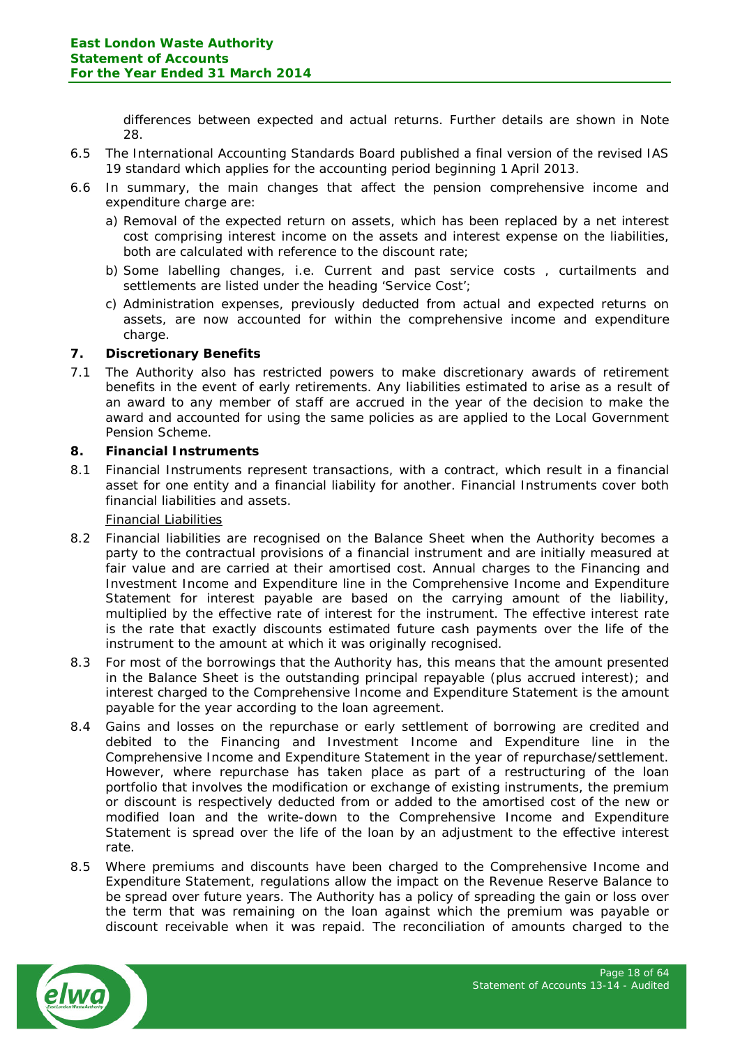differences between expected and actual returns. Further details are shown in Note 28.

6.5 The International Accounting Standards Board published a final version of the revised IAS 19 standard which applies for the accounting period beginning 1 April 2013.

6.6 In summary, the main changes that affect the pension comprehensive income and expenditure charge are:

a) Removal of the expected return on assets, which has been replaced by a net interest cost comprising interest income on the assets and interest expense on the liabilities, both are calculated with reference to the discount rate;

b) Some labelling changes, i.e. Current and past service costs , curtailments and settlements are listed under the heading 'Service Cost';

c) Administration expenses, previously deducted from actual and expected returns on assets, are now accounted for within the comprehensive income and expenditure charge.

## 7. Discretionary Benefits

7.1 The Authority also has restricted powers to make discretionary awards of retirement benefits in the event of early retirements. Any liabilities estimated to arise as a result of an award to any member of staff are accrued in the year of the decision to make the award and accounted for using the same policies as are applied to the Local Government Pension Scheme.

## 8. Financial Instruments

8.1 Financial Instruments represent transactions, with a contract, which result in a financial asset for one entity and a financial liability for another. Financial Instruments cover both financial liabilities and assets.

Financial Liabilities

8.2 Financial liabilities are recognised on the Balance Sheet when the Authority becomes a party to the contractual provisions of a financial instrument and are initially measured at fair value and are carried at their amortised cost. Annual charges to the Financing and Investment Income and Expenditure line in the Comprehensive Income and Expenditure Statement for interest payable are based on the carrying amount of the liability, multiplied by the effective rate of interest for the instrument. The effective interest rate is the rate that exactly discounts estimated future cash payments over the life of the instrument to the amount at which it was originally recognised.

8.3 For most of the borrowings that the Authority has, this means that the amount presented in the Balance Sheet is the outstanding principal repayable (plus accrued interest); and interest charged to the Comprehensive Income and Expenditure Statement is the amount payable for the year according to the loan agreement.

8.4 Gains and losses on the repurchase or early settlement of borrowing are credited and debited to the Financing and Investment Income and Expenditure line in the Comprehensive Income and Expenditure Statement in the year of repurchase/settlement. However, where repurchase has taken place as part of a restructuring of the loan portfolio that involves the modification or exchange of existing instruments, the premium or discount is respectively deducted from or added to the amortised cost of the new or modified loan and the write-down to the Comprehensive Income and Expenditure Statement is spread over the life of the loan by an adjustment to the effective interest rate.

8.5 Where premiums and discounts have been charged to the Comprehensive Income and Expenditure Statement, regulations allow the impact on the Revenue Reserve Balance to be spread over future years. The Authority has a policy of spreading the gain or loss over the term that was remaining on the loan against which the premium was payable or discount receivable when it was repaid. The reconciliation of amounts charged to the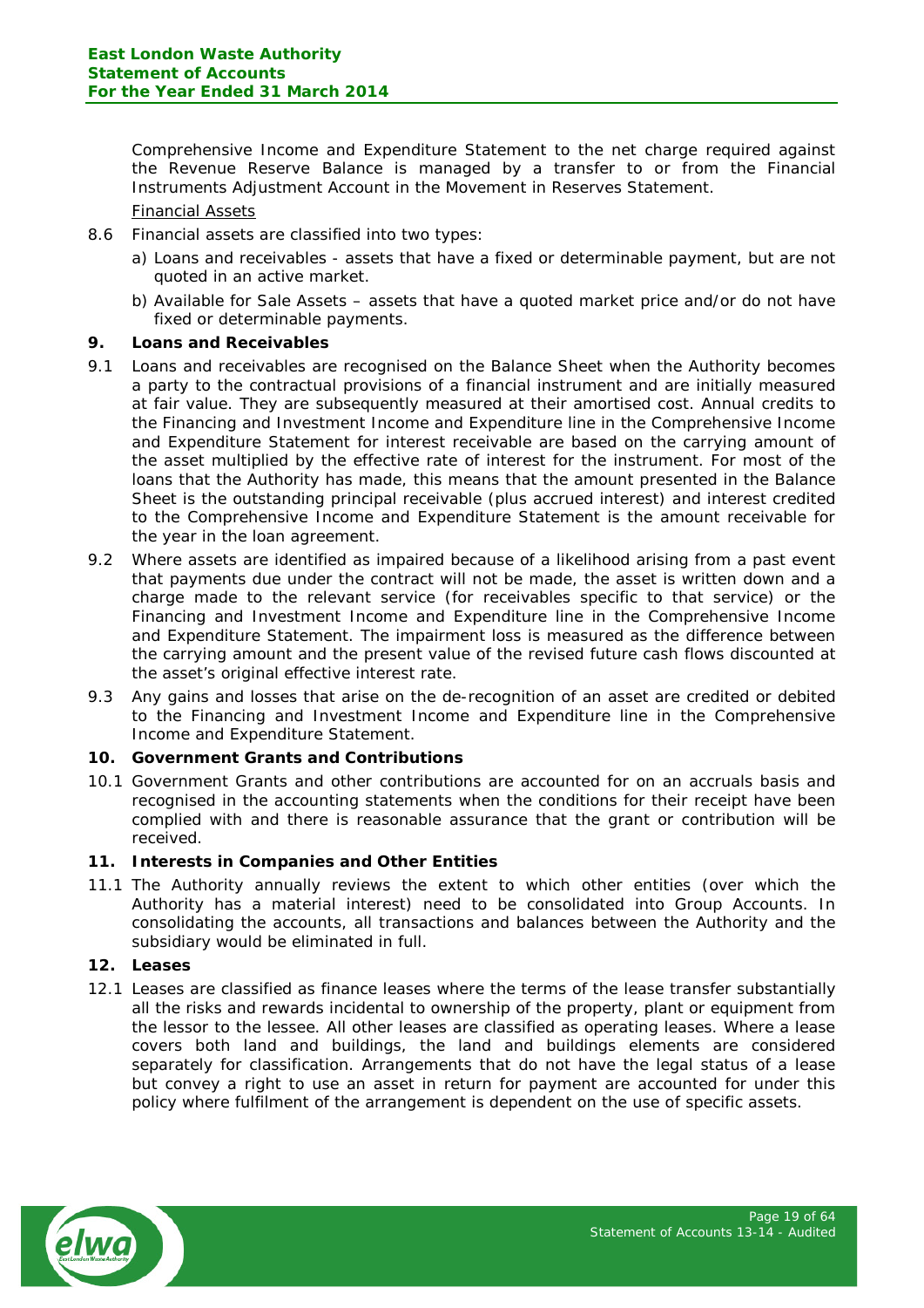Comprehensive Income and Expenditure Statement to the net charge required against the Revenue Reserve Balance is managed by a transfer to or from the Financial Instruments Adjustment Account in the Movement in Reserves Statement.

Financial Assets

8.6 Financial assets are classified into two types:

a) Loans and receivables - assets that have a fixed or determinable payment, but are not quoted in an active market.

b) Available for Sale Assets – assets that have a quoted market price and/or do not have fixed or determinable payments.

**9. Loans and Receivables**

9.1 Loans and receivables are recognised on the Balance Sheet when the Authority becomes a party to the contractual provisions of a financial instrument and are initially measured at fair value. They are subsequently measured at their amortised cost. Annual credits to the Financing and Investment Income and Expenditure line in the Comprehensive Income and Expenditure Statement for interest receivable are based on the carrying amount of the asset multiplied by the effective rate of interest for the instrument. For most of the loans that the Authority has made, this means that the amount presented in the Balance Sheet is the outstanding principal receivable (plus accrued interest) and interest credited to the Comprehensive Income and Expenditure Statement is the amount receivable for the year in the loan agreement.

9.2 Where assets are identified as impaired because of a likelihood arising from a past event that payments due under the contract will not be made, the asset is written down and a charge made to the relevant service (for receivables specific to that service) or the Financing and Investment Income and Expenditure line in the Comprehensive Income and Expenditure Statement. The impairment loss is measured as the difference between the carrying amount and the present value of the revised future cash flows discounted at the asset's original effective interest rate.

9.3 Any gains and losses that arise on the de-recognition of an asset are credited or debited to the Financing and Investment Income and Expenditure line in the Comprehensive Income and Expenditure Statement.

**10. Government Grants and Contributions**

10.1 Government Grants and other contributions are accounted for on an accruals basis and recognised in the accounting statements when the conditions for their receipt have been complied with and there is reasonable assurance that the grant or contribution will be received.

**11. Interests in Companies and Other Entities**

11.1 The Authority annually reviews the extent to which other entities (over which the Authority has a material interest) need to be consolidated into Group Accounts. In consolidating the accounts, all transactions and balances between the Authority and the subsidiary would be eliminated in full.

**12. Leases**

12.1 Leases are classified as finance leases where the terms of the lease transfer substantially all the risks and rewards incidental to ownership of the property, plant or equipment from the lessor to the lessee. All other leases are classified as operating leases. Where a lease covers both land and buildings, the land and buildings elements are considered separately for classification. Arrangements that do not have the legal status of a lease but convey a right to use an asset in return for payment are accounted for under this policy where fulfilment of the arrangement is dependent on the use of specific assets.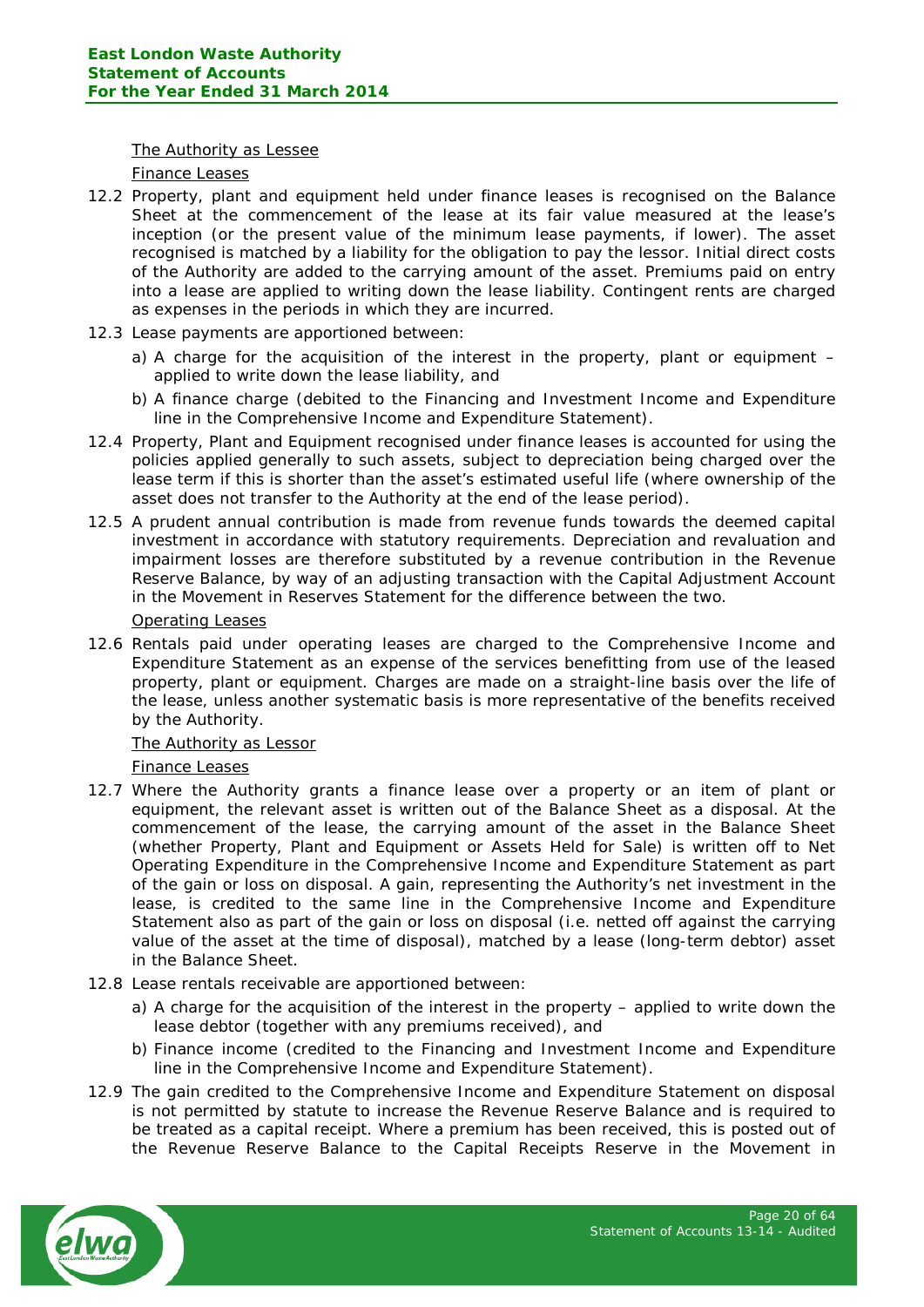The Authority as Lessee

Finance Leases

12.2 Property, plant and equipment held under finance leases is recognised on the Balance Sheet at the commencement of the lease at its fair value measured at the lease's inception (or the present value of the minimum lease payments, if lower). The asset recognised is matched by a liability for the obligation to pay the lessor. Initial direct costs of the Authority are added to the carrying amount of the asset. Premiums paid on entry into a lease are applied to writing down the lease liability. Contingent rents are charged as expenses in the periods in which they are incurred.

12.3 Lease payments are apportioned between:

a) A charge for the acquisition of the interest in the property, plant or equipment – applied to write down the lease liability, and

b) A finance charge (debited to the Financing and Investment Income and Expenditure line in the Comprehensive Income and Expenditure Statement).

12.4 Property, Plant and Equipment recognised under finance leases is accounted for using the policies applied generally to such assets, subject to depreciation being charged over the lease term if this is shorter than the asset's estimated useful life (where ownership of the asset does not transfer to the Authority at the end of the lease period).

12.5 A prudent annual contribution is made from revenue funds towards the deemed capital investment in accordance with statutory requirements. Depreciation and revaluation and impairment losses are therefore substituted by a revenue contribution in the Revenue Reserve Balance, by way of an adjusting transaction with the Capital Adjustment Account in the Movement in Reserves Statement for the difference between the two.

Operating Leases

12.6 Rentals paid under operating leases are charged to the Comprehensive Income and Expenditure Statement as an expense of the services benefitting from use of the leased property, plant or equipment. Charges are made on a straight-line basis over the life of the lease, unless another systematic basis is more representative of the benefits received by the Authority.

The Authority as Lessor

Finance Leases

12.7 Where the Authority grants a finance lease over a property or an item of plant or equipment, the relevant asset is written out of the Balance Sheet as a disposal. At the commencement of the lease, the carrying amount of the asset in the Balance Sheet (whether Property, Plant and Equipment or Assets Held for Sale) is written off to Net Operating Expenditure in the Comprehensive Income and Expenditure Statement as part of the gain or loss on disposal. A gain, representing the Authority's net investment in the lease, is credited to the same line in the Comprehensive Income and Expenditure Statement also as part of the gain or loss on disposal (i.e. netted off against the carrying value of the asset at the time of disposal), matched by a lease (long-term debtor) asset in the Balance Sheet.

12.8 Lease rentals receivable are apportioned between:

a) A charge for the acquisition of the interest in the property – applied to write down the lease debtor (together with any premiums received), and

b) Finance income (credited to the Financing and Investment Income and Expenditure line in the Comprehensive Income and Expenditure Statement).

12.9 The gain credited to the Comprehensive Income and Expenditure Statement on disposal is not permitted by statute to increase the Revenue Reserve Balance and is required to be treated as a capital receipt. Where a premium has been received, this is posted out of the Revenue Reserve Balance to the Capital Receipts Reserve in the Movement in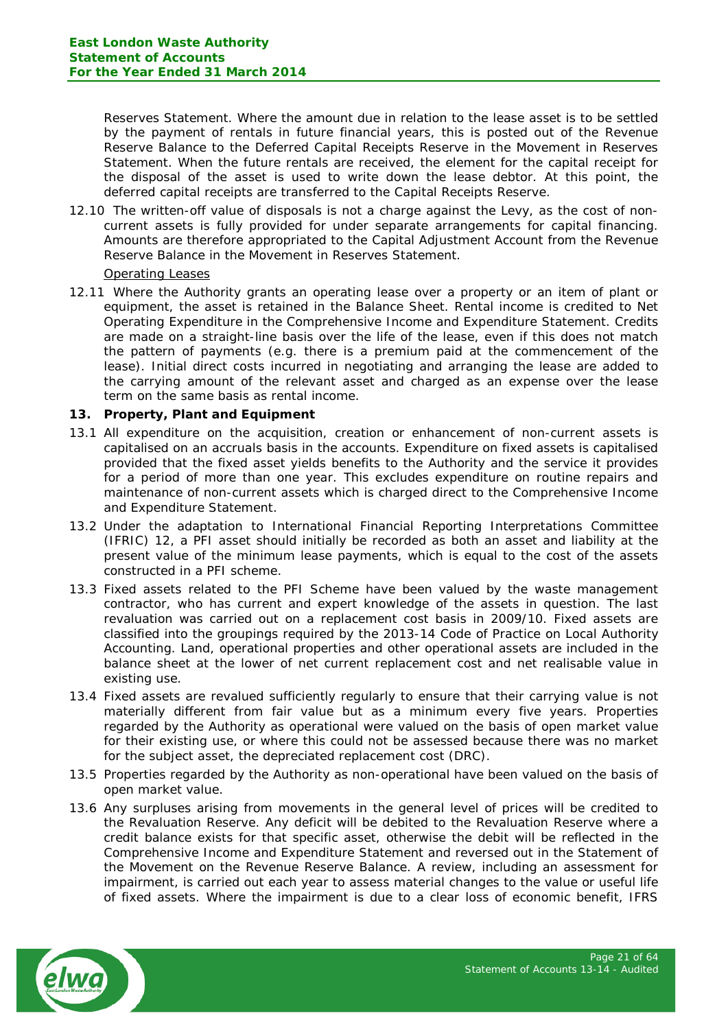Reserves Statement. Where the amount due in relation to the lease asset is to be settled by the payment of rentals in future financial years, this is posted out of the Revenue Reserve Balance to the Deferred Capital Receipts Reserve in the Movement in Reserves Statement. When the future rentals are received, the element for the capital receipt for the disposal of the asset is used to write down the lease debtor. At this point, the deferred capital receipts are transferred to the Capital Receipts Reserve.

12.10 The written-off value of disposals is not a charge against the Levy, as the cost of non-current assets is fully provided for under separate arrangements for capital financing. Amounts are therefore appropriated to the Capital Adjustment Account from the Revenue Reserve Balance in the Movement in Reserves Statement.

<u>Operating Leases</u>

12.11 Where the Authority grants an operating lease over a property or an item of plant or equipment, the asset is retained in the Balance Sheet. Rental income is credited to Net Operating Expenditure in the Comprehensive Income and Expenditure Statement. Credits are made on a straight-line basis over the life of the lease, even if this does not match the pattern of payments (e.g. there is a premium paid at the commencement of the lease). Initial direct costs incurred in negotiating and arranging the lease are added to the carrying amount of the relevant asset and charged as an expense over the lease term on the same basis as rental income.

**13. Property, Plant and Equipment**

13.1 All expenditure on the acquisition, creation or enhancement of non-current assets is capitalised on an accruals basis in the accounts. Expenditure on fixed assets is capitalised provided that the fixed asset yields benefits to the Authority and the service it provides for a period of more than one year. This excludes expenditure on routine repairs and maintenance of non-current assets which is charged direct to the Comprehensive Income and Expenditure Statement.

13.2 Under the adaptation to International Financial Reporting Interpretations Committee (IFRIC) 12, a PFI asset should initially be recorded as both an asset and liability at the present value of the minimum lease payments, which is equal to the cost of the assets constructed in a PFI scheme.

13.3 Fixed assets related to the PFI Scheme have been valued by the waste management contractor, who has current and expert knowledge of the assets in question. The last revaluation was carried out on a replacement cost basis in 2009/10. Fixed assets are classified into the groupings required by the 2013-14 Code of Practice on Local Authority Accounting. Land, operational properties and other operational assets are included in the balance sheet at the lower of net current replacement cost and net realisable value in existing use.

13.4 Fixed assets are revalued sufficiently regularly to ensure that their carrying value is not materially different from fair value but as a minimum every five years. Properties regarded by the Authority as operational were valued on the basis of open market value for their existing use, or where this could not be assessed because there was no market for the subject asset, the depreciated replacement cost (DRC).

13.5 Properties regarded by the Authority as non-operational have been valued on the basis of open market value.

13.6 Any surpluses arising from movements in the general level of prices will be credited to the Revaluation Reserve. Any deficit will be debited to the Revaluation Reserve where a credit balance exists for that specific asset, otherwise the debit will be reflected in the Comprehensive Income and Expenditure Statement and reversed out in the Statement of the Movement on the Revenue Reserve Balance. A review, including an assessment for impairment, is carried out each year to assess material changes to the value or useful life of fixed assets. Where the impairment is due to a clear loss of economic benefit, IFRS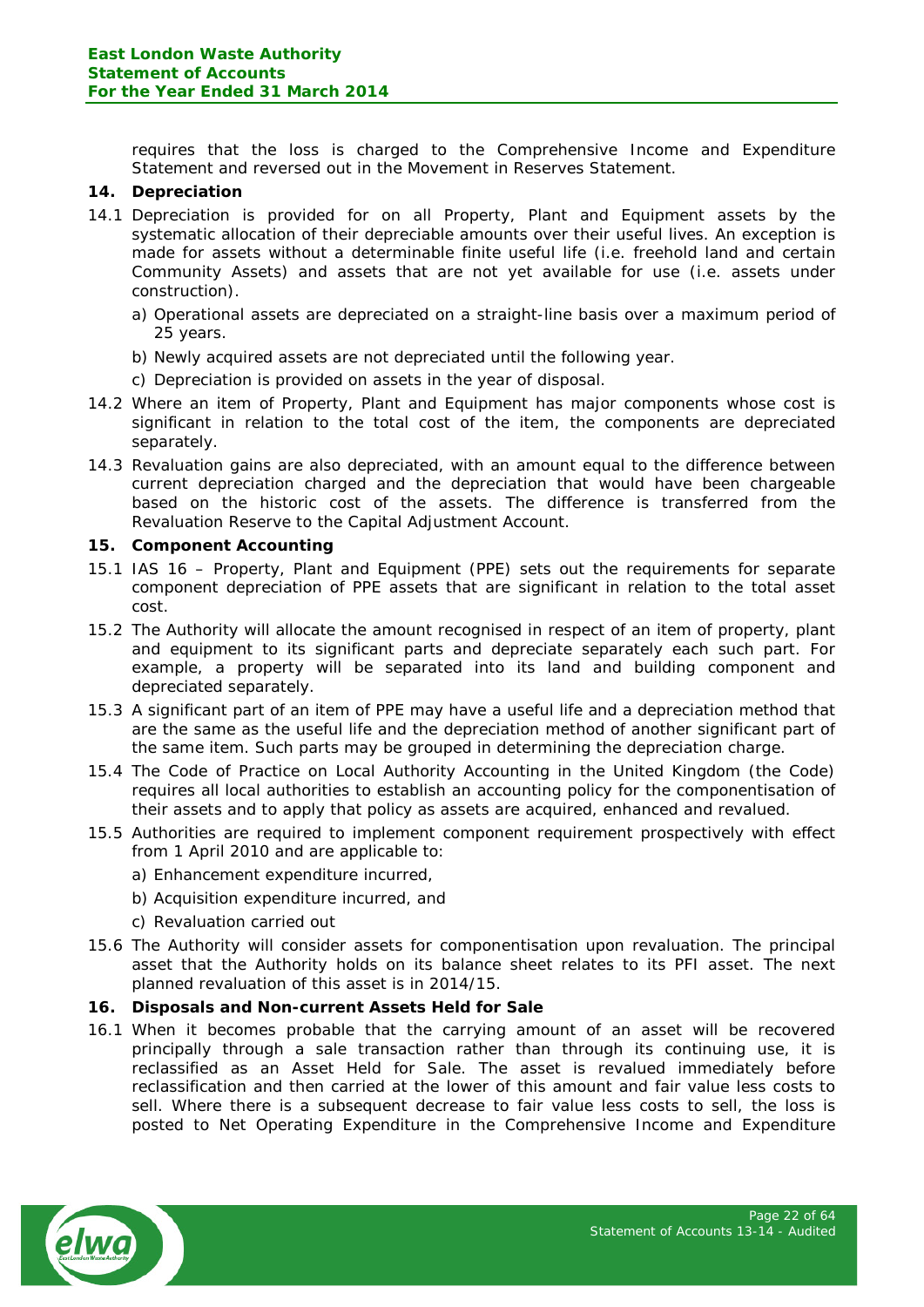requires that the loss is charged to the Comprehensive Income and Expenditure Statement and reversed out in the Movement in Reserves Statement.

**14. Depreciation**

14.1 Depreciation is provided for on all Property, Plant and Equipment assets by the systematic allocation of their depreciable amounts over their useful lives. An exception is made for assets without a determinable finite useful life (i.e. freehold land and certain Community Assets) and assets that are not yet available for use (i.e. assets under construction).

a) Operational assets are depreciated on a straight-line basis over a maximum period of 25 years.

b) Newly acquired assets are not depreciated until the following year.

c) Depreciation is provided on assets in the year of disposal.

14.2 Where an item of Property, Plant and Equipment has major components whose cost is significant in relation to the total cost of the item, the components are depreciated separately.

14.3 Revaluation gains are also depreciated, with an amount equal to the difference between current depreciation charged and the depreciation that would have been chargeable based on the historic cost of the assets. The difference is transferred from the Revaluation Reserve to the Capital Adjustment Account.

**15. Component Accounting**

15.1 IAS 16 – Property, Plant and Equipment (PPE) sets out the requirements for separate component depreciation of PPE assets that are significant in relation to the total asset cost.

15.2 The Authority will allocate the amount recognised in respect of an item of property, plant and equipment to its significant parts and depreciate separately each such part. For example, a property will be separated into its land and building component and depreciated separately.

15.3 A significant part of an item of PPE may have a useful life and a depreciation method that are the same as the useful life and the depreciation method of another significant part of the same item. Such parts may be grouped in determining the depreciation charge.

15.4 The Code of Practice on Local Authority Accounting in the United Kingdom (the Code) requires all local authorities to establish an accounting policy for the componentisation of their assets and to apply that policy as assets are acquired, enhanced and revalued.

15.5 Authorities are required to implement component requirement prospectively with effect from 1 April 2010 and are applicable to:

a) Enhancement expenditure incurred,

b) Acquisition expenditure incurred, and

c) Revaluation carried out

15.6 The Authority will consider assets for componentisation upon revaluation. The principal asset that the Authority holds on its balance sheet relates to its PFI asset. The next planned revaluation of this asset is in 2014/15.

**16. Disposals and Non-current Assets Held for Sale**

16.1 When it becomes probable that the carrying amount of an asset will be recovered principally through a sale transaction rather than through its continuing use, it is reclassified as an Asset Held for Sale. The asset is revalued immediately before reclassification and then carried at the lower of this amount and fair value less costs to sell. Where there is a subsequent decrease to fair value less costs to sell, the loss is posted to Net Operating Expenditure in the Comprehensive Income and Expenditure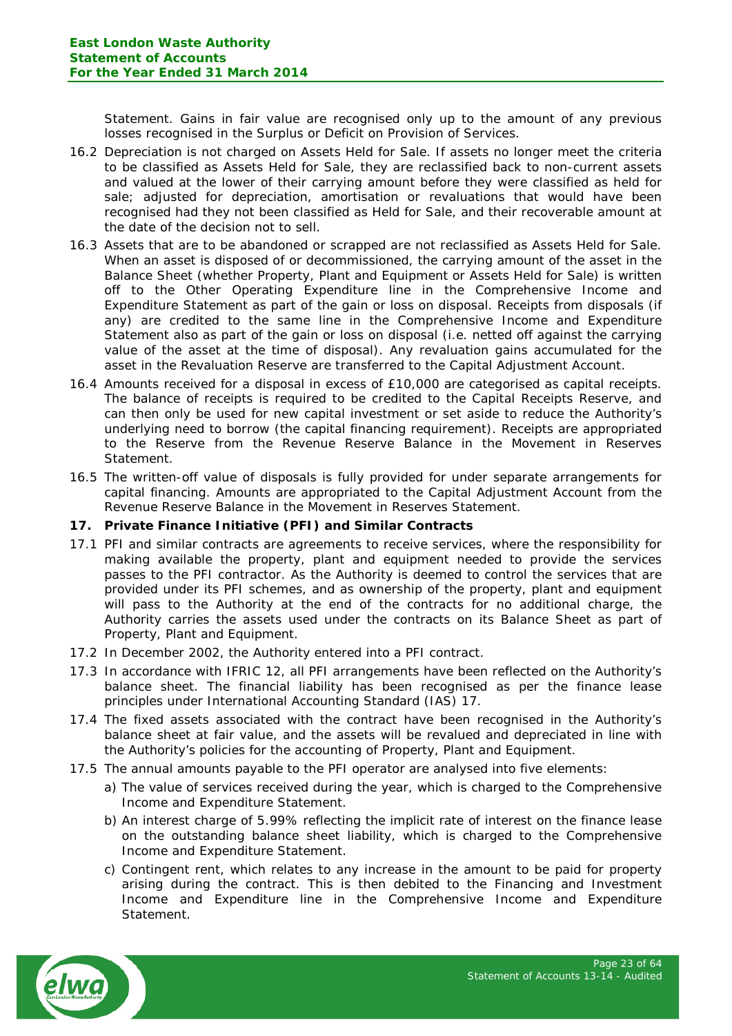Statement. Gains in fair value are recognised only up to the amount of any previous losses recognised in the Surplus or Deficit on Provision of Services.

16.2 Depreciation is not charged on Assets Held for Sale. If assets no longer meet the criteria to be classified as Assets Held for Sale, they are reclassified back to non-current assets and valued at the lower of their carrying amount before they were classified as held for sale; adjusted for depreciation, amortisation or revaluations that would have been recognised had they not been classified as Held for Sale, and their recoverable amount at the date of the decision not to sell.

16.3 Assets that are to be abandoned or scrapped are not reclassified as Assets Held for Sale. When an asset is disposed of or decommissioned, the carrying amount of the asset in the Balance Sheet (whether Property, Plant and Equipment or Assets Held for Sale) is written off to the Other Operating Expenditure line in the Comprehensive Income and Expenditure Statement as part of the gain or loss on disposal. Receipts from disposals (if any) are credited to the same line in the Comprehensive Income and Expenditure Statement also as part of the gain or loss on disposal (i.e. netted off against the carrying value of the asset at the time of disposal). Any revaluation gains accumulated for the asset in the Revaluation Reserve are transferred to the Capital Adjustment Account.

16.4 Amounts received for a disposal in excess of £10,000 are categorised as capital receipts. The balance of receipts is required to be credited to the Capital Receipts Reserve, and can then only be used for new capital investment or set aside to reduce the Authority's underlying need to borrow (the capital financing requirement). Receipts are appropriated to the Reserve from the Revenue Reserve Balance in the Movement in Reserves Statement.

16.5 The written-off value of disposals is fully provided for under separate arrangements for capital financing. Amounts are appropriated to the Capital Adjustment Account from the Revenue Reserve Balance in the Movement in Reserves Statement.

**17. Private Finance Initiative (PFI) and Similar Contracts**

17.1 PFI and similar contracts are agreements to receive services, where the responsibility for making available the property, plant and equipment needed to provide the services passes to the PFI contractor. As the Authority is deemed to control the services that are provided under its PFI schemes, and as ownership of the property, plant and equipment will pass to the Authority at the end of the contracts for no additional charge, the Authority carries the assets used under the contracts on its Balance Sheet as part of Property, Plant and Equipment.

17.2 In December 2002, the Authority entered into a PFI contract.

17.3 In accordance with IFRIC 12, all PFI arrangements have been reflected on the Authority's balance sheet. The financial liability has been recognised as per the finance lease principles under International Accounting Standard (IAS) 17.

17.4 The fixed assets associated with the contract have been recognised in the Authority's balance sheet at fair value, and the assets will be revalued and depreciated in line with the Authority's policies for the accounting of Property, Plant and Equipment.

17.5 The annual amounts payable to the PFI operator are analysed into five elements:

a) The value of services received during the year, which is charged to the Comprehensive Income and Expenditure Statement.

b) An interest charge of 5.99% reflecting the implicit rate of interest on the finance lease on the outstanding balance sheet liability, which is charged to the Comprehensive Income and Expenditure Statement.

c) Contingent rent, which relates to any increase in the amount to be paid for property arising during the contract. This is then debited to the Financing and Investment Income and Expenditure line in the Comprehensive Income and Expenditure Statement.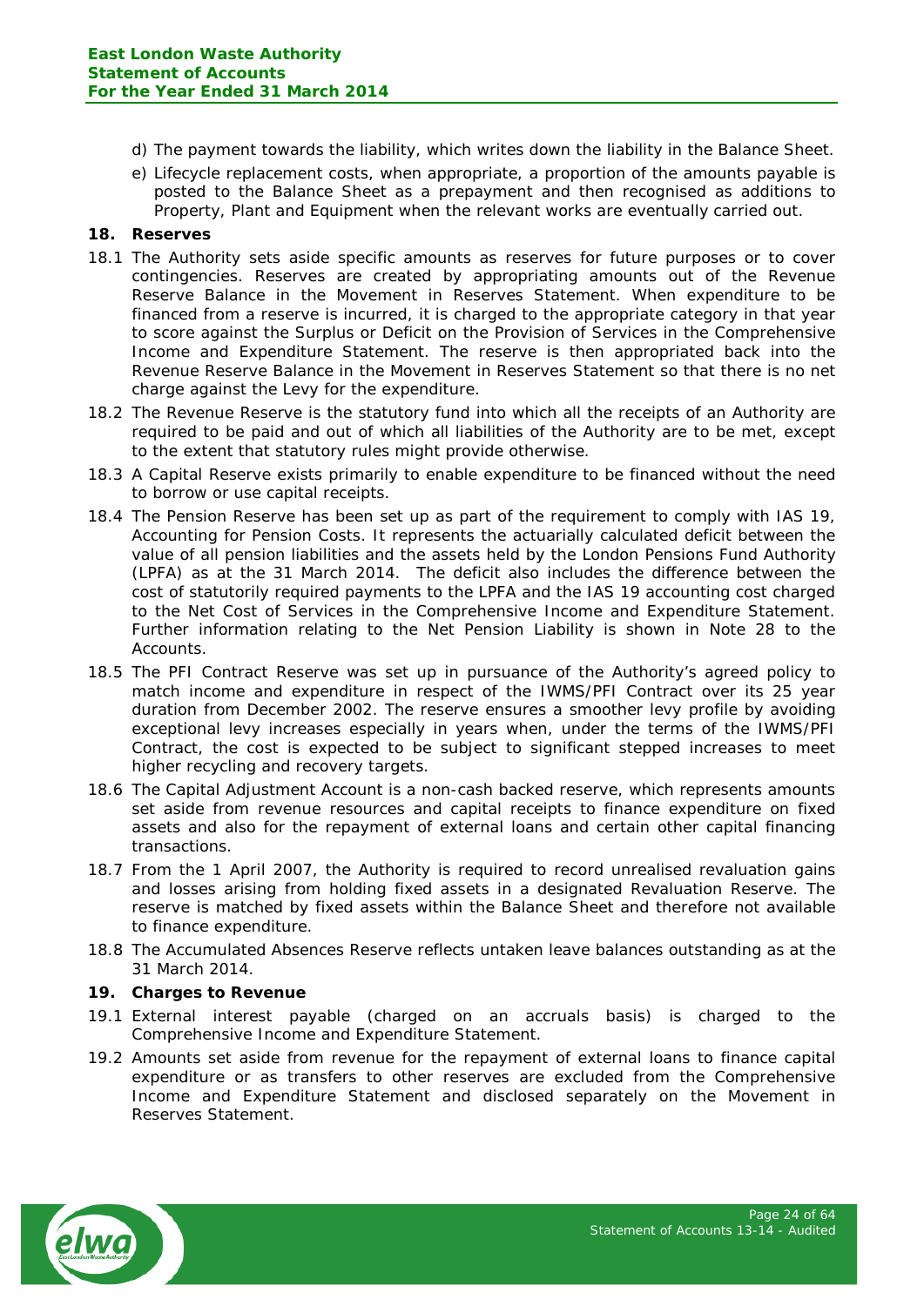d) The payment towards the liability, which writes down the liability in the Balance Sheet.

e) Lifecycle replacement costs, when appropriate, a proportion of the amounts payable is posted to the Balance Sheet as a prepayment and then recognised as additions to Property, Plant and Equipment when the relevant works are eventually carried out.

**18. Reserves**

18.1 The Authority sets aside specific amounts as reserves for future purposes or to cover contingencies. Reserves are created by appropriating amounts out of the Revenue Reserve Balance in the Movement in Reserves Statement. When expenditure to be financed from a reserve is incurred, it is charged to the appropriate category in that year to score against the Surplus or Deficit on the Provision of Services in the Comprehensive Income and Expenditure Statement. The reserve is then appropriated back into the Revenue Reserve Balance in the Movement in Reserves Statement so that there is no net charge against the Levy for the expenditure.

18.2 The Revenue Reserve is the statutory fund into which all the receipts of an Authority are required to be paid and out of which all liabilities of the Authority are to be met, except to the extent that statutory rules might provide otherwise.

18.3 A Capital Reserve exists primarily to enable expenditure to be financed without the need to borrow or use capital receipts.

18.4 The Pension Reserve has been set up as part of the requirement to comply with IAS 19, Accounting for Pension Costs. It represents the actuarially calculated deficit between the value of all pension liabilities and the assets held by the London Pensions Fund Authority (LPFA) as at the 31 March 2014. The deficit also includes the difference between the cost of statutorily required payments to the LPFA and the IAS 19 accounting cost charged to the Net Cost of Services in the Comprehensive Income and Expenditure Statement. Further information relating to the Net Pension Liability is shown in Note 28 to the Accounts.

18.5 The PFI Contract Reserve was set up in pursuance of the Authority's agreed policy to match income and expenditure in respect of the IWMS/PFI Contract over its 25 year duration from December 2002. The reserve ensures a smoother levy profile by avoiding exceptional levy increases especially in years when, under the terms of the IWMS/PFI Contract, the cost is expected to be subject to significant stepped increases to meet higher recycling and recovery targets.

18.6 The Capital Adjustment Account is a non-cash backed reserve, which represents amounts set aside from revenue resources and capital receipts to finance expenditure on fixed assets and also for the repayment of external loans and certain other capital financing transactions.

18.7 From the 1 April 2007, the Authority is required to record unrealised revaluation gains and losses arising from holding fixed assets in a designated Revaluation Reserve. The reserve is matched by fixed assets within the Balance Sheet and therefore not available to finance expenditure.

18.8 The Accumulated Absences Reserve reflects untaken leave balances outstanding as at the 31 March 2014.

**19. Charges to Revenue**

19.1 External interest payable (charged on an accruals basis) is charged to the Comprehensive Income and Expenditure Statement.

19.2 Amounts set aside from revenue for the repayment of external loans to finance capital expenditure or as transfers to other reserves are excluded from the Comprehensive Income and Expenditure Statement and disclosed separately on the Movement in Reserves Statement.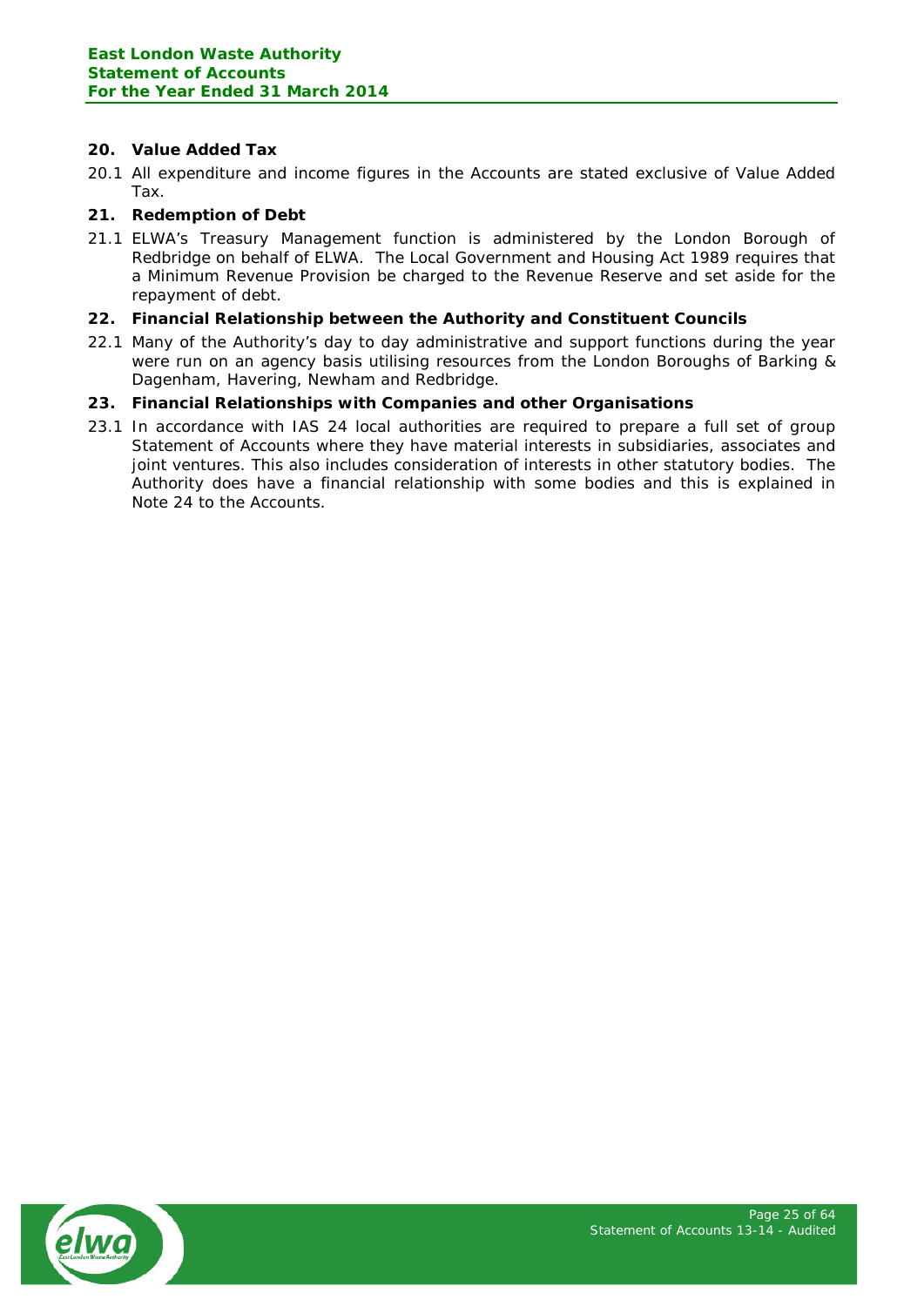## 20. Value Added Tax

20.1 All expenditure and income figures in the Accounts are stated exclusive of Value Added Tax.

## 21. Redemption of Debt

21.1 ELWA's Treasury Management function is administered by the London Borough of Redbridge on behalf of ELWA. The Local Government and Housing Act 1989 requires that a Minimum Revenue Provision be charged to the Revenue Reserve and set aside for the repayment of debt.

## 22. Financial Relationship between the Authority and Constituent Councils

22.1 Many of the Authority's day to day administrative and support functions during the year were run on an agency basis utilising resources from the London Boroughs of Barking & Dagenham, Havering, Newham and Redbridge.

## 23. Financial Relationships with Companies and other Organisations

23.1 In accordance with IAS 24 local authorities are required to prepare a full set of group Statement of Accounts where they have material interests in subsidiaries, associates and joint ventures. This also includes consideration of interests in other statutory bodies. The Authority does have a financial relationship with some bodies and this is explained in Note 24 to the Accounts.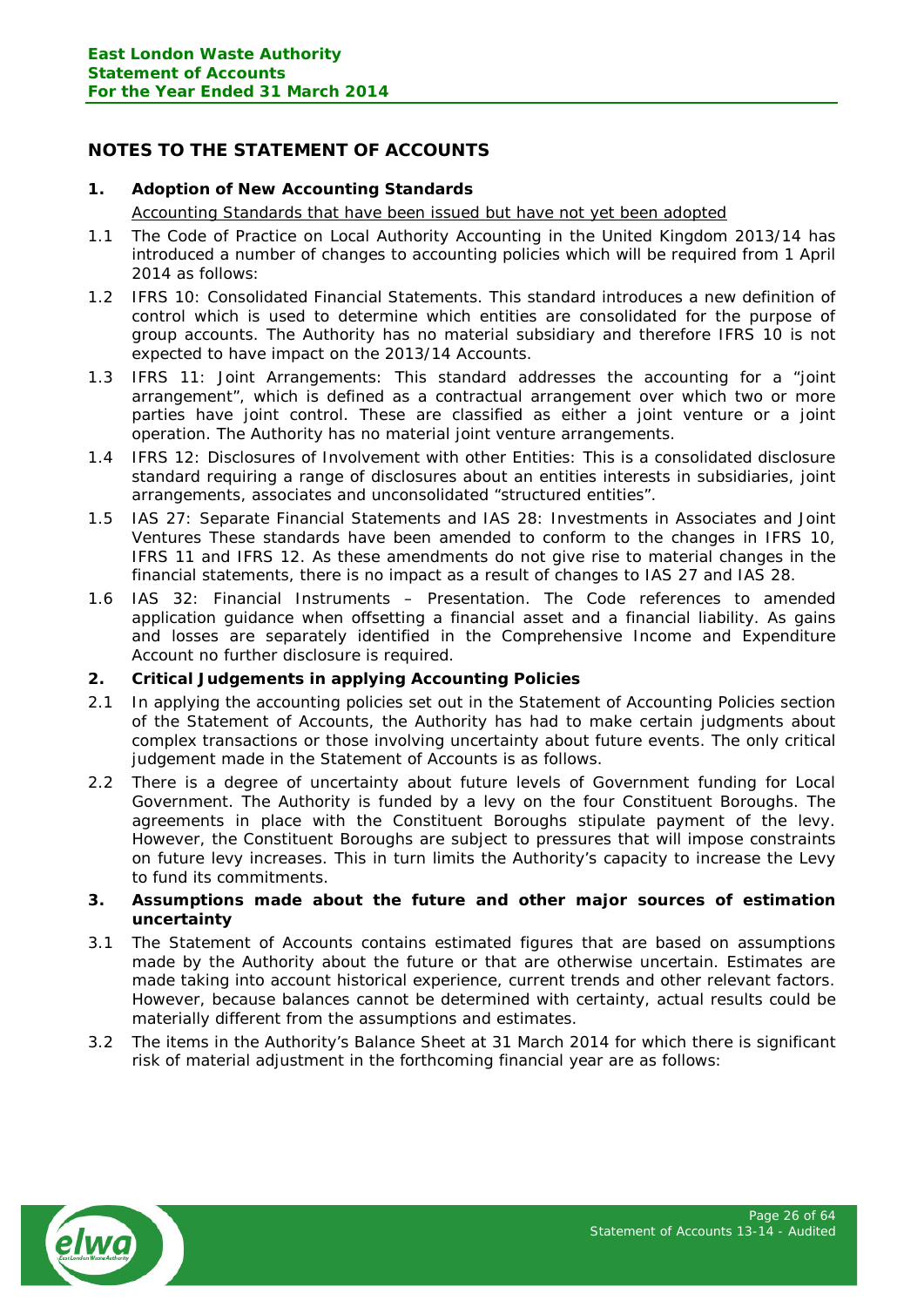# NOTES TO THE STATEMENT OF ACCOUNTS

## 1. Adoption of New Accounting Standards

Accounting Standards that have been issued but have not yet been adopted

1.1 The Code of Practice on Local Authority Accounting in the United Kingdom 2013/14 has introduced a number of changes to accounting policies which will be required from 1 April 2014 as follows:

1.2 IFRS 10: Consolidated Financial Statements. This standard introduces a new definition of control which is used to determine which entities are consolidated for the purpose of group accounts. The Authority has no material subsidiary and therefore IFRS 10 is not expected to have impact on the 2013/14 Accounts.

1.3 IFRS 11: Joint Arrangements: This standard addresses the accounting for a "joint arrangement", which is defined as a contractual arrangement over which two or more parties have joint control. These are classified as either a joint venture or a joint operation. The Authority has no material joint venture arrangements.

1.4 IFRS 12: Disclosures of Involvement with other Entities: This is a consolidated disclosure standard requiring a range of disclosures about an entities interests in subsidiaries, joint arrangements, associates and unconsolidated "structured entities".

1.5 IAS 27: Separate Financial Statements and IAS 28: Investments in Associates and Joint Ventures These standards have been amended to conform to the changes in IFRS 10, IFRS 11 and IFRS 12. As these amendments do not give rise to material changes in the financial statements, there is no impact as a result of changes to IAS 27 and IAS 28.

1.6 IAS 32: Financial Instruments – Presentation. The Code references to amended application guidance when offsetting a financial asset and a financial liability. As gains and losses are separately identified in the Comprehensive Income and Expenditure Account no further disclosure is required.

## 2. Critical Judgements in applying Accounting Policies

2.1 In applying the accounting policies set out in the Statement of Accounting Policies section of the Statement of Accounts, the Authority has had to make certain judgments about complex transactions or those involving uncertainty about future events. The only critical judgement made in the Statement of Accounts is as follows.

2.2 There is a degree of uncertainty about future levels of Government funding for Local Government. The Authority is funded by a levy on the four Constituent Boroughs. The agreements in place with the Constituent Boroughs stipulate payment of the levy. However, the Constituent Boroughs are subject to pressures that will impose constraints on future levy increases. This in turn limits the Authority's capacity to increase the Levy to fund its commitments.

## 3. Assumptions made about the future and other major sources of estimation uncertainty

3.1 The Statement of Accounts contains estimated figures that are based on assumptions made by the Authority about the future or that are otherwise uncertain. Estimates are made taking into account historical experience, current trends and other relevant factors. However, because balances cannot be determined with certainty, actual results could be materially different from the assumptions and estimates.

3.2 The items in the Authority's Balance Sheet at 31 March 2014 for which there is significant risk of material adjustment in the forthcoming financial year are as follows: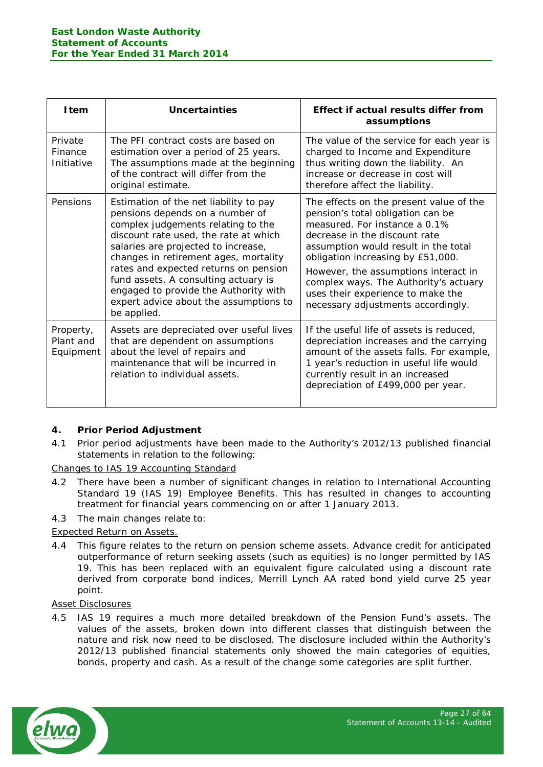| Item | Uncertainties | Effect if actual results differ from assumptions |
| --- | --- | --- |
| Private Finance Initiative | The PFI contract costs are based on estimation over a period of 25 years. The assumptions made at the beginning of the contract will differ from the original estimate. | The value of the service for each year is charged to Income and Expenditure thus writing down the liability. An increase or decrease in cost will therefore affect the liability. |
| Pensions | Estimation of the net liability to pay pensions depends on a number of complex judgements relating to the discount rate used, the rate at which salaries are projected to increase, changes in retirement ages, mortality rates and expected returns on pension fund assets. A consulting actuary is engaged to provide the Authority with expert advice about the assumptions to be applied. | The effects on the present value of the pension's total obligation can be measured. For instance a 0.1% decrease in the discount rate assumption would result in the total obligation increasing by £51,000. However, the assumptions interact in complex ways. The Authority's actuary uses their experience to make the necessary adjustments accordingly. |
| Property, Plant and Equipment | Assets are depreciated over useful lives that are dependent on assumptions about the level of repairs and maintenance that will be incurred in relation to individual assets. | If the useful life of assets is reduced, depreciation increases and the carrying amount of the assets falls. For example, 1 year's reduction in useful life would currently result in an increased depreciation of £499,000 per year. |

## 4. Prior Period Adjustment

4.1 Prior period adjustments have been made to the Authority's 2012/13 published financial statements in relation to the following:

<u>Changes to IAS 19 Accounting Standard</u>

4.2 There have been a number of significant changes in relation to International Accounting Standard 19 (IAS 19) Employee Benefits. This has resulted in changes to accounting treatment for financial years commencing on or after 1 January 2013.

4.3 The main changes relate to:

<u>Expected Return on Assets.</u>

4.4 This figure relates to the return on pension scheme assets. Advance credit for anticipated outperformance of return seeking assets (such as equities) is no longer permitted by IAS 19. This has been replaced with an equivalent figure calculated using a discount rate derived from corporate bond indices, Merrill Lynch AA rated bond yield curve 25 year point.

<u>Asset Disclosures</u>

4.5 IAS 19 requires a much more detailed breakdown of the Pension Fund's assets. The values of the assets, broken down into different classes that distinguish between the nature and risk now need to be disclosed. The disclosure included within the Authority's 2012/13 published financial statements only showed the main categories of equities, bonds, property and cash. As a result of the change some categories are split further.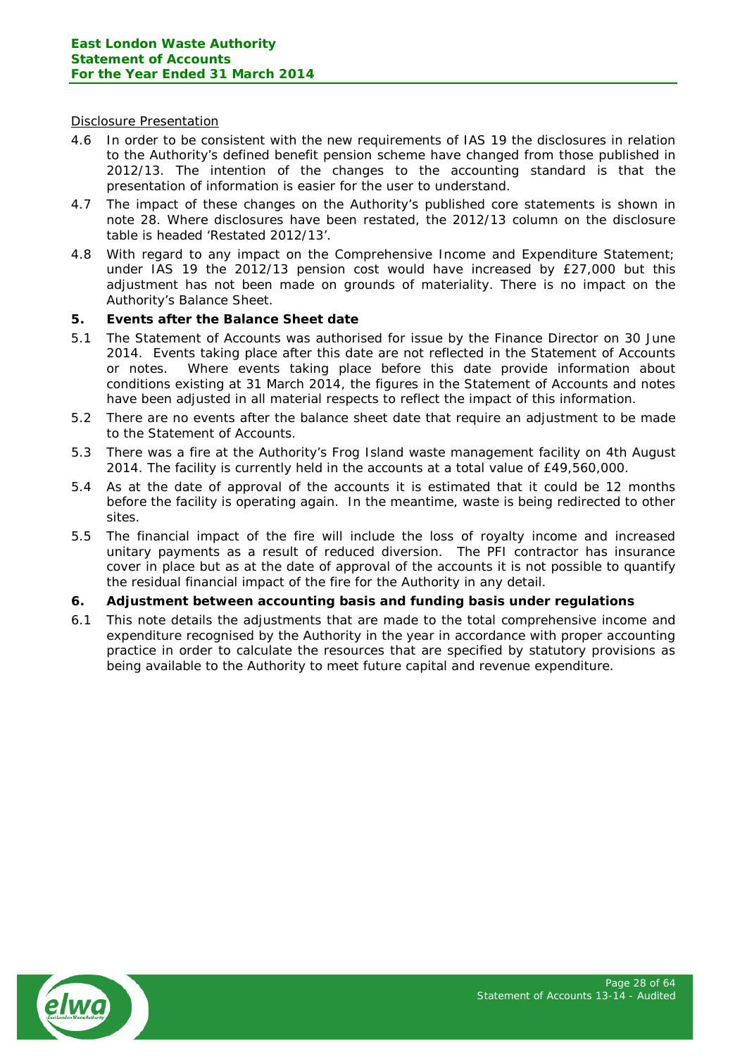Disclosure Presentation

4.6 In order to be consistent with the new requirements of IAS 19 the disclosures in relation to the Authority's defined benefit pension scheme have changed from those published in 2012/13. The intention of the changes to the accounting standard is that the presentation of information is easier for the user to understand.

4.7 The impact of these changes on the Authority's published core statements is shown in note 28. Where disclosures have been restated, the 2012/13 column on the disclosure table is headed 'Restated 2012/13'.

4.8 With regard to any impact on the Comprehensive Income and Expenditure Statement; under IAS 19 the 2012/13 pension cost would have increased by £27,000 but this adjustment has not been made on grounds of materiality. There is no impact on the Authority's Balance Sheet.

## 5. Events after the Balance Sheet date

5.1 The Statement of Accounts was authorised for issue by the Finance Director on 30 June 2014. Events taking place after this date are not reflected in the Statement of Accounts or notes. Where events taking place before this date provide information about conditions existing at 31 March 2014, the figures in the Statement of Accounts and notes have been adjusted in all material respects to reflect the impact of this information.

5.2 There are no events after the balance sheet date that require an adjustment to be made to the Statement of Accounts.

5.3 There was a fire at the Authority's Frog Island waste management facility on 4th August 2014. The facility is currently held in the accounts at a total value of £49,560,000.

5.4 As at the date of approval of the accounts it is estimated that it could be 12 months before the facility is operating again. In the meantime, waste is being redirected to other sites.

5.5 The financial impact of the fire will include the loss of royalty income and increased unitary payments as a result of reduced diversion. The PFI contractor has insurance cover in place but as at the date of approval of the accounts it is not possible to quantify the residual financial impact of the fire for the Authority in any detail.

## 6. Adjustment between accounting basis and funding basis under regulations

6.1 This note details the adjustments that are made to the total comprehensive income and expenditure recognised by the Authority in the year in accordance with proper accounting practice in order to calculate the resources that are specified by statutory provisions as being available to the Authority to meet future capital and revenue expenditure.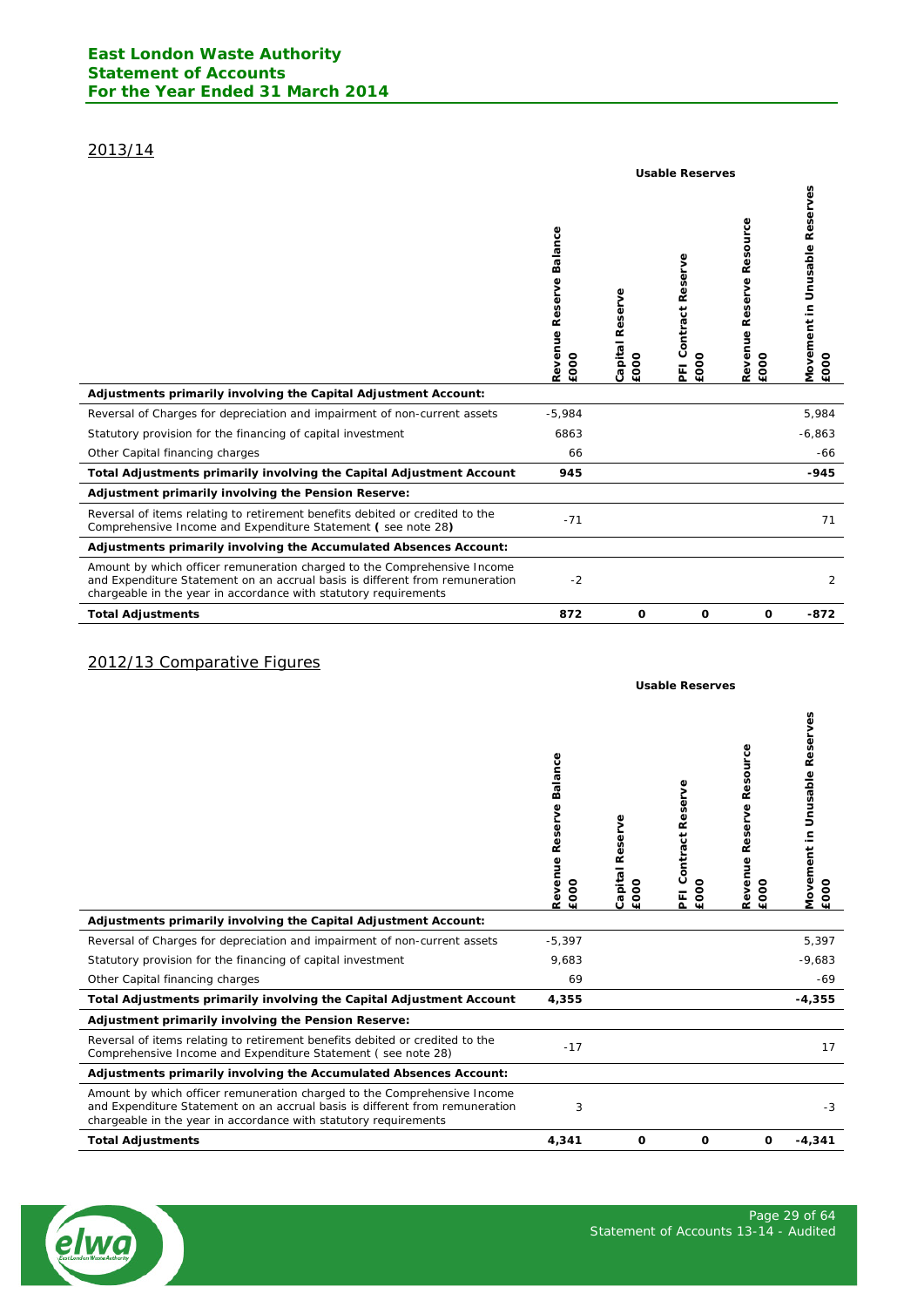## 2013/14

| | Usable Reserves | | | | |
|---|---|---|---|---|---|
| | Revenue Reserve Balance £000 | Capital Reserve £000 | PFI Contract Reserve £000 | Revenue Reserve Resource £000 | Movement in Unusable Reserves £000 |
| **Adjustments primarily involving the Capital Adjustment Account:** | | | | | |
| Reversal of Charges for depreciation and impairment of non-current assets | -5,984 | | | | 5,984 |
| Statutory provision for the financing of capital investment | 6863 | | | | -6,863 |
| Other Capital financing charges | 66 | | | | -66 |
| **Total Adjustments primarily involving the Capital Adjustment Account** | **945** | | | | **-945** |
| **Adjustment primarily involving the Pension Reserve:** | | | | | |
| Reversal of items relating to retirement benefits debited or credited to the Comprehensive Income and Expenditure Statement **(** see note 28**)** | -71 | | | | 71 |
| **Adjustments primarily involving the Accumulated Absences Account:** | | | | | |
| Amount by which officer remuneration charged to the Comprehensive Income and Expenditure Statement on an accrual basis is different from remuneration chargeable in the year in accordance with statutory requirements | -2 | | | | 2 |
| **Total Adjustments** | **872** | **0** | **0** | **0** | **-872** |

## 2012/13 Comparative Figures

| | Usable Reserves | | | | |
|---|---|---|---|---|---|
| | Revenue Reserve Balance £000 | Capital Reserve £000 | PFI Contract Reserve £000 | Revenue Reserve Resource £000 | Movement in Unusable Reserves £000 |
| **Adjustments primarily involving the Capital Adjustment Account:** | | | | | |
| Reversal of Charges for depreciation and impairment of non-current assets | -5,397 | | | | 5,397 |
| Statutory provision for the financing of capital investment | 9,683 | | | | -9,683 |
| Other Capital financing charges | 69 | | | | -69 |
| **Total Adjustments primarily involving the Capital Adjustment Account** | **4,355** | | | | **-4,355** |
| **Adjustment primarily involving the Pension Reserve:** | | | | | |
| Reversal of items relating to retirement benefits debited or credited to the Comprehensive Income and Expenditure Statement ( see note 28) | -17 | | | | 17 |
| **Adjustments primarily involving the Accumulated Absences Account:** | | | | | |
| Amount by which officer remuneration charged to the Comprehensive Income and Expenditure Statement on an accrual basis is different from remuneration chargeable in the year in accordance with statutory requirements | 3 | | | | -3 |
| **Total Adjustments** | **4,341** | **0** | **0** | **0** | **-4,341** |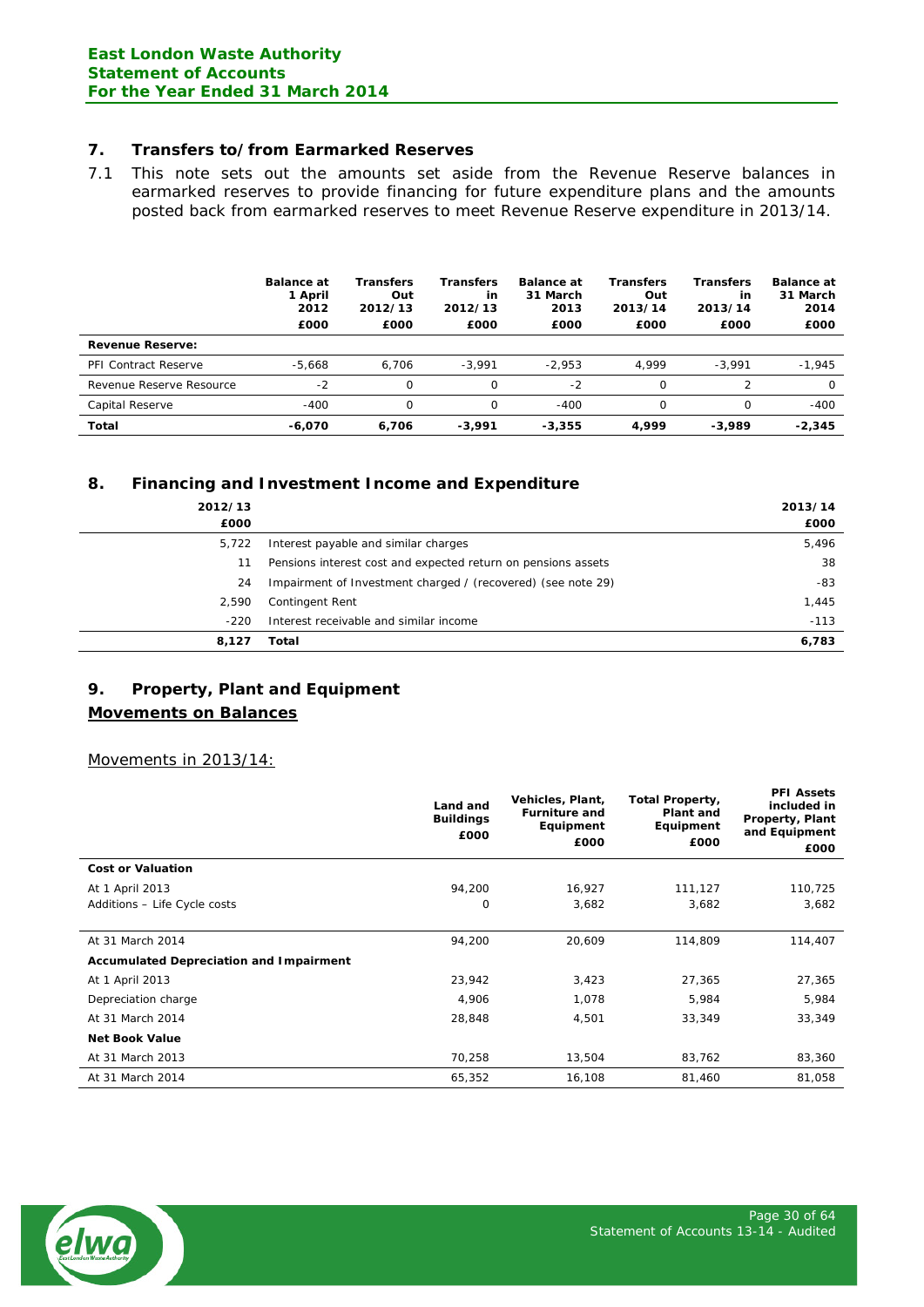## 7. Transfers to/from Earmarked Reserves

7.1 This note sets out the amounts set aside from the Revenue Reserve balances in earmarked reserves to provide financing for future expenditure plans and the amounts posted back from earmarked reserves to meet Revenue Reserve expenditure in 2013/14.

| | Balance at 1 April 2012 £000 | Transfers Out 2012/13 £000 | Transfers in 2012/13 £000 | Balance at 31 March 2013 £000 | Transfers Out 2013/14 £000 | Transfers in 2013/14 £000 | Balance at 31 March 2014 £000 |
|---|---|---|---|---|---|---|---|
| **Revenue Reserve:** | | | | | | | |
| PFI Contract Reserve | -5,668 | 6,706 | -3,991 | -2,953 | 4,999 | -3,991 | -1,945 |
| Revenue Reserve Resource | -2 | 0 | 0 | -2 | 0 | 2 | 0 |
| Capital Reserve | -400 | 0 | 0 | -400 | 0 | 0 | -400 |
| **Total** | **-6,070** | **6,706** | **-3,991** | **-3,355** | **4,999** | **-3,989** | **-2,345** |

## 8. Financing and Investment Income and Expenditure

| 2012/13 £000 | | 2013/14 £000 |
|---|---|---|
| 5,722 | Interest payable and similar charges | 5,496 |
| 11 | Pensions interest cost and expected return on pensions assets | 38 |
| 24 | Impairment of Investment charged / (recovered) (see note 29) | -83 |
| 2,590 | Contingent Rent | 1,445 |
| -220 | Interest receivable and similar income | -113 |
| **8,127** | **Total** | **6,783** |

## 9. Property, Plant and Equipment

### Movements on Balances

Movements in 2013/14:

| | Land and Buildings £000 | Vehicles, Plant, Furniture and Equipment £000 | Total Property, Plant and Equipment £000 | PFI Assets included in Property, Plant and Equipment £000 |
|---|---|---|---|---|
| **Cost or Valuation** | | | | |
| At 1 April 2013 | 94,200 | 16,927 | 111,127 | 110,725 |
| Additions – Life Cycle costs | 0 | 3,682 | 3,682 | 3,682 |
| At 31 March 2014 | 94,200 | 20,609 | 114,809 | 114,407 |
| **Accumulated Depreciation and Impairment** | | | | |
| At 1 April 2013 | 23,942 | 3,423 | 27,365 | 27,365 |
| Depreciation charge | 4,906 | 1,078 | 5,984 | 5,984 |
| At 31 March 2014 | 28,848 | 4,501 | 33,349 | 33,349 |
| **Net Book Value** | | | | |
| At 31 March 2013 | 70,258 | 13,504 | 83,762 | 83,360 |
| At 31 March 2014 | 65,352 | 16,108 | 81,460 | 81,058 |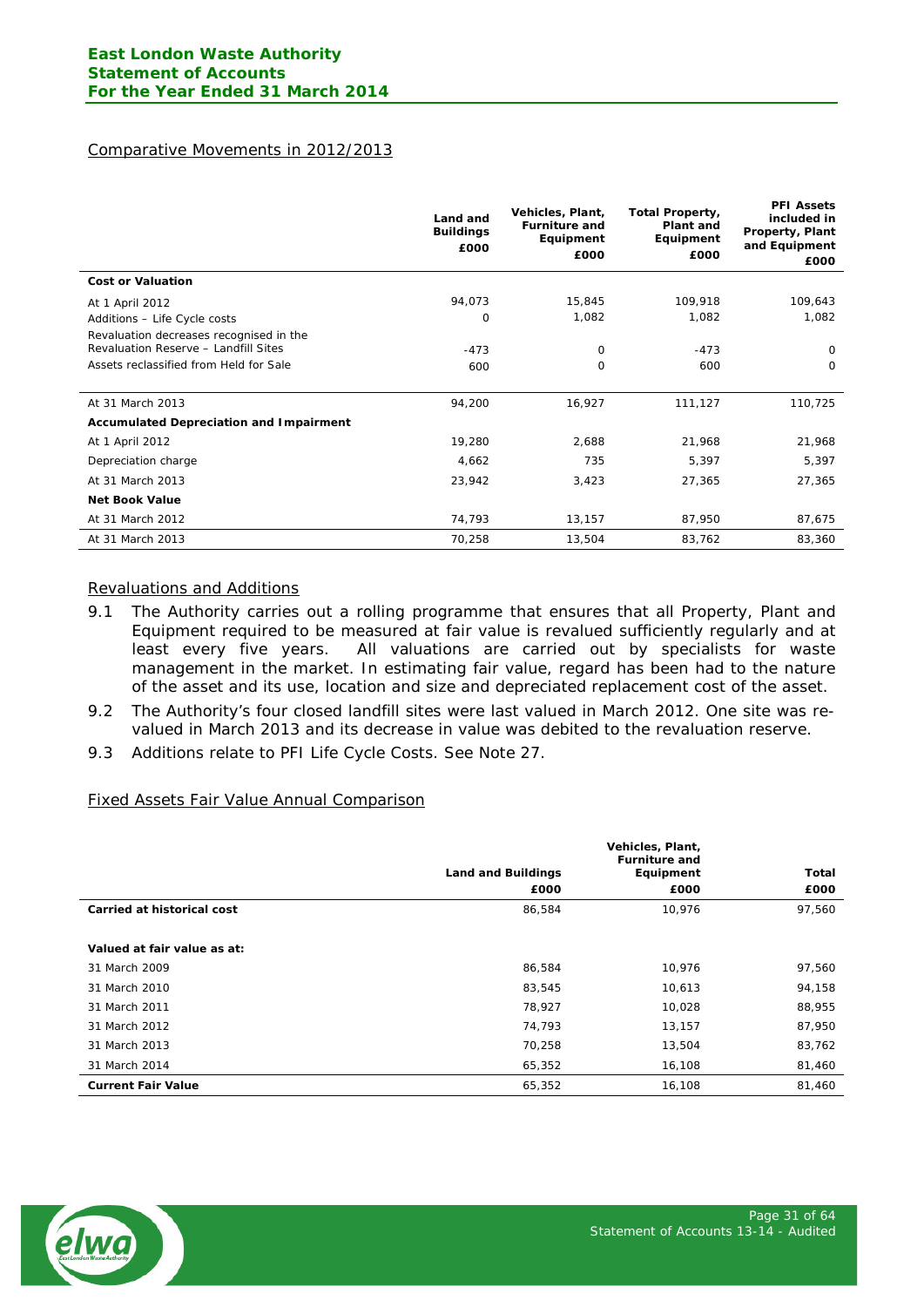## Comparative Movements in 2012/2013

| | Land and Buildings £000 | Vehicles, Plant, Furniture and Equipment £000 | Total Property, Plant and Equipment £000 | PFI Assets included in Property, Plant and Equipment £000 |
|---|---|---|---|---|
| **Cost or Valuation** | | | | |
| At 1 April 2012 | 94,073 | 15,845 | 109,918 | 109,643 |
| Additions – Life Cycle costs | 0 | 1,082 | 1,082 | 1,082 |
| Revaluation decreases recognised in the Revaluation Reserve – Landfill Sites | -473 | 0 | -473 | 0 |
| Assets reclassified from Held for Sale | 600 | 0 | 600 | 0 |
| At 31 March 2013 | 94,200 | 16,927 | 111,127 | 110,725 |
| **Accumulated Depreciation and Impairment** | | | | |
| At 1 April 2012 | 19,280 | 2,688 | 21,968 | 21,968 |
| Depreciation charge | 4,662 | 735 | 5,397 | 5,397 |
| At 31 March 2013 | 23,942 | 3,423 | 27,365 | 27,365 |
| **Net Book Value** | | | | |
| At 31 March 2012 | 74,793 | 13,157 | 87,950 | 87,675 |
| At 31 March 2013 | 70,258 | 13,504 | 83,762 | 83,360 |

## Revaluations and Additions

9.1 The Authority carries out a rolling programme that ensures that all Property, Plant and Equipment required to be measured at fair value is revalued sufficiently regularly and at least every five years. All valuations are carried out by specialists for waste management in the market. In estimating fair value, regard has been had to the nature of the asset and its use, location and size and depreciated replacement cost of the asset.

9.2 The Authority's four closed landfill sites were last valued in March 2012. One site was re-valued in March 2013 and its decrease in value was debited to the revaluation reserve.

9.3 Additions relate to PFI Life Cycle Costs. See Note 27.

## Fixed Assets Fair Value Annual Comparison

| | Land and Buildings £000 | Vehicles, Plant, Furniture and Equipment £000 | Total £000 |
|---|---|---|---|
| **Carried at historical cost** | 86,584 | 10,976 | 97,560 |
| | | | |
| **Valued at fair value as at:** | | | |
| 31 March 2009 | 86,584 | 10,976 | 97,560 |
| 31 March 2010 | 83,545 | 10,613 | 94,158 |
| 31 March 2011 | 78,927 | 10,028 | 88,955 |
| 31 March 2012 | 74,793 | 13,157 | 87,950 |
| 31 March 2013 | 70,258 | 13,504 | 83,762 |
| 31 March 2014 | 65,352 | 16,108 | 81,460 |
| **Current Fair Value** | 65,352 | 16,108 | 81,460 |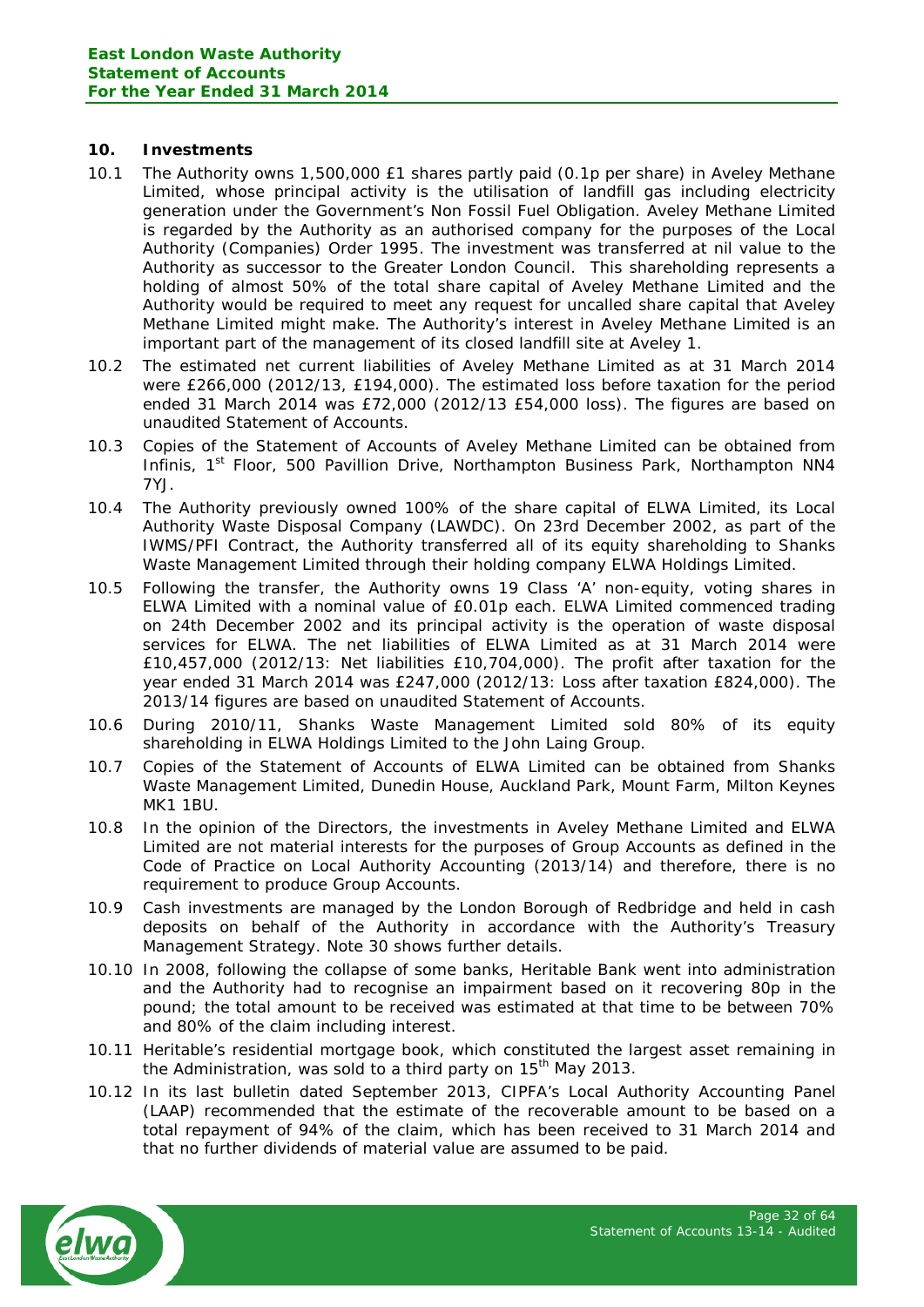## 10. Investments

10.1 The Authority owns 1,500,000 £1 shares partly paid (0.1p per share) in Aveley Methane Limited, whose principal activity is the utilisation of landfill gas including electricity generation under the Government's Non Fossil Fuel Obligation. Aveley Methane Limited is regarded by the Authority as an authorised company for the purposes of the Local Authority (Companies) Order 1995. The investment was transferred at nil value to the Authority as successor to the Greater London Council. This shareholding represents a holding of almost 50% of the total share capital of Aveley Methane Limited and the Authority would be required to meet any request for uncalled share capital that Aveley Methane Limited might make. The Authority's interest in Aveley Methane Limited is an important part of the management of its closed landfill site at Aveley 1.

10.2 The estimated net current liabilities of Aveley Methane Limited as at 31 March 2014 were £266,000 (2012/13, £194,000). The estimated loss before taxation for the period ended 31 March 2014 was £72,000 (2012/13 £54,000 loss). The figures are based on unaudited Statement of Accounts.

10.3 Copies of the Statement of Accounts of Aveley Methane Limited can be obtained from Infinis, 1st Floor, 500 Pavillion Drive, Northampton Business Park, Northampton NN4 7YJ.

10.4 The Authority previously owned 100% of the share capital of ELWA Limited, its Local Authority Waste Disposal Company (LAWDC). On 23rd December 2002, as part of the IWMS/PFI Contract, the Authority transferred all of its equity shareholding to Shanks Waste Management Limited through their holding company ELWA Holdings Limited.

10.5 Following the transfer, the Authority owns 19 Class 'A' non-equity, voting shares in ELWA Limited with a nominal value of £0.01p each. ELWA Limited commenced trading on 24th December 2002 and its principal activity is the operation of waste disposal services for ELWA. The net liabilities of ELWA Limited as at 31 March 2014 were £10,457,000 (2012/13: Net liabilities £10,704,000). The profit after taxation for the year ended 31 March 2014 was £247,000 (2012/13: Loss after taxation £824,000). The 2013/14 figures are based on unaudited Statement of Accounts.

10.6 During 2010/11, Shanks Waste Management Limited sold 80% of its equity shareholding in ELWA Holdings Limited to the John Laing Group.

10.7 Copies of the Statement of Accounts of ELWA Limited can be obtained from Shanks Waste Management Limited, Dunedin House, Auckland Park, Mount Farm, Milton Keynes MK1 1BU.

10.8 In the opinion of the Directors, the investments in Aveley Methane Limited and ELWA Limited are not material interests for the purposes of Group Accounts as defined in the Code of Practice on Local Authority Accounting (2013/14) and therefore, there is no requirement to produce Group Accounts.

10.9 Cash investments are managed by the London Borough of Redbridge and held in cash deposits on behalf of the Authority in accordance with the Authority's Treasury Management Strategy. Note 30 shows further details.

10.10 In 2008, following the collapse of some banks, Heritable Bank went into administration and the Authority had to recognise an impairment based on it recovering 80p in the pound; the total amount to be received was estimated at that time to be between 70% and 80% of the claim including interest.

10.11 Heritable's residential mortgage book, which constituted the largest asset remaining in the Administration, was sold to a third party on 15th May 2013.

10.12 In its last bulletin dated September 2013, CIPFA's Local Authority Accounting Panel (LAAP) recommended that the estimate of the recoverable amount to be based on a total repayment of 94% of the claim, which has been received to 31 March 2014 and that no further dividends of material value are assumed to be paid.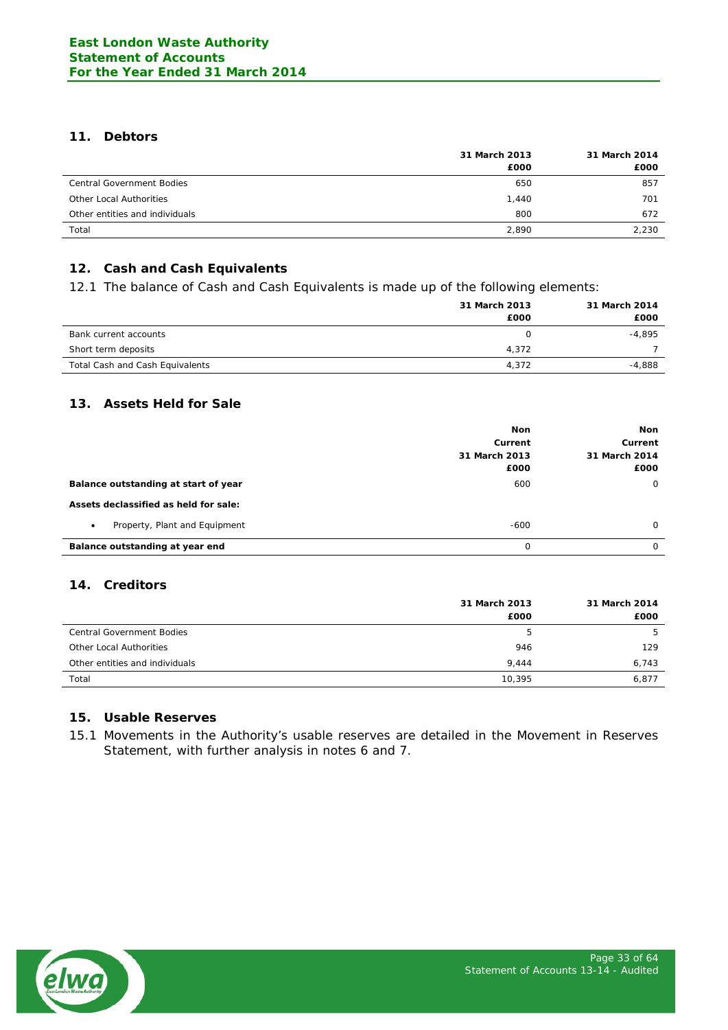## 11. Debtors

| | 31 March 2013 £000 | 31 March 2014 £000 |
|---|---|---|
| Central Government Bodies | 650 | 857 |
| Other Local Authorities | 1,440 | 701 |
| Other entities and individuals | 800 | 672 |
| Total | 2,890 | 2,230 |

## 12. Cash and Cash Equivalents

12.1 The balance of Cash and Cash Equivalents is made up of the following elements:

| | 31 March 2013 £000 | 31 March 2014 £000 |
|---|---|---|
| Bank current accounts | 0 | -4,895 |
| Short term deposits | 4,372 | 7 |
| Total Cash and Cash Equivalents | 4,372 | -4,888 |

## 13. Assets Held for Sale

| | Non Current 31 March 2013 £000 | Non Current 31 March 2014 £000 |
|---|---|---|
| **Balance outstanding at start of year** | 600 | 0 |
| **Assets declassified as held for sale:** | | |
| • Property, Plant and Equipment | -600 | 0 |
| **Balance outstanding at year end** | 0 | 0 |

## 14. Creditors

| | 31 March 2013 £000 | 31 March 2014 £000 |
|---|---|---|
| Central Government Bodies | 5 | 5 |
| Other Local Authorities | 946 | 129 |
| Other entities and individuals | 9,444 | 6,743 |
| Total | 10,395 | 6,877 |

## 15. Usable Reserves

15.1 Movements in the Authority's usable reserves are detailed in the Movement in Reserves Statement, with further analysis in notes 6 and 7.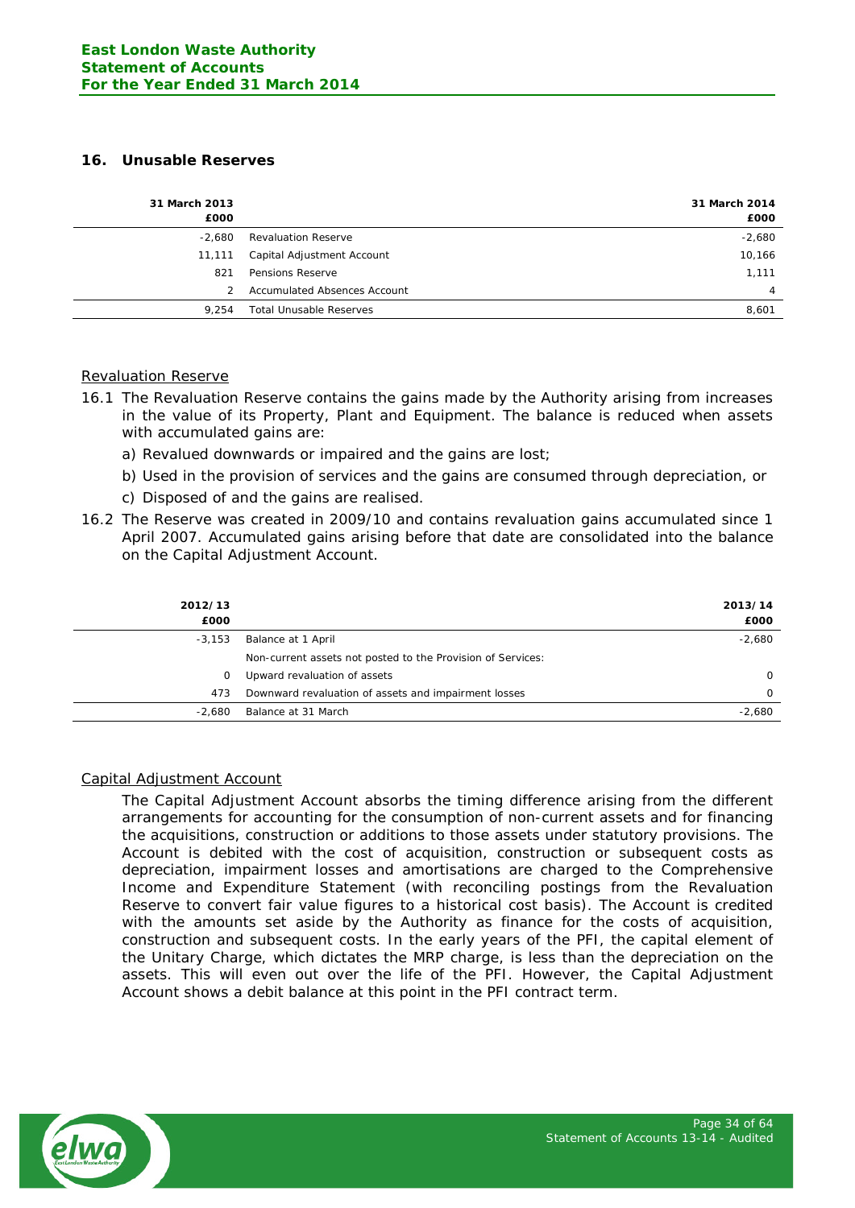## 16. Unusable Reserves

| 31 March 2013 £000 | | 31 March 2014 £000 |
|---|---|---|
| -2,680 | Revaluation Reserve | -2,680 |
| 11,111 | Capital Adjustment Account | 10,166 |
| 821 | Pensions Reserve | 1,111 |
| 2 | Accumulated Absences Account | 4 |
| 9,254 | Total Unusable Reserves | 8,601 |

### Revaluation Reserve

16.1 The Revaluation Reserve contains the gains made by the Authority arising from increases in the value of its Property, Plant and Equipment. The balance is reduced when assets with accumulated gains are:

a) Revalued downwards or impaired and the gains are lost;

b) Used in the provision of services and the gains are consumed through depreciation, or

c) Disposed of and the gains are realised.

16.2 The Reserve was created in 2009/10 and contains revaluation gains accumulated since 1 April 2007. Accumulated gains arising before that date are consolidated into the balance on the Capital Adjustment Account.

| 2012/13 £000 | | 2013/14 £000 |
|---|---|---|
| -3,153 | Balance at 1 April | -2,680 |
| | Non-current assets not posted to the Provision of Services: | |
| 0 | Upward revaluation of assets | 0 |
| 473 | Downward revaluation of assets and impairment losses | 0 |
| -2,680 | Balance at 31 March | -2,680 |

### Capital Adjustment Account

The Capital Adjustment Account absorbs the timing difference arising from the different arrangements for accounting for the consumption of non-current assets and for financing the acquisitions, construction or additions to those assets under statutory provisions. The Account is debited with the cost of acquisition, construction or subsequent costs as depreciation, impairment losses and amortisations are charged to the Comprehensive Income and Expenditure Statement (with reconciling postings from the Revaluation Reserve to convert fair value figures to a historical cost basis). The Account is credited with the amounts set aside by the Authority as finance for the costs of acquisition, construction and subsequent costs. In the early years of the PFI, the capital element of the Unitary Charge, which dictates the MRP charge, is less than the depreciation on the assets. This will even out over the life of the PFI. However, the Capital Adjustment Account shows a debit balance at this point in the PFI contract term.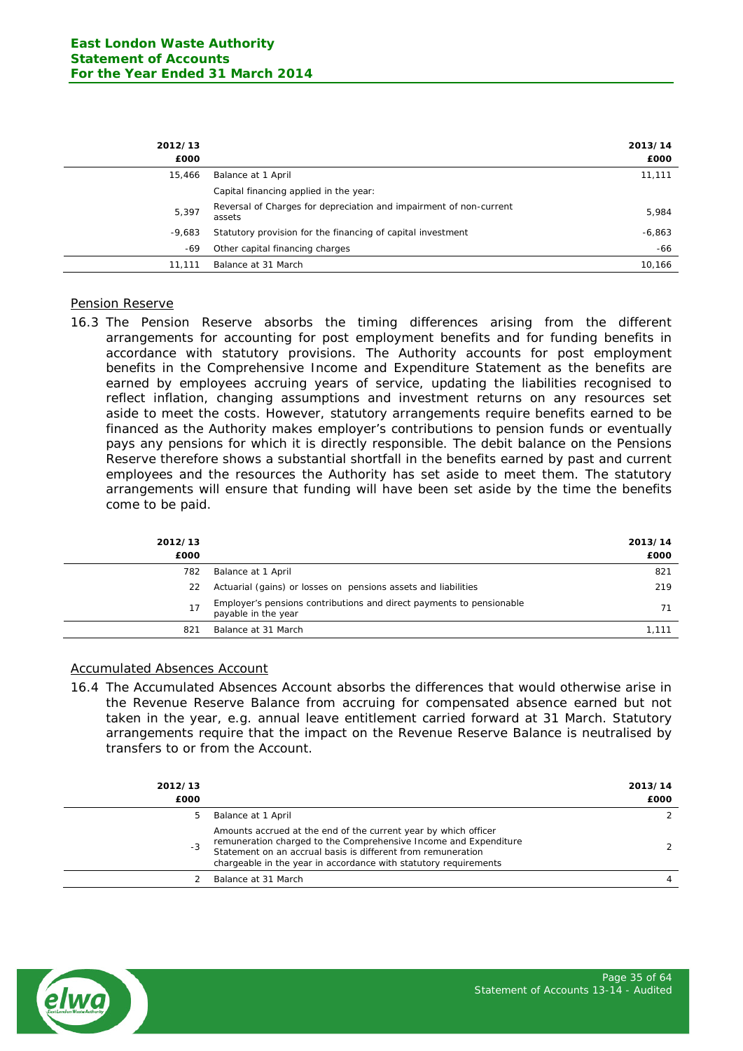| 2012/13 £000 | | 2013/14 £000 |
|---|---|---|
| 15,466 | Balance at 1 April | 11,111 |
| | Capital financing applied in the year: | |
| 5,397 | Reversal of Charges for depreciation and impairment of non-current assets | 5,984 |
| -9,683 | Statutory provision for the financing of capital investment | -6,863 |
| -69 | Other capital financing charges | -66 |
| 11,111 | Balance at 31 March | 10,166 |

## Pension Reserve

16.3 The Pension Reserve absorbs the timing differences arising from the different arrangements for accounting for post employment benefits and for funding benefits in accordance with statutory provisions. The Authority accounts for post employment benefits in the Comprehensive Income and Expenditure Statement as the benefits are earned by employees accruing years of service, updating the liabilities recognised to reflect inflation, changing assumptions and investment returns on any resources set aside to meet the costs. However, statutory arrangements require benefits earned to be financed as the Authority makes employer's contributions to pension funds or eventually pays any pensions for which it is directly responsible. The debit balance on the Pensions Reserve therefore shows a substantial shortfall in the benefits earned by past and current employees and the resources the Authority has set aside to meet them. The statutory arrangements will ensure that funding will have been set aside by the time the benefits come to be paid.

| 2012/13 £000 | | 2013/14 £000 |
|---|---|---|
| 782 | Balance at 1 April | 821 |
| 22 | Actuarial (gains) or losses on pensions assets and liabilities | 219 |
| 17 | Employer's pensions contributions and direct payments to pensionable payable in the year | 71 |
| 821 | Balance at 31 March | 1,111 |

## Accumulated Absences Account

16.4 The Accumulated Absences Account absorbs the differences that would otherwise arise in the Revenue Reserve Balance from accruing for compensated absence earned but not taken in the year, e.g. annual leave entitlement carried forward at 31 March. Statutory arrangements require that the impact on the Revenue Reserve Balance is neutralised by transfers to or from the Account.

| 2012/13 £000 | | 2013/14 £000 |
|---|---|---|
| 5 | Balance at 1 April | 2 |
| -3 | Amounts accrued at the end of the current year by which officer remuneration charged to the Comprehensive Income and Expenditure Statement on an accrual basis is different from remuneration chargeable in the year in accordance with statutory requirements | 2 |
| 2 | Balance at 31 March | 4 |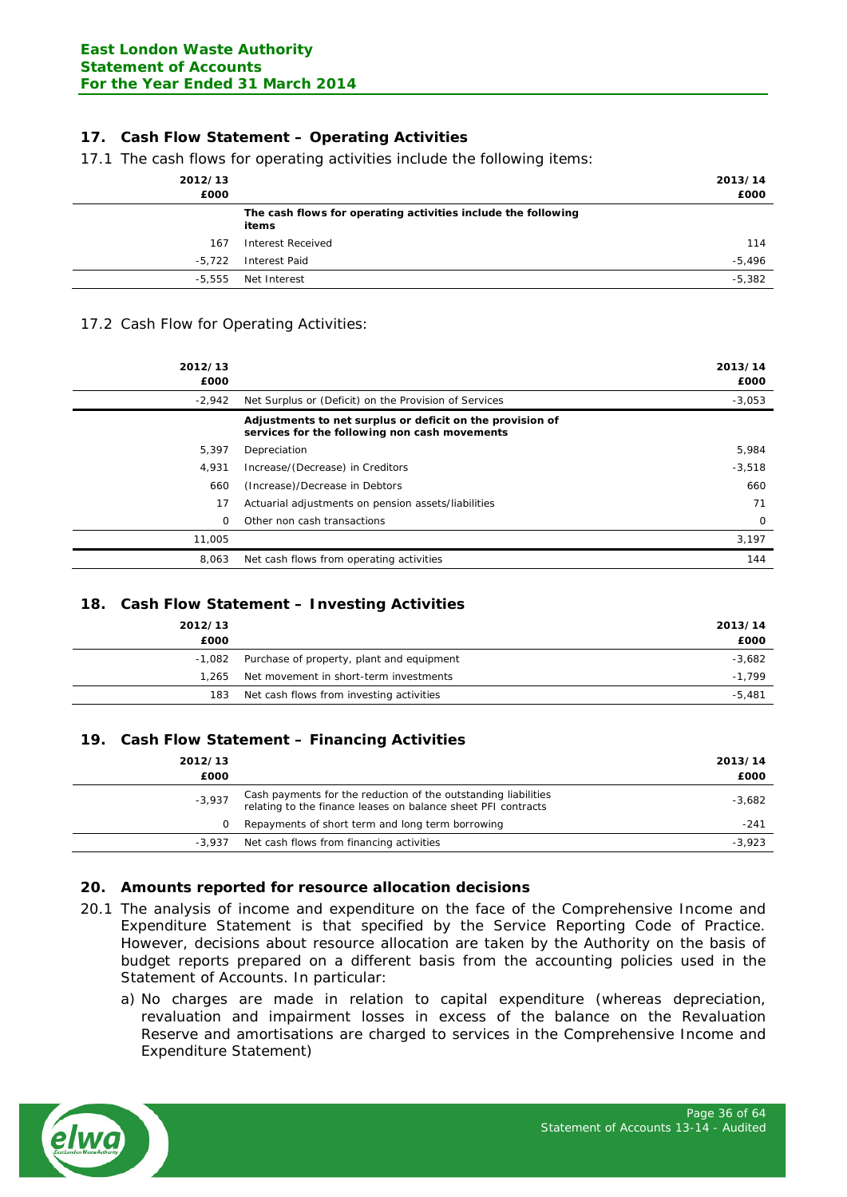## 17. Cash Flow Statement – Operating Activities

17.1 The cash flows for operating activities include the following items:

| 2012/13 £000 | | 2013/14 £000 |
|---|---|---|
| | **The cash flows for operating activities include the following items** | |
| 167 | Interest Received | 114 |
| -5,722 | Interest Paid | -5,496 |
| -5,555 | Net Interest | -5,382 |

17.2 Cash Flow for Operating Activities:

| 2012/13 £000 | | 2013/14 £000 |
|---|---|---|
| -2,942 | Net Surplus or (Deficit) on the Provision of Services | -3,053 |
| | **Adjustments to net surplus or deficit on the provision of services for the following non cash movements** | |
| 5,397 | Depreciation | 5,984 |
| 4,931 | Increase/(Decrease) in Creditors | -3,518 |
| 660 | (Increase)/Decrease in Debtors | 660 |
| 17 | Actuarial adjustments on pension assets/liabilities | 71 |
| 0 | Other non cash transactions | 0 |
| 11,005 | | 3,197 |
| 8,063 | Net cash flows from operating activities | 144 |

## 18. Cash Flow Statement – Investing Activities

| 2012/13 £000 | | 2013/14 £000 |
|---|---|---|
| -1,082 | Purchase of property, plant and equipment | -3,682 |
| 1,265 | Net movement in short-term investments | -1,799 |
| 183 | Net cash flows from investing activities | -5,481 |

## 19. Cash Flow Statement – Financing Activities

| 2012/13 £000 | | 2013/14 £000 |
|---|---|---|
| -3,937 | Cash payments for the reduction of the outstanding liabilities relating to the finance leases on balance sheet PFI contracts | -3,682 |
| 0 | Repayments of short term and long term borrowing | -241 |
| -3,937 | Net cash flows from financing activities | -3,923 |

## 20. Amounts reported for resource allocation decisions

20.1 The analysis of income and expenditure on the face of the Comprehensive Income and Expenditure Statement is that specified by the Service Reporting Code of Practice. However, decisions about resource allocation are taken by the Authority on the basis of budget reports prepared on a different basis from the accounting policies used in the Statement of Accounts. In particular:

a) No charges are made in relation to capital expenditure (whereas depreciation, revaluation and impairment losses in excess of the balance on the Revaluation Reserve and amortisations are charged to services in the Comprehensive Income and Expenditure Statement)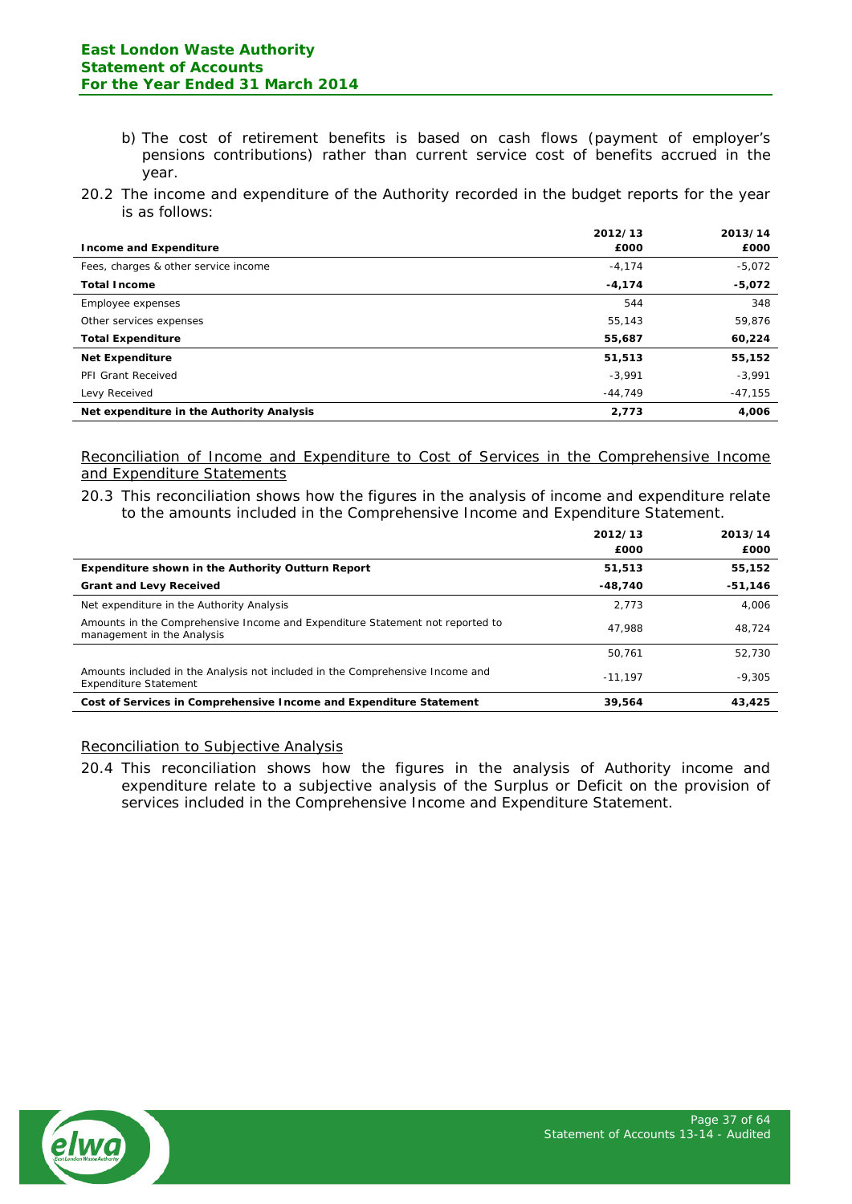b) The cost of retirement benefits is based on cash flows (payment of employer's pensions contributions) rather than current service cost of benefits accrued in the year.

20.2 The income and expenditure of the Authority recorded in the budget reports for the year is as follows:

| **Income and Expenditure** | **2012/13 £000** | **2013/14 £000** |
|---|---|---|
| Fees, charges & other service income | -4,174 | -5,072 |
| **Total Income** | **-4,174** | **-5,072** |
| Employee expenses | 544 | 348 |
| Other services expenses | 55,143 | 59,876 |
| **Total Expenditure** | **55,687** | **60,224** |
| **Net Expenditure** | **51,513** | **55,152** |
| PFI Grant Received | -3,991 | -3,991 |
| Levy Received | -44,749 | -47,155 |
| **Net expenditure in the Authority Analysis** | **2,773** | **4,006** |

## Reconciliation of Income and Expenditure to Cost of Services in the Comprehensive Income and Expenditure Statements

20.3 This reconciliation shows how the figures in the analysis of income and expenditure relate to the amounts included in the Comprehensive Income and Expenditure Statement.

| | **2012/13 £000** | **2013/14 £000** |
|---|---|---|
| **Expenditure shown in the Authority Outturn Report** | **51,513** | **55,152** |
| **Grant and Levy Received** | **-48,740** | **-51,146** |
| Net expenditure in the Authority Analysis | 2,773 | 4,006 |
| Amounts in the Comprehensive Income and Expenditure Statement not reported to management in the Analysis | 47,988 | 48,724 |
| | 50,761 | 52,730 |
| Amounts included in the Analysis not included in the Comprehensive Income and Expenditure Statement | -11,197 | -9,305 |
| **Cost of Services in Comprehensive Income and Expenditure Statement** | **39,564** | **43,425** |

## Reconciliation to Subjective Analysis

20.4 This reconciliation shows how the figures in the analysis of Authority income and expenditure relate to a subjective analysis of the Surplus or Deficit on the provision of services included in the Comprehensive Income and Expenditure Statement.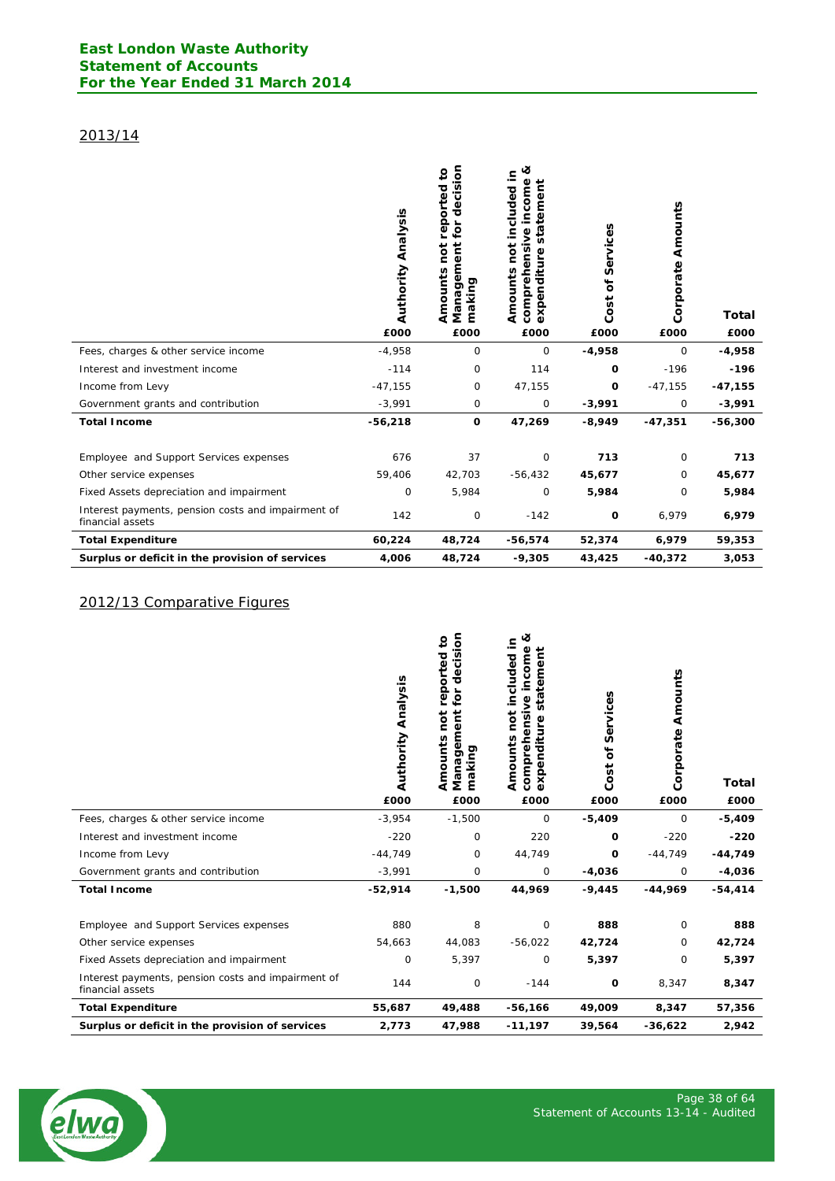## 2013/14

| | Authority Analysis | Amounts not reported to Management for decision making | Amounts not included in comprehensive income & expenditure statement | Cost of Services | Corporate Amounts | Total |
|---|---|---|---|---|---|---|
| | £000 | £000 | £000 | £000 | £000 | £000 |
| Fees, charges & other service income | -4,958 | 0 | 0 | **-4,958** | 0 | **-4,958** |
| Interest and investment income | -114 | 0 | 114 | **0** | -196 | **-196** |
| Income from Levy | -47,155 | 0 | 47,155 | **0** | -47,155 | **-47,155** |
| Government grants and contribution | -3,991 | 0 | 0 | **-3,991** | 0 | **-3,991** |
| **Total Income** | **-56,218** | **0** | **47,269** | **-8,949** | **-47,351** | **-56,300** |
| Employee and Support Services expenses | 676 | 37 | 0 | **713** | 0 | **713** |
| Other service expenses | 59,406 | 42,703 | -56,432 | **45,677** | 0 | **45,677** |
| Fixed Assets depreciation and impairment | 0 | 5,984 | 0 | **5,984** | 0 | **5,984** |
| Interest payments, pension costs and impairment of financial assets | 142 | 0 | -142 | **0** | 6,979 | **6,979** |
| **Total Expenditure** | **60,224** | **48,724** | **-56,574** | **52,374** | **6,979** | **59,353** |
| **Surplus or deficit in the provision of services** | **4,006** | **48,724** | **-9,305** | **43,425** | **-40,372** | **3,053** |

## 2012/13 Comparative Figures

| | Authority Analysis | Amounts not reported to Management for decision making | Amounts not included in comprehensive income & expenditure statement | Cost of Services | Corporate Amounts | Total |
|---|---|---|---|---|---|---|
| | £000 | £000 | £000 | £000 | £000 | £000 |
| Fees, charges & other service income | -3,954 | -1,500 | 0 | **-5,409** | 0 | **-5,409** |
| Interest and investment income | -220 | 0 | 220 | **0** | -220 | **-220** |
| Income from Levy | -44,749 | 0 | 44,749 | **0** | -44,749 | **-44,749** |
| Government grants and contribution | -3,991 | 0 | 0 | **-4,036** | 0 | **-4,036** |
| **Total Income** | **-52,914** | **-1,500** | **44,969** | **-9,445** | **-44,969** | **-54,414** |
| Employee and Support Services expenses | 880 | 8 | 0 | **888** | 0 | **888** |
| Other service expenses | 54,663 | 44,083 | -56,022 | **42,724** | 0 | **42,724** |
| Fixed Assets depreciation and impairment | 0 | 5,397 | 0 | **5,397** | 0 | **5,397** |
| Interest payments, pension costs and impairment of financial assets | 144 | 0 | -144 | **0** | 8,347 | **8,347** |
| **Total Expenditure** | **55,687** | **49,488** | **-56,166** | **49,009** | **8,347** | **57,356** |
| **Surplus or deficit in the provision of services** | **2,773** | **47,988** | **-11,197** | **39,564** | **-36,622** | **2,942** |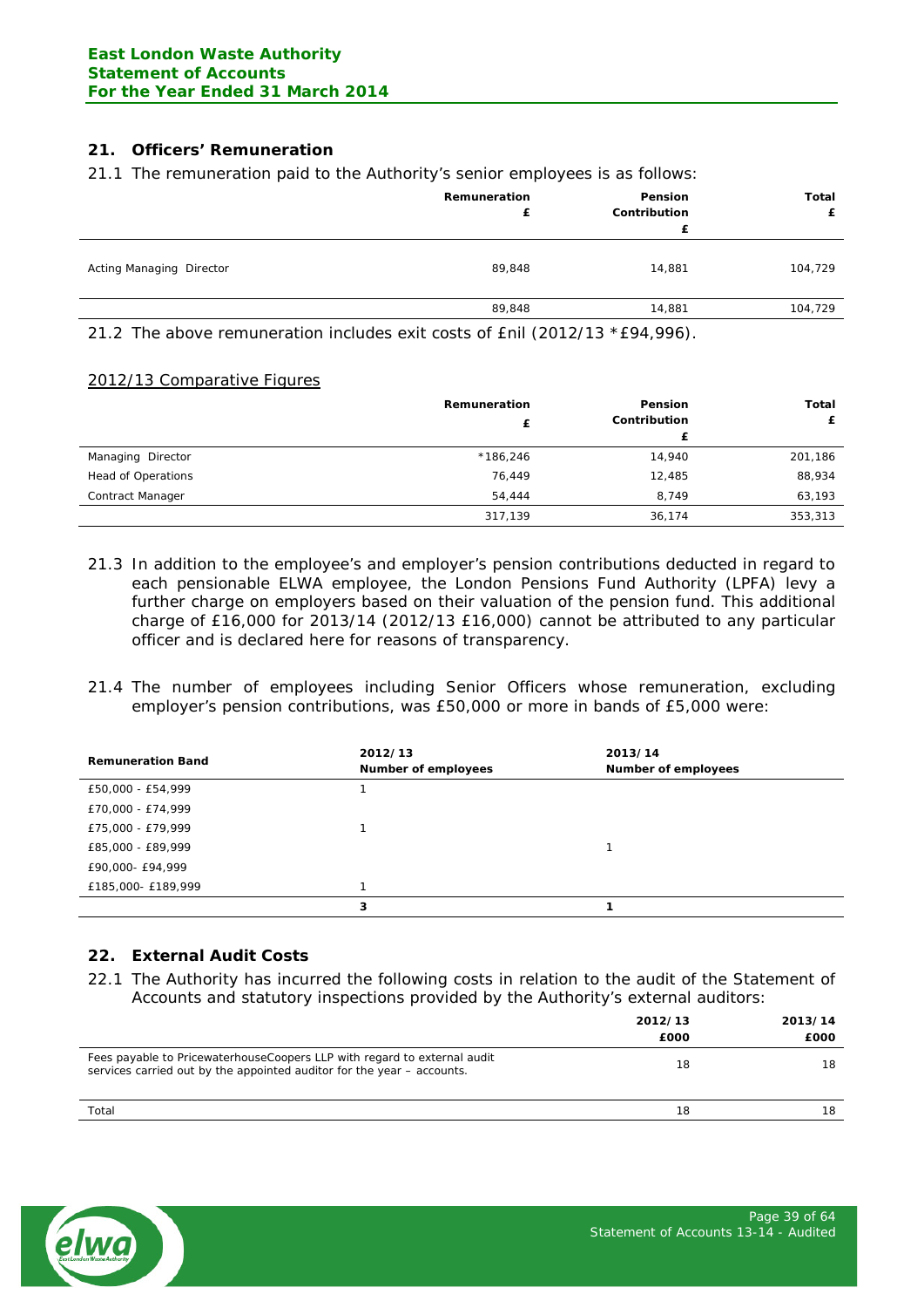## 21. Officers' Remuneration

21.1 The remuneration paid to the Authority's senior employees is as follows:

| | Remuneration £ | Pension Contribution £ | Total £ |
|---|---|---|---|
| Acting Managing Director | 89,848 | 14,881 | 104,729 |
| | 89,848 | 14,881 | 104,729 |

21.2 The above remuneration includes exit costs of £nil (2012/13 *£94,996).

2012/13 Comparative Figures

| | Remuneration £ | Pension Contribution £ | Total £ |
|---|---|---|---|
| Managing Director | *186,246 | 14,940 | 201,186 |
| Head of Operations | 76,449 | 12,485 | 88,934 |
| Contract Manager | 54,444 | 8,749 | 63,193 |
| | 317,139 | 36,174 | 353,313 |

21.3 In addition to the employee's and employer's pension contributions deducted in regard to each pensionable ELWA employee, the London Pensions Fund Authority (LPFA) levy a further charge on employers based on their valuation of the pension fund. This additional charge of £16,000 for 2013/14 (2012/13 £16,000) cannot be attributed to any particular officer and is declared here for reasons of transparency.

21.4 The number of employees including Senior Officers whose remuneration, excluding employer's pension contributions, was £50,000 or more in bands of £5,000 were:

| Remuneration Band | 2012/13 Number of employees | 2013/14 Number of employees |
|---|---|---|
| £50,000 - £54,999 | 1 | |
| £70,000 - £74,999 | | |
| £75,000 - £79,999 | 1 | |
| £85,000 - £89,999 | | 1 |
| £90,000- £94,999 | | |
| £185,000- £189,999 | 1 | |
| | **3** | **1** |

## 22. External Audit Costs

22.1 The Authority has incurred the following costs in relation to the audit of the Statement of Accounts and statutory inspections provided by the Authority's external auditors:

| | 2012/13 £000 | 2013/14 £000 |
|---|---|---|
| Fees payable to PricewaterhouseCoopers LLP with regard to external audit services carried out by the appointed auditor for the year – accounts. | 18 | 18 |
| Total | 18 | 18 |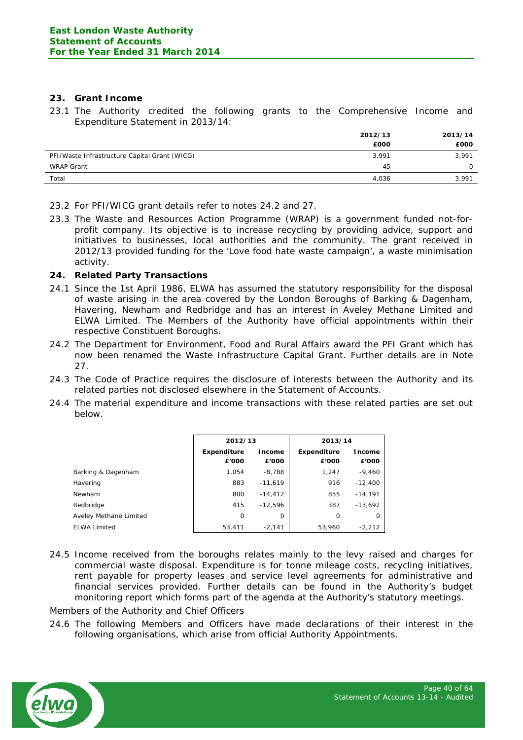## 23. Grant Income

23.1 The Authority credited the following grants to the Comprehensive Income and Expenditure Statement in 2013/14:

| | 2012/13 £000 | 2013/14 £000 |
|---|---|---|
| PFI/Waste Infrastructure Capital Grant (WICG) | 3,991 | 3,991 |
| WRAP Grant | 45 | 0 |
| Total | 4,036 | 3,991 |

23.2 For PFI/WICG grant details refer to notes 24.2 and 27.

23.3 The Waste and Resources Action Programme (WRAP) is a government funded not-for-profit company. Its objective is to increase recycling by providing advice, support and initiatives to businesses, local authorities and the community. The grant received in 2012/13 provided funding for the 'Love food hate waste campaign', a waste minimisation activity.

## 24. Related Party Transactions

24.1 Since the 1st April 1986, ELWA has assumed the statutory responsibility for the disposal of waste arising in the area covered by the London Boroughs of Barking & Dagenham, Havering, Newham and Redbridge and has an interest in Aveley Methane Limited and ELWA Limited. The Members of the Authority have official appointments within their respective Constituent Boroughs.

24.2 The Department for Environment, Food and Rural Affairs award the PFI Grant which has now been renamed the Waste Infrastructure Capital Grant. Further details are in Note 27.

24.3 The Code of Practice requires the disclosure of interests between the Authority and its related parties not disclosed elsewhere in the Statement of Accounts.

24.4 The material expenditure and income transactions with these related parties are set out below.

| | 2012/13 | | 2013/14 | |
|---|---|---|---|---|
| | Expenditure £'000 | Income £'000 | Expenditure £'000 | Income £'000 |
| Barking & Dagenham | 1,054 | -8,788 | 1,247 | -9,460 |
| Havering | 883 | -11,619 | 916 | -12,400 |
| Newham | 800 | -14,412 | 855 | -14,191 |
| Redbridge | 415 | -12,596 | 387 | -13,692 |
| Aveley Methane Limited | 0 | 0 | 0 | 0 |
| ELWA Limited | 53,411 | -2,141 | 53,960 | -2,212 |

24.5 Income received from the boroughs relates mainly to the levy raised and charges for commercial waste disposal. Expenditure is for tonne mileage costs, recycling initiatives, rent payable for property leases and service level agreements for administrative and financial services provided. Further details can be found in the Authority's budget monitoring report which forms part of the agenda at the Authority's statutory meetings.

<u>Members of the Authority and Chief Officers</u>

24.6 The following Members and Officers have made declarations of their interest in the following organisations, which arise from official Authority Appointments.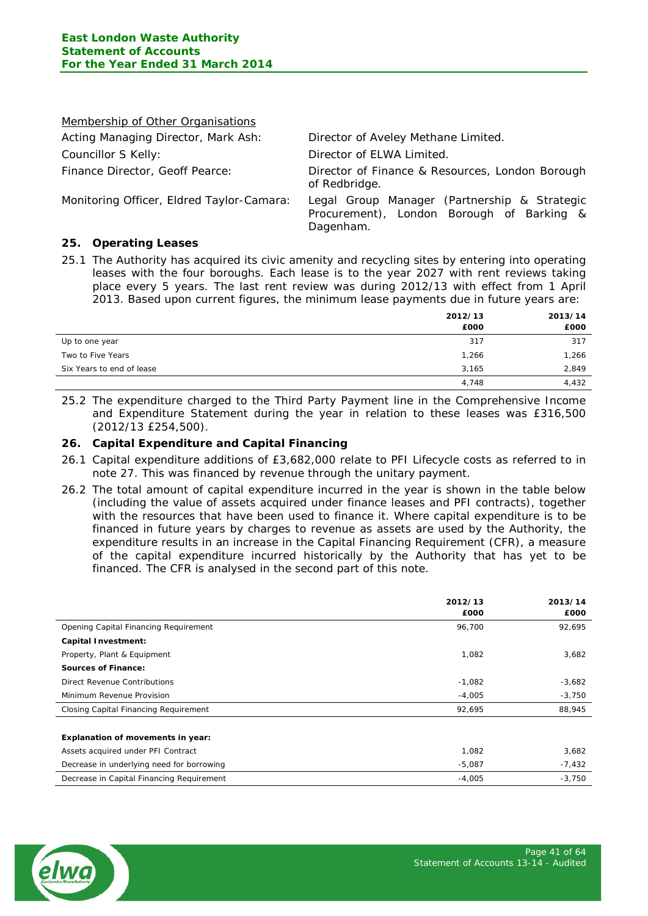Membership of Other Organisations

| | |
|---|---|
| Acting Managing Director, Mark Ash: | Director of Aveley Methane Limited. |
| Councillor S Kelly: | Director of ELWA Limited. |
| Finance Director, Geoff Pearce: | Director of Finance & Resources, London Borough of Redbridge. |
| Monitoring Officer, Eldred Taylor-Camara: | Legal Group Manager (Partnership & Strategic Procurement), London Borough of Barking & Dagenham. |

## 25. Operating Leases

25.1 The Authority has acquired its civic amenity and recycling sites by entering into operating leases with the four boroughs. Each lease is to the year 2027 with rent reviews taking place every 5 years. The last rent review was during 2012/13 with effect from 1 April 2013. Based upon current figures, the minimum lease payments due in future years are:

| | 2012/13<br>£000 | 2013/14<br>£000 |
|---|---|---|
| Up to one year | 317 | 317 |
| Two to Five Years | 1,266 | 1,266 |
| Six Years to end of lease | 3,165 | 2,849 |
| | 4,748 | 4,432 |

25.2 The expenditure charged to the Third Party Payment line in the Comprehensive Income and Expenditure Statement during the year in relation to these leases was £316,500 (2012/13 £254,500).

## 26. Capital Expenditure and Capital Financing

26.1 Capital expenditure additions of £3,682,000 relate to PFI Lifecycle costs as referred to in note 27. This was financed by revenue through the unitary payment.

26.2 The total amount of capital expenditure incurred in the year is shown in the table below (including the value of assets acquired under finance leases and PFI contracts), together with the resources that have been used to finance it. Where capital expenditure is to be financed in future years by charges to revenue as assets are used by the Authority, the expenditure results in an increase in the Capital Financing Requirement (CFR), a measure of the capital expenditure incurred historically by the Authority that has yet to be financed. The CFR is analysed in the second part of this note.

| | 2012/13<br>£000 | 2013/14<br>£000 |
|---|---|---|
| Opening Capital Financing Requirement | 96,700 | 92,695 |
| **Capital Investment:** | | |
| Property, Plant & Equipment | 1,082 | 3,682 |
| **Sources of Finance:** | | |
| Direct Revenue Contributions | -1,082 | -3,682 |
| Minimum Revenue Provision | -4,005 | -3,750 |
| Closing Capital Financing Requirement | 92,695 | 88,945 |
| | | |
| **Explanation of movements in year:** | | |
| Assets acquired under PFI Contract | 1,082 | 3,682 |
| Decrease in underlying need for borrowing | -5,087 | -7,432 |
| Decrease in Capital Financing Requirement | -4,005 | -3,750 |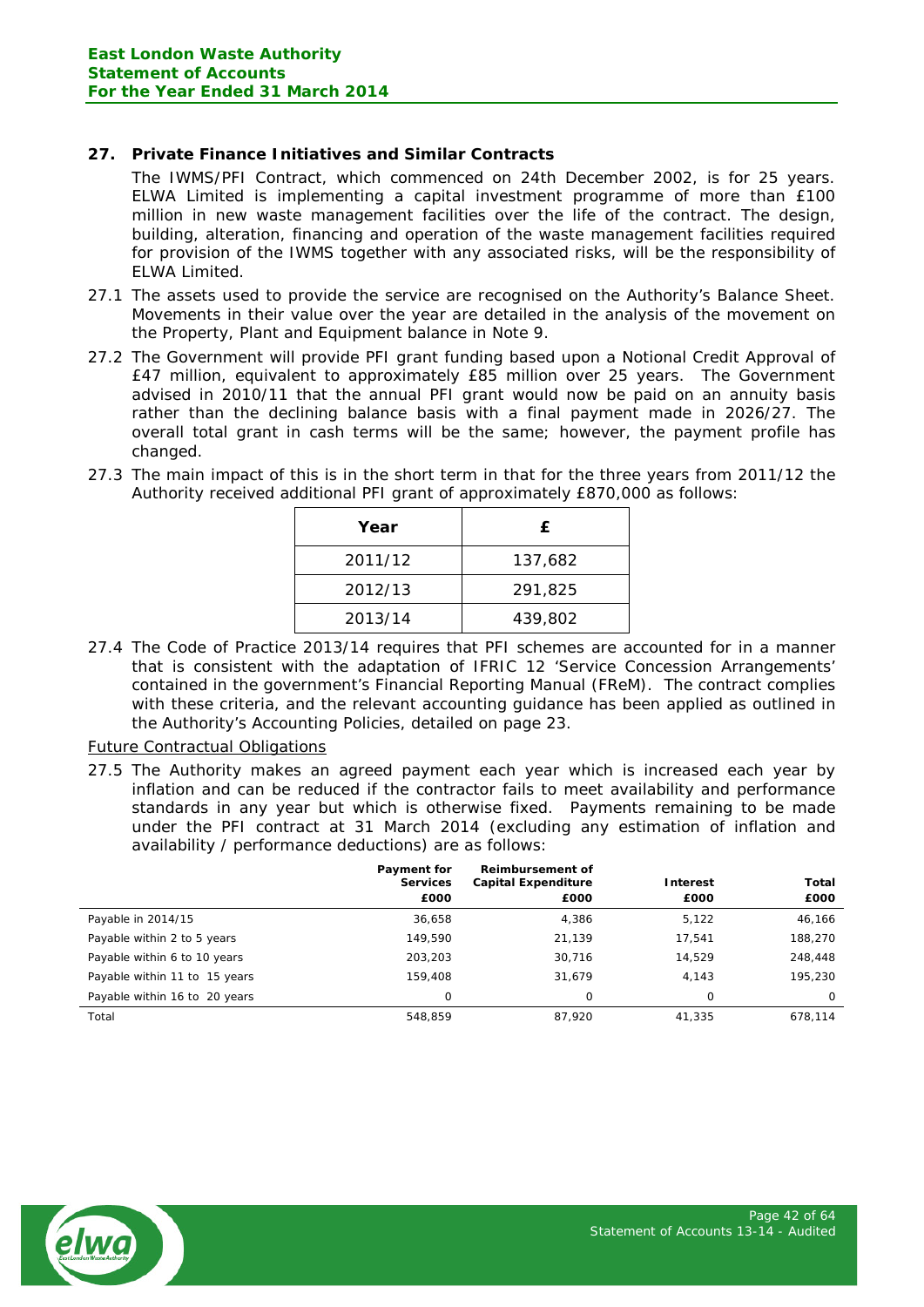## 27. Private Finance Initiatives and Similar Contracts

The IWMS/PFI Contract, which commenced on 24th December 2002, is for 25 years. ELWA Limited is implementing a capital investment programme of more than £100 million in new waste management facilities over the life of the contract. The design, building, alteration, financing and operation of the waste management facilities required for provision of the IWMS together with any associated risks, will be the responsibility of ELWA Limited.

27.1 The assets used to provide the service are recognised on the Authority's Balance Sheet. Movements in their value over the year are detailed in the analysis of the movement on the Property, Plant and Equipment balance in Note 9.

27.2 The Government will provide PFI grant funding based upon a Notional Credit Approval of £47 million, equivalent to approximately £85 million over 25 years. The Government advised in 2010/11 that the annual PFI grant would now be paid on an annuity basis rather than the declining balance basis with a final payment made in 2026/27. The overall total grant in cash terms will be the same; however, the payment profile has changed.

27.3 The main impact of this is in the short term in that for the three years from 2011/12 the Authority received additional PFI grant of approximately £870,000 as follows:

| Year | £ |
|---|---|
| 2011/12 | 137,682 |
| 2012/13 | 291,825 |
| 2013/14 | 439,802 |

27.4 The Code of Practice 2013/14 requires that PFI schemes are accounted for in a manner that is consistent with the adaptation of IFRIC 12 'Service Concession Arrangements' contained in the government's Financial Reporting Manual (FReM). The contract complies with these criteria, and the relevant accounting guidance has been applied as outlined in the Authority's Accounting Policies, detailed on page 23.

Future Contractual Obligations

27.5 The Authority makes an agreed payment each year which is increased each year by inflation and can be reduced if the contractor fails to meet availability and performance standards in any year but which is otherwise fixed. Payments remaining to be made under the PFI contract at 31 March 2014 (excluding any estimation of inflation and availability / performance deductions) are as follows:

| | Payment for Services £000 | Reimbursement of Capital Expenditure £000 | Interest £000 | Total £000 |
|---|---|---|---|---|
| Payable in 2014/15 | 36,658 | 4,386 | 5,122 | 46,166 |
| Payable within 2 to 5 years | 149,590 | 21,139 | 17,541 | 188,270 |
| Payable within 6 to 10 years | 203,203 | 30,716 | 14,529 | 248,448 |
| Payable within 11 to 15 years | 159,408 | 31,679 | 4,143 | 195,230 |
| Payable within 16 to 20 years | 0 | 0 | 0 | 0 |
| Total | 548,859 | 87,920 | 41,335 | 678,114 |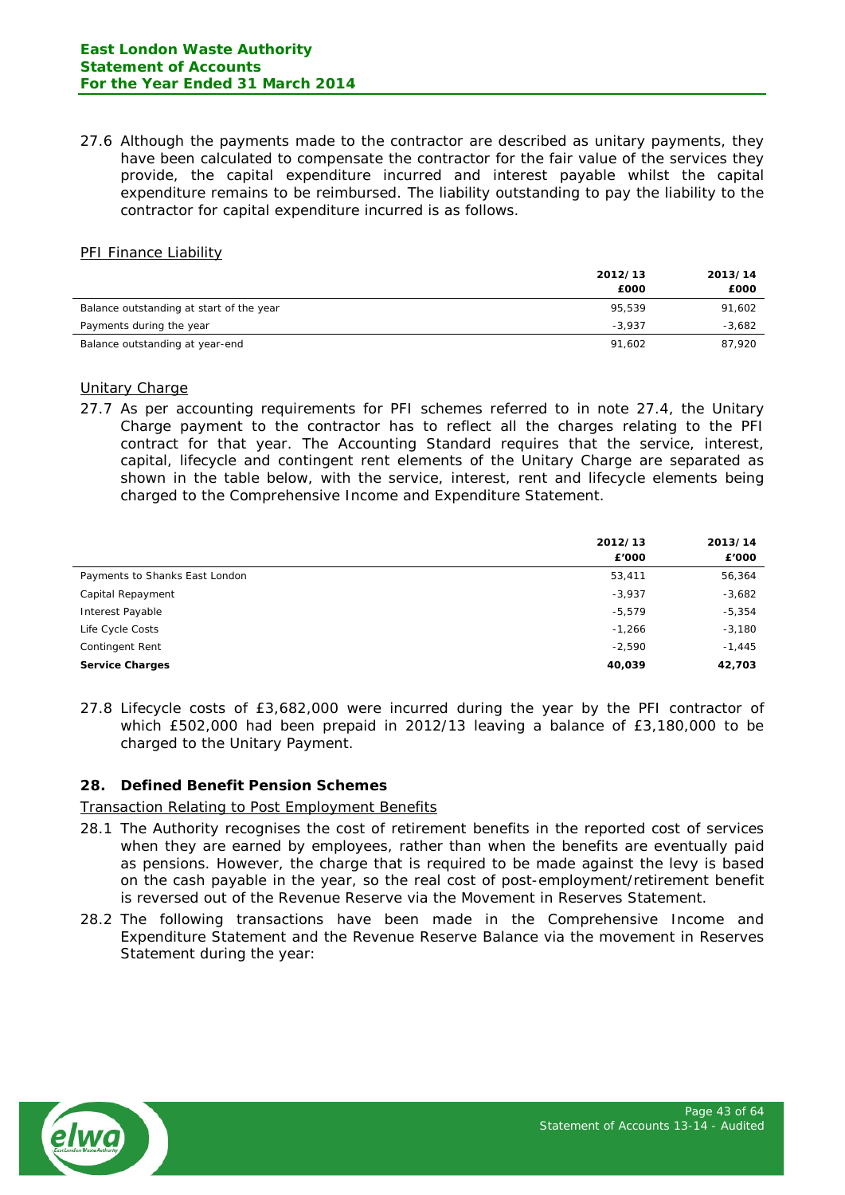27.6 Although the payments made to the contractor are described as unitary payments, they have been calculated to compensate the contractor for the fair value of the services they provide, the capital expenditure incurred and interest payable whilst the capital expenditure remains to be reimbursed. The liability outstanding to pay the liability to the contractor for capital expenditure incurred is as follows.

PFI Finance Liability

| | 2012/13 £000 | 2013/14 £000 |
|---|---|---|
| Balance outstanding at start of the year | 95,539 | 91,602 |
| Payments during the year | -3,937 | -3,682 |
| Balance outstanding at year-end | 91,602 | 87,920 |

Unitary Charge

27.7 As per accounting requirements for PFI schemes referred to in note 27.4, the Unitary Charge payment to the contractor has to reflect all the charges relating to the PFI contract for that year. The Accounting Standard requires that the service, interest, capital, lifecycle and contingent rent elements of the Unitary Charge are separated as shown in the table below, with the service, interest, rent and lifecycle elements being charged to the Comprehensive Income and Expenditure Statement.

| | 2012/13 £'000 | 2013/14 £'000 |
|---|---|---|
| Payments to Shanks East London | 53,411 | 56,364 |
| Capital Repayment | -3,937 | -3,682 |
| Interest Payable | -5,579 | -5,354 |
| Life Cycle Costs | -1,266 | -3,180 |
| Contingent Rent | -2,590 | -1,445 |
| **Service Charges** | **40,039** | **42,703** |

27.8 Lifecycle costs of £3,682,000 were incurred during the year by the PFI contractor of which £502,000 had been prepaid in 2012/13 leaving a balance of £3,180,000 to be charged to the Unitary Payment.

## 28. Defined Benefit Pension Schemes

Transaction Relating to Post Employment Benefits

28.1 The Authority recognises the cost of retirement benefits in the reported cost of services when they are earned by employees, rather than when the benefits are eventually paid as pensions. However, the charge that is required to be made against the levy is based on the cash payable in the year, so the real cost of post-employment/retirement benefit is reversed out of the Revenue Reserve via the Movement in Reserves Statement.

28.2 The following transactions have been made in the Comprehensive Income and Expenditure Statement and the Revenue Reserve Balance via the movement in Reserves Statement during the year: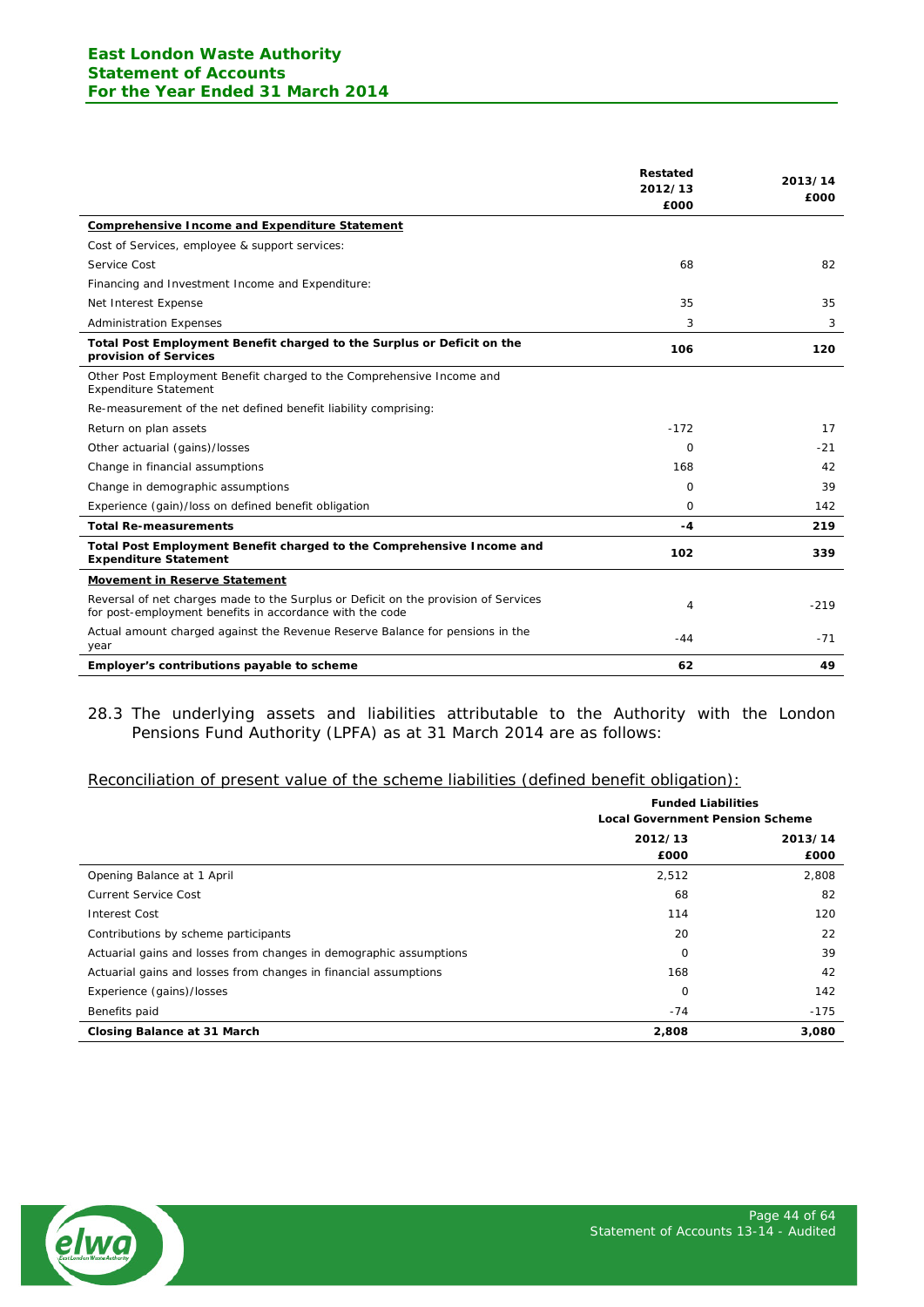| | Restated 2012/13 £000 | 2013/14 £000 |
|---|---|---|
| **Comprehensive Income and Expenditure Statement** | | |
| Cost of Services, employee & support services: | | |
| Service Cost | 68 | 82 |
| Financing and Investment Income and Expenditure: | | |
| Net Interest Expense | 35 | 35 |
| Administration Expenses | 3 | 3 |
| **Total Post Employment Benefit charged to the Surplus or Deficit on the provision of Services** | **106** | **120** |
| Other Post Employment Benefit charged to the Comprehensive Income and Expenditure Statement | | |
| Re-measurement of the net defined benefit liability comprising: | | |
| Return on plan assets | -172 | 17 |
| Other actuarial (gains)/losses | 0 | -21 |
| Change in financial assumptions | 168 | 42 |
| Change in demographic assumptions | 0 | 39 |
| Experience (gain)/loss on defined benefit obligation | 0 | 142 |
| **Total Re-measurements** | **-4** | **219** |
| **Total Post Employment Benefit charged to the Comprehensive Income and Expenditure Statement** | **102** | **339** |
| **Movement in Reserve Statement** | | |
| Reversal of net charges made to the Surplus or Deficit on the provision of Services for post-employment benefits in accordance with the code | 4 | -219 |
| Actual amount charged against the Revenue Reserve Balance for pensions in the year | -44 | -71 |
| **Employer's contributions payable to scheme** | **62** | **49** |

28.3 The underlying assets and liabilities attributable to the Authority with the London Pensions Fund Authority (LPFA) as at 31 March 2014 are as follows:

Reconciliation of present value of the scheme liabilities (defined benefit obligation):

| | Funded Liabilities Local Government Pension Scheme | |
|---|---|---|
| | 2012/13 £000 | 2013/14 £000 |
| Opening Balance at 1 April | 2,512 | 2,808 |
| Current Service Cost | 68 | 82 |
| Interest Cost | 114 | 120 |
| Contributions by scheme participants | 20 | 22 |
| Actuarial gains and losses from changes in demographic assumptions | 0 | 39 |
| Actuarial gains and losses from changes in financial assumptions | 168 | 42 |
| Experience (gains)/losses | 0 | 142 |
| Benefits paid | -74 | -175 |
| **Closing Balance at 31 March** | **2,808** | **3,080** |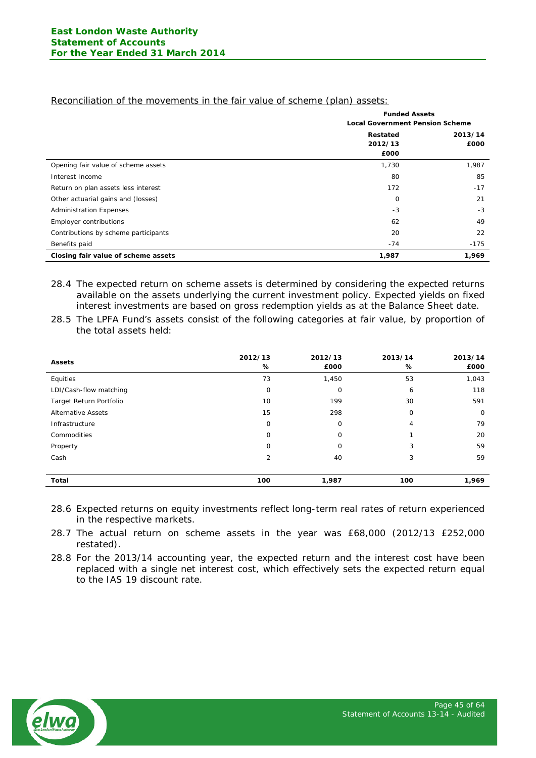Reconciliation of the movements in the fair value of scheme (plan) assets:

| | Funded Assets Local Government Pension Scheme | |
|---|---|---|
| | Restated 2012/13 £000 | 2013/14 £000 |
| Opening fair value of scheme assets | 1,730 | 1,987 |
| Interest Income | 80 | 85 |
| Return on plan assets less interest | 172 | -17 |
| Other actuarial gains and (losses) | 0 | 21 |
| Administration Expenses | -3 | -3 |
| Employer contributions | 62 | 49 |
| Contributions by scheme participants | 20 | 22 |
| Benefits paid | -74 | -175 |
| **Closing fair value of scheme assets** | **1,987** | **1,969** |

28.4 The expected return on scheme assets is determined by considering the expected returns available on the assets underlying the current investment policy. Expected yields on fixed interest investments are based on gross redemption yields as at the Balance Sheet date.

28.5 The LPFA Fund's assets consist of the following categories at fair value, by proportion of the total assets held:

| Assets | 2012/13 % | 2012/13 £000 | 2013/14 % | 2013/14 £000 |
|---|---|---|---|---|
| Equities | 73 | 1,450 | 53 | 1,043 |
| LDI/Cash-flow matching | 0 | 0 | 6 | 118 |
| Target Return Portfolio | 10 | 199 | 30 | 591 |
| Alternative Assets | 15 | 298 | 0 | 0 |
| Infrastructure | 0 | 0 | 4 | 79 |
| Commodities | 0 | 0 | 1 | 20 |
| Property | 0 | 0 | 3 | 59 |
| Cash | 2 | 40 | 3 | 59 |
| **Total** | **100** | **1,987** | **100** | **1,969** |

28.6 Expected returns on equity investments reflect long-term real rates of return experienced in the respective markets.

28.7 The actual return on scheme assets in the year was £68,000 (2012/13 £252,000 restated).

28.8 For the 2013/14 accounting year, the expected return and the interest cost have been replaced with a single net interest cost, which effectively sets the expected return equal to the IAS 19 discount rate.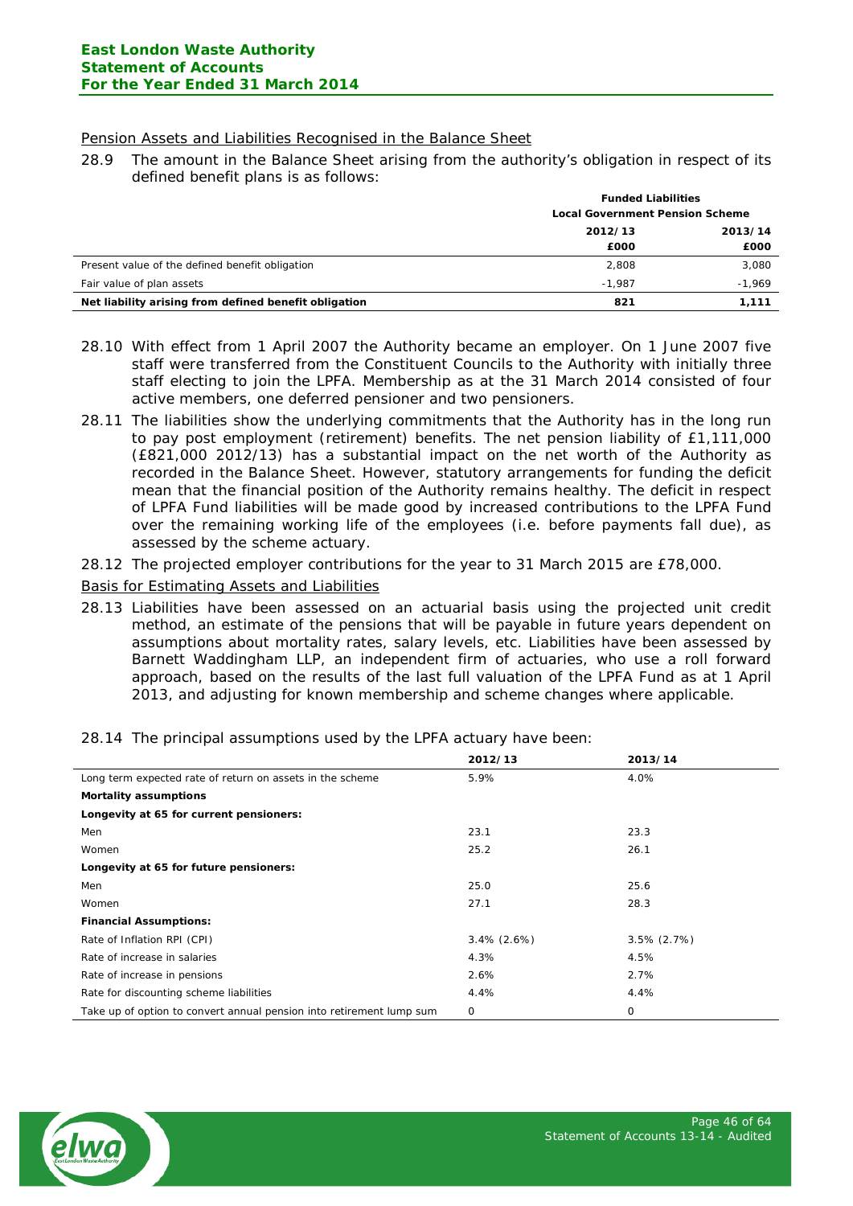Pension Assets and Liabilities Recognised in the Balance Sheet

28.9 The amount in the Balance Sheet arising from the authority's obligation in respect of its defined benefit plans is as follows:

| | Funded Liabilities | |
|---|---|---|
| | Local Government Pension Scheme | |
| | 2012/13 | 2013/14 |
| | £000 | £000 |
| Present value of the defined benefit obligation | 2,808 | 3,080 |
| Fair value of plan assets | -1,987 | -1,969 |
| **Net liability arising from defined benefit obligation** | **821** | **1,111** |

28.10 With effect from 1 April 2007 the Authority became an employer. On 1 June 2007 five staff were transferred from the Constituent Councils to the Authority with initially three staff electing to join the LPFA. Membership as at the 31 March 2014 consisted of four active members, one deferred pensioner and two pensioners.

28.11 The liabilities show the underlying commitments that the Authority has in the long run to pay post employment (retirement) benefits. The net pension liability of £1,111,000 (£821,000 2012/13) has a substantial impact on the net worth of the Authority as recorded in the Balance Sheet. However, statutory arrangements for funding the deficit mean that the financial position of the Authority remains healthy. The deficit in respect of LPFA Fund liabilities will be made good by increased contributions to the LPFA Fund over the remaining working life of the employees (i.e. before payments fall due), as assessed by the scheme actuary.

28.12 The projected employer contributions for the year to 31 March 2015 are £78,000.

Basis for Estimating Assets and Liabilities

28.13 Liabilities have been assessed on an actuarial basis using the projected unit credit method, an estimate of the pensions that will be payable in future years dependent on assumptions about mortality rates, salary levels, etc. Liabilities have been assessed by Barnett Waddingham LLP, an independent firm of actuaries, who use a roll forward approach, based on the results of the last full valuation of the LPFA Fund as at 1 April 2013, and adjusting for known membership and scheme changes where applicable.

28.14 The principal assumptions used by the LPFA actuary have been:

| | 2012/13 | 2013/14 |
|---|---|---|
| Long term expected rate of return on assets in the scheme | 5.9% | 4.0% |
| **Mortality assumptions** | | |
| **Longevity at 65 for current pensioners:** | | |
| Men | 23.1 | 23.3 |
| Women | 25.2 | 26.1 |
| **Longevity at 65 for future pensioners:** | | |
| Men | 25.0 | 25.6 |
| Women | 27.1 | 28.3 |
| **Financial Assumptions:** | | |
| Rate of Inflation RPI (CPI) | 3.4% (2.6%) | 3.5% (2.7%) |
| Rate of increase in salaries | 4.3% | 4.5% |
| Rate of increase in pensions | 2.6% | 2.7% |
| Rate for discounting scheme liabilities | 4.4% | 4.4% |
| Take up of option to convert annual pension into retirement lump sum | 0 | 0 |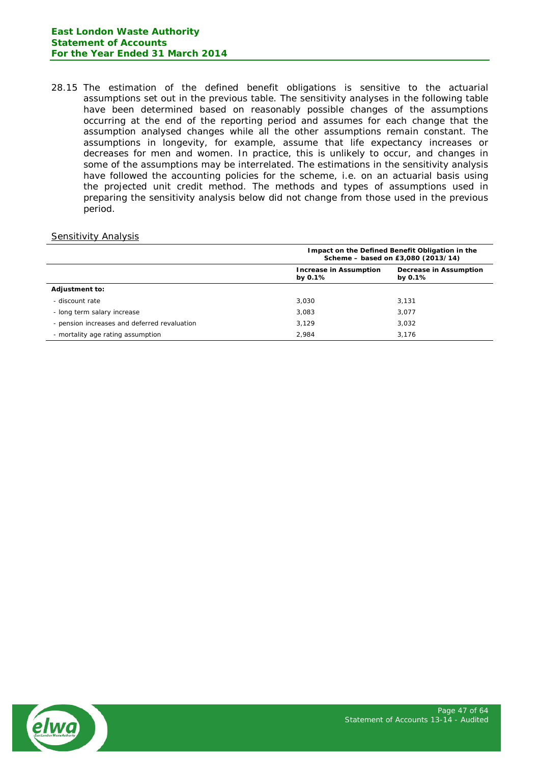28.15 The estimation of the defined benefit obligations is sensitive to the actuarial assumptions set out in the previous table. The sensitivity analyses in the following table have been determined based on reasonably possible changes of the assumptions occurring at the end of the reporting period and assumes for each change that the assumption analysed changes while all the other assumptions remain constant. The assumptions in longevity, for example, assume that life expectancy increases or decreases for men and women. In practice, this is unlikely to occur, and changes in some of the assumptions may be interrelated. The estimations in the sensitivity analysis have followed the accounting policies for the scheme, i.e. on an actuarial basis using the projected unit credit method. The methods and types of assumptions used in preparing the sensitivity analysis below did not change from those used in the previous period.

<u>Sensitivity Analysis</u>

| | **Impact on the Defined Benefit Obligation in the Scheme – based on £3,080 (2013/14)** | |
|---|---|---|
| | **Increase in Assumption by 0.1%** | **Decrease in Assumption by 0.1%** |
| **Adjustment to:** | | |
| - discount rate | 3,030 | 3,131 |
| - long term salary increase | 3,083 | 3,077 |
| - pension increases and deferred revaluation | 3,129 | 3,032 |
| - mortality age rating assumption | 2,984 | 3,176 |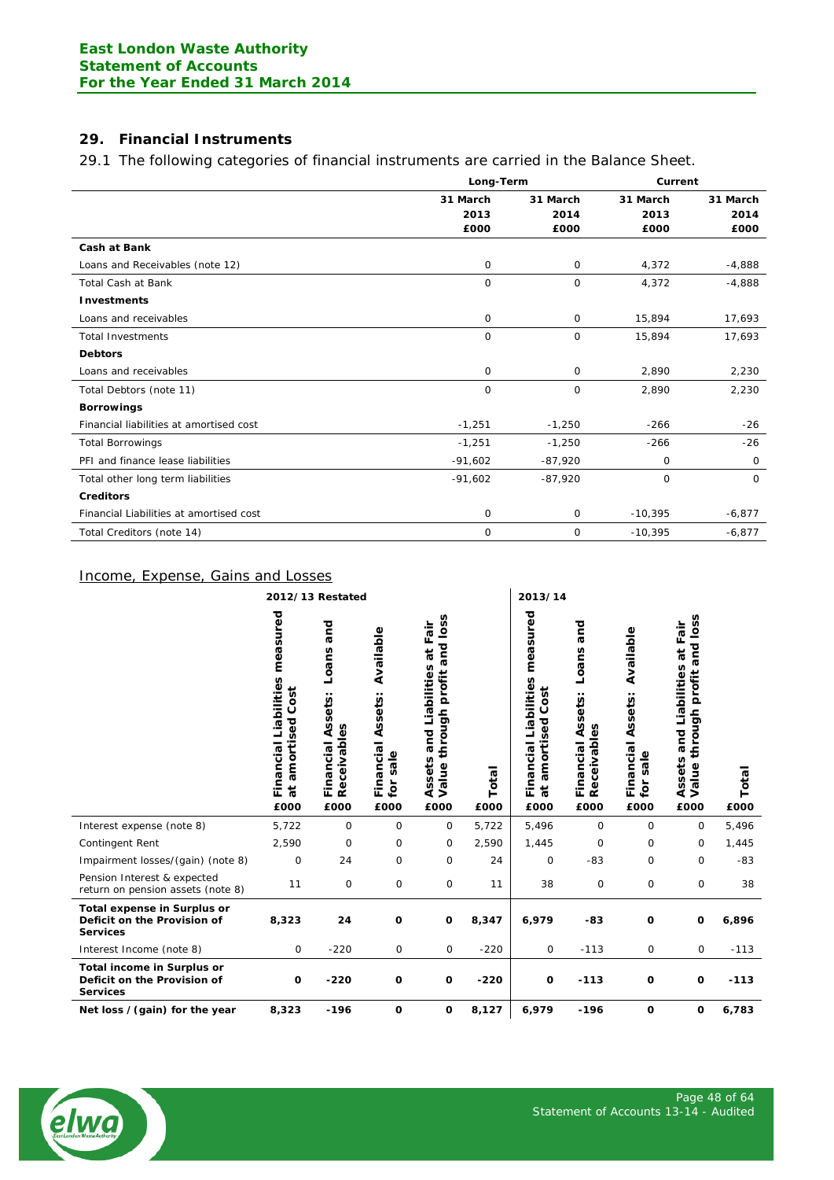## 29. Financial Instruments

29.1 The following categories of financial instruments are carried in the Balance Sheet.

| | Long-Term | | Current | |
|---|---|---|---|---|
| | 31 March 2013 £000 | 31 March 2014 £000 | 31 March 2013 £000 | 31 March 2014 £000 |
| **Cash at Bank** | | | | |
| Loans and Receivables (note 12) | 0 | 0 | 4,372 | -4,888 |
| Total Cash at Bank | 0 | 0 | 4,372 | -4,888 |
| **Investments** | | | | |
| Loans and receivables | 0 | 0 | 15,894 | 17,693 |
| Total Investments | 0 | 0 | 15,894 | 17,693 |
| **Debtors** | | | | |
| Loans and receivables | 0 | 0 | 2,890 | 2,230 |
| Total Debtors (note 11) | 0 | 0 | 2,890 | 2,230 |
| **Borrowings** | | | | |
| Financial liabilities at amortised cost | -1,251 | -1,250 | -266 | -26 |
| Total Borrowings | -1,251 | -1,250 | -266 | -26 |
| PFI and finance lease liabilities | -91,602 | -87,920 | 0 | 0 |
| Total other long term liabilities | -91,602 | -87,920 | 0 | 0 |
| **Creditors** | | | | |
| Financial Liabilities at amortised cost | 0 | 0 | -10,395 | -6,877 |
| Total Creditors (note 14) | 0 | 0 | -10,395 | -6,877 |

### Income, Expense, Gains and Losses

| | 2012/13 Restated | | | | | 2013/14 | | | | |
|---|---|---|---|---|---|---|---|---|---|---|
| | Financial Liabilities measured at amortised Cost £000 | Financial Assets: Loans and Receivables £000 | Financial Assets: Available for sale £000 | Assets and Liabilities at Fair Value through profit and loss £000 | Total £000 | Financial Liabilities measured at amortised Cost £000 | Financial Assets: Loans and Receivables £000 | Financial Assets: Available for sale £000 | Assets and Liabilities at Fair Value through profit and loss £000 | Total £000 |
| Interest expense (note 8) | 5,722 | 0 | 0 | 0 | 5,722 | 5,496 | 0 | 0 | 0 | 5,496 |
| Contingent Rent | 2,590 | 0 | 0 | 0 | 2,590 | 1,445 | 0 | 0 | 0 | 1,445 |
| Impairment losses/(gain) (note 8) | 0 | 24 | 0 | 0 | 24 | 0 | -83 | 0 | 0 | -83 |
| Pension Interest & expected return on pension assets (note 8) | 11 | 0 | 0 | 0 | 11 | 38 | 0 | 0 | 0 | 38 |
| **Total expense in Surplus or Deficit on the Provision of Services** | **8,323** | **24** | **0** | **0** | **8,347** | **6,979** | **-83** | **0** | **0** | **6,896** |
| Interest Income (note 8) | 0 | -220 | 0 | 0 | -220 | 0 | -113 | 0 | 0 | -113 |
| **Total income in Surplus or Deficit on the Provision of Services** | **0** | **-220** | **0** | **0** | **-220** | **0** | **-113** | **0** | **0** | **-113** |
| **Net loss / (gain) for the year** | **8,323** | **-196** | **0** | **0** | **8,127** | **6,979** | **-196** | **0** | **0** | **6,783** |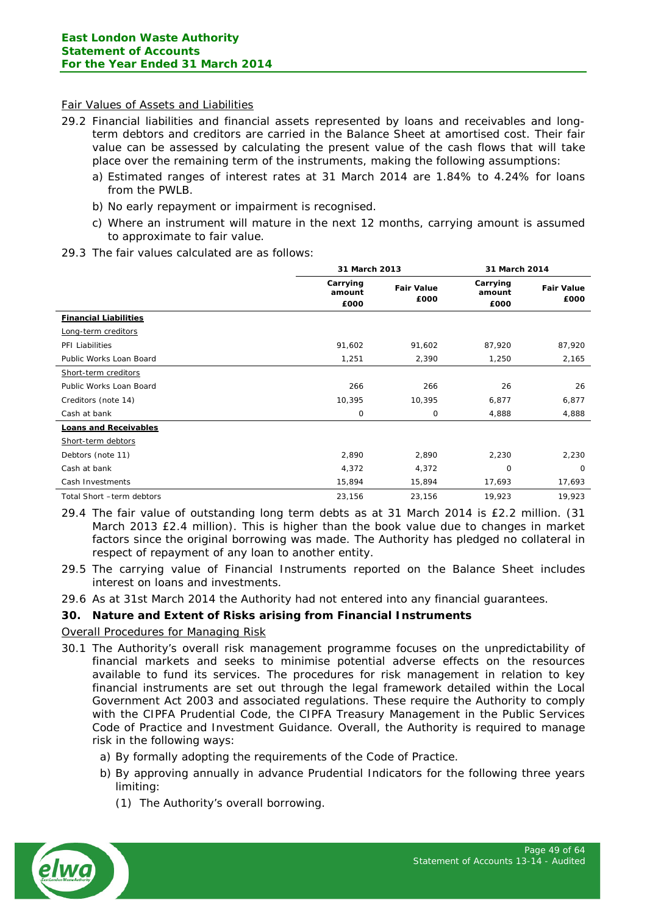Fair Values of Assets and Liabilities

29.2 Financial liabilities and financial assets represented by loans and receivables and long-term debtors and creditors are carried in the Balance Sheet at amortised cost. Their fair value can be assessed by calculating the present value of the cash flows that will take place over the remaining term of the instruments, making the following assumptions:

a) Estimated ranges of interest rates at 31 March 2014 are 1.84% to 4.24% for loans from the PWLB.

b) No early repayment or impairment is recognised.

c) Where an instrument will mature in the next 12 months, carrying amount is assumed to approximate to fair value.

29.3 The fair values calculated are as follows:

| | 31 March 2013 | | 31 March 2014 | |
|---|---|---|---|---|
| | Carrying amount £000 | Fair Value £000 | Carrying amount £000 | Fair Value £000 |
| **Financial Liabilities** | | | | |
| Long-term creditors | | | | |
| PFI Liabilities | 91,602 | 91,602 | 87,920 | 87,920 |
| Public Works Loan Board | 1,251 | 2,390 | 1,250 | 2,165 |
| Short-term creditors | | | | |
| Public Works Loan Board | 266 | 266 | 26 | 26 |
| Creditors (note 14) | 10,395 | 10,395 | 6,877 | 6,877 |
| Cash at bank | 0 | 0 | 4,888 | 4,888 |
| **Loans and Receivables** | | | | |
| Short-term debtors | | | | |
| Debtors (note 11) | 2,890 | 2,890 | 2,230 | 2,230 |
| Cash at bank | 4,372 | 4,372 | 0 | 0 |
| Cash Investments | 15,894 | 15,894 | 17,693 | 17,693 |
| Total Short –term debtors | 23,156 | 23,156 | 19,923 | 19,923 |

29.4 The fair value of outstanding long term debts as at 31 March 2014 is £2.2 million. (31 March 2013 £2.4 million). This is higher than the book value due to changes in market factors since the original borrowing was made. The Authority has pledged no collateral in respect of repayment of any loan to another entity.

29.5 The carrying value of Financial Instruments reported on the Balance Sheet includes interest on loans and investments.

29.6 As at 31st March 2014 the Authority had not entered into any financial guarantees.

## 30. Nature and Extent of Risks arising from Financial Instruments

Overall Procedures for Managing Risk

30.1 The Authority's overall risk management programme focuses on the unpredictability of financial markets and seeks to minimise potential adverse effects on the resources available to fund its services. The procedures for risk management in relation to key financial instruments are set out through the legal framework detailed within the Local Government Act 2003 and associated regulations. These require the Authority to comply with the CIPFA Prudential Code, the CIPFA Treasury Management in the Public Services Code of Practice and Investment Guidance. Overall, the Authority is required to manage risk in the following ways:

a) By formally adopting the requirements of the Code of Practice.

b) By approving annually in advance Prudential Indicators for the following three years limiting:

(1) The Authority's overall borrowing.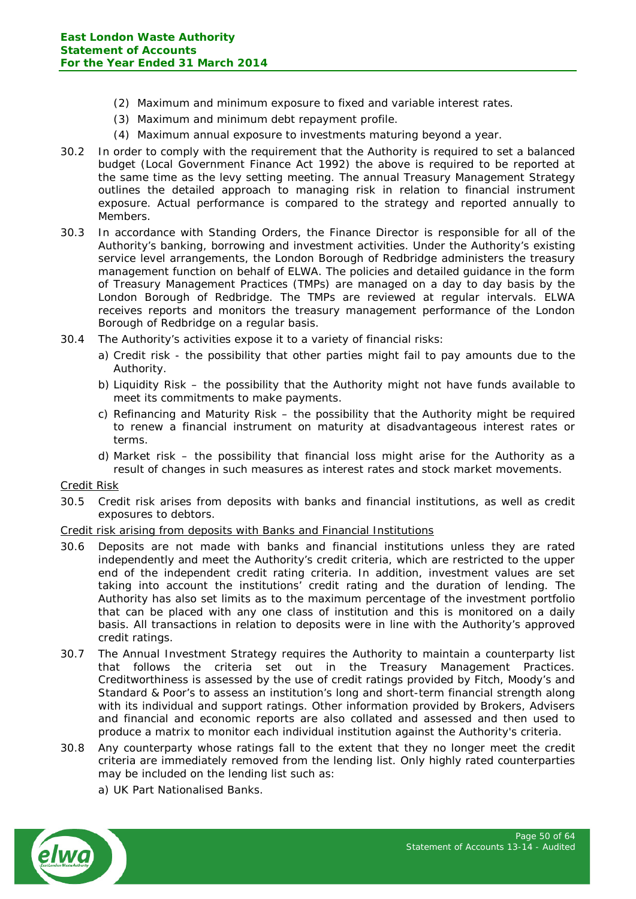(2) Maximum and minimum exposure to fixed and variable interest rates.

(3) Maximum and minimum debt repayment profile.

(4) Maximum annual exposure to investments maturing beyond a year.

30.2 In order to comply with the requirement that the Authority is required to set a balanced budget (Local Government Finance Act 1992) the above is required to be reported at the same time as the levy setting meeting. The annual Treasury Management Strategy outlines the detailed approach to managing risk in relation to financial instrument exposure. Actual performance is compared to the strategy and reported annually to Members.

30.3 In accordance with Standing Orders, the Finance Director is responsible for all of the Authority's banking, borrowing and investment activities. Under the Authority's existing service level arrangements, the London Borough of Redbridge administers the treasury management function on behalf of ELWA. The policies and detailed guidance in the form of Treasury Management Practices (TMPs) are managed on a day to day basis by the London Borough of Redbridge. The TMPs are reviewed at regular intervals. ELWA receives reports and monitors the treasury management performance of the London Borough of Redbridge on a regular basis.

30.4 The Authority's activities expose it to a variety of financial risks:

a) Credit risk - the possibility that other parties might fail to pay amounts due to the Authority.

b) Liquidity Risk – the possibility that the Authority might not have funds available to meet its commitments to make payments.

c) Refinancing and Maturity Risk – the possibility that the Authority might be required to renew a financial instrument on maturity at disadvantageous interest rates or terms.

d) Market risk – the possibility that financial loss might arise for the Authority as a result of changes in such measures as interest rates and stock market movements.

<u>Credit Risk</u>

30.5 Credit risk arises from deposits with banks and financial institutions, as well as credit exposures to debtors.

<u>Credit risk arising from deposits with Banks and Financial Institutions</u>

30.6 Deposits are not made with banks and financial institutions unless they are rated independently and meet the Authority's credit criteria, which are restricted to the upper end of the independent credit rating criteria. In addition, investment values are set taking into account the institutions' credit rating and the duration of lending. The Authority has also set limits as to the maximum percentage of the investment portfolio that can be placed with any one class of institution and this is monitored on a daily basis. All transactions in relation to deposits were in line with the Authority's approved credit ratings.

30.7 The Annual Investment Strategy requires the Authority to maintain a counterparty list that follows the criteria set out in the Treasury Management Practices. Creditworthiness is assessed by the use of credit ratings provided by Fitch, Moody's and Standard & Poor's to assess an institution's long and short-term financial strength along with its individual and support ratings. Other information provided by Brokers, Advisers and financial and economic reports are also collated and assessed and then used to produce a matrix to monitor each individual institution against the Authority's criteria.

30.8 Any counterparty whose ratings fall to the extent that they no longer meet the credit criteria are immediately removed from the lending list. Only highly rated counterparties may be included on the lending list such as:

a) UK Part Nationalised Banks.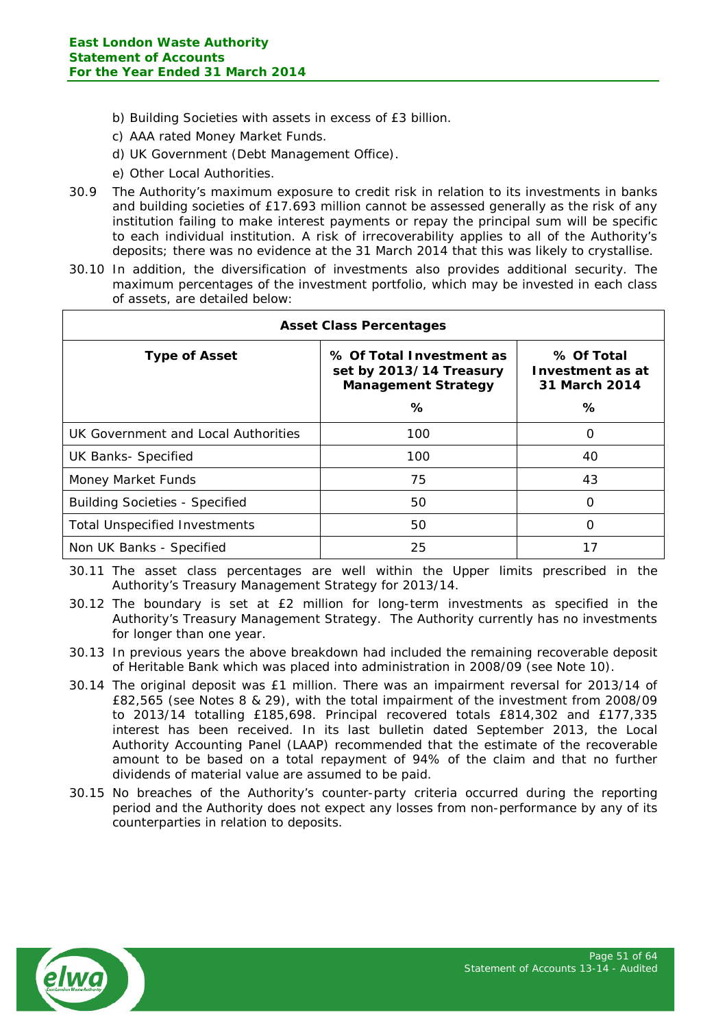b) Building Societies with assets in excess of £3 billion.

c) AAA rated Money Market Funds.

d) UK Government (Debt Management Office).

e) Other Local Authorities.

30.9 The Authority's maximum exposure to credit risk in relation to its investments in banks and building societies of £17.693 million cannot be assessed generally as the risk of any institution failing to make interest payments or repay the principal sum will be specific to each individual institution. A risk of irrecoverability applies to all of the Authority's deposits; there was no evidence at the 31 March 2014 that this was likely to crystallise.

30.10 In addition, the diversification of investments also provides additional security. The maximum percentages of the investment portfolio, which may be invested in each class of assets, are detailed below:

| Asset Class Percentages | | |
|---|---|---|
| **Type of Asset** | **% Of Total Investment as set by 2013/14 Treasury Management Strategy** | **% Of Total Investment as at 31 March 2014** |
| | **%** | **%** |
| UK Government and Local Authorities | 100 | 0 |
| UK Banks- Specified | 100 | 40 |
| Money Market Funds | 75 | 43 |
| Building Societies - Specified | 50 | 0 |
| Total Unspecified Investments | 50 | 0 |
| Non UK Banks - Specified | 25 | 17 |

30.11 The asset class percentages are well within the Upper limits prescribed in the Authority's Treasury Management Strategy for 2013/14.

30.12 The boundary is set at £2 million for long-term investments as specified in the Authority's Treasury Management Strategy. The Authority currently has no investments for longer than one year.

30.13 In previous years the above breakdown had included the remaining recoverable deposit of Heritable Bank which was placed into administration in 2008/09 (see Note 10).

30.14 The original deposit was £1 million. There was an impairment reversal for 2013/14 of £82,565 (see Notes 8 & 29), with the total impairment of the investment from 2008/09 to 2013/14 totalling £185,698. Principal recovered totals £814,302 and £177,335 interest has been received. In its last bulletin dated September 2013, the Local Authority Accounting Panel (LAAP) recommended that the estimate of the recoverable amount to be based on a total repayment of 94% of the claim and that no further dividends of material value are assumed to be paid.

30.15 No breaches of the Authority's counter-party criteria occurred during the reporting period and the Authority does not expect any losses from non-performance by any of its counterparties in relation to deposits.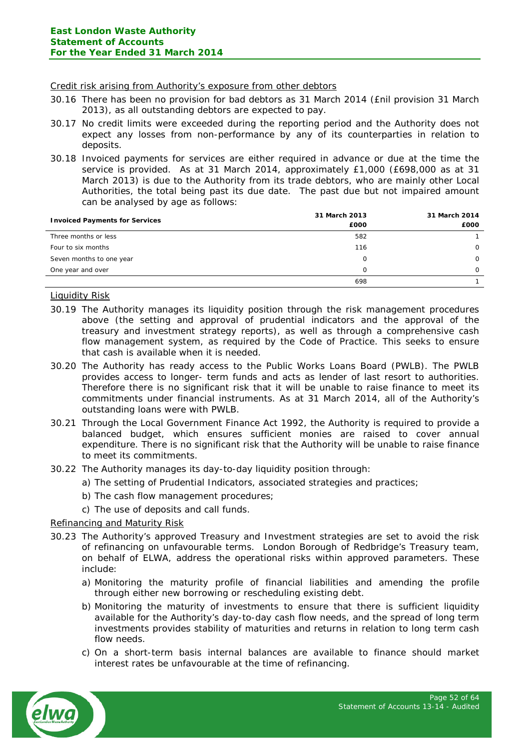Credit risk arising from Authority's exposure from other debtors

30.16 There has been no provision for bad debtors as 31 March 2014 (£nil provision 31 March 2013), as all outstanding debtors are expected to pay.

30.17 No credit limits were exceeded during the reporting period and the Authority does not expect any losses from non-performance by any of its counterparties in relation to deposits.

30.18 Invoiced payments for services are either required in advance or due at the time the service is provided. As at 31 March 2014, approximately £1,000 (£698,000 as at 31 March 2013) is due to the Authority from its trade debtors, who are mainly other Local Authorities, the total being past its due date. The past due but not impaired amount can be analysed by age as follows:

| Invoiced Payments for Services | 31 March 2013<br>£000 | 31 March 2014<br>£000 |
|---|---|---|
| Three months or less | 582 | 1 |
| Four to six months | 116 | 0 |
| Seven months to one year | 0 | 0 |
| One year and over | 0 | 0 |
| | 698 | 1 |

Liquidity Risk

30.19 The Authority manages its liquidity position through the risk management procedures above (the setting and approval of prudential indicators and the approval of the treasury and investment strategy reports), as well as through a comprehensive cash flow management system, as required by the Code of Practice. This seeks to ensure that cash is available when it is needed.

30.20 The Authority has ready access to the Public Works Loans Board (PWLB). The PWLB provides access to longer- term funds and acts as lender of last resort to authorities. Therefore there is no significant risk that it will be unable to raise finance to meet its commitments under financial instruments. As at 31 March 2014, all of the Authority's outstanding loans were with PWLB.

30.21 Through the Local Government Finance Act 1992, the Authority is required to provide a balanced budget, which ensures sufficient monies are raised to cover annual expenditure. There is no significant risk that the Authority will be unable to raise finance to meet its commitments.

30.22 The Authority manages its day-to-day liquidity position through:

a) The setting of Prudential Indicators, associated strategies and practices;

b) The cash flow management procedures;

c) The use of deposits and call funds.

Refinancing and Maturity Risk

30.23 The Authority's approved Treasury and Investment strategies are set to avoid the risk of refinancing on unfavourable terms. London Borough of Redbridge's Treasury team, on behalf of ELWA, address the operational risks within approved parameters. These include:

a) Monitoring the maturity profile of financial liabilities and amending the profile through either new borrowing or rescheduling existing debt.

b) Monitoring the maturity of investments to ensure that there is sufficient liquidity available for the Authority's day-to-day cash flow needs, and the spread of long term investments provides stability of maturities and returns in relation to long term cash flow needs.

c) On a short-term basis internal balances are available to finance should market interest rates be unfavourable at the time of refinancing.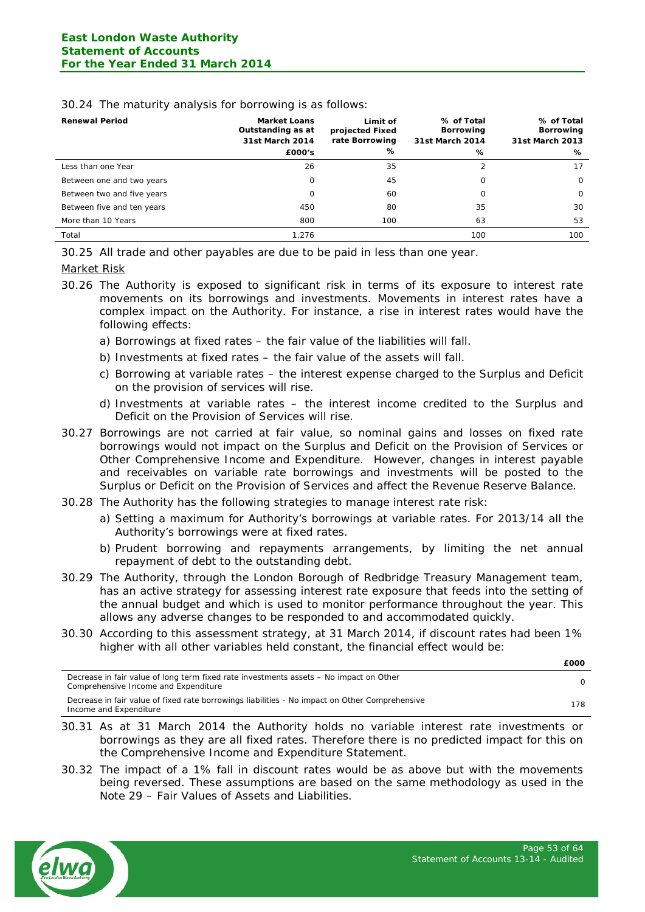30.24 The maturity analysis for borrowing is as follows:

| Renewal Period | Market Loans Outstanding as at 31st March 2014 £000's | Limit of projected Fixed rate Borrowing % | % of Total Borrowing 31st March 2014 % | % of Total Borrowing 31st March 2013 % |
|---|---|---|---|---|
| Less than one Year | 26 | 35 | 2 | 17 |
| Between one and two years | 0 | 45 | 0 | 0 |
| Between two and five years | 0 | 60 | 0 | 0 |
| Between five and ten years | 450 | 80 | 35 | 30 |
| More than 10 Years | 800 | 100 | 63 | 53 |
| Total | 1,276 | | 100 | 100 |

30.25 All trade and other payables are due to be paid in less than one year.

Market Risk

30.26 The Authority is exposed to significant risk in terms of its exposure to interest rate movements on its borrowings and investments. Movements in interest rates have a complex impact on the Authority. For instance, a rise in interest rates would have the following effects:

a) Borrowings at fixed rates – the fair value of the liabilities will fall.

b) Investments at fixed rates – the fair value of the assets will fall.

c) Borrowing at variable rates – the interest expense charged to the Surplus and Deficit on the provision of services will rise.

d) Investments at variable rates – the interest income credited to the Surplus and Deficit on the Provision of Services will rise.

30.27 Borrowings are not carried at fair value, so nominal gains and losses on fixed rate borrowings would not impact on the Surplus and Deficit on the Provision of Services or Other Comprehensive Income and Expenditure. However, changes in interest payable and receivables on variable rate borrowings and investments will be posted to the Surplus or Deficit on the Provision of Services and affect the Revenue Reserve Balance.

30.28 The Authority has the following strategies to manage interest rate risk:

a) Setting a maximum for Authority's borrowings at variable rates. For 2013/14 all the Authority's borrowings were at fixed rates.

b) Prudent borrowing and repayments arrangements, by limiting the net annual repayment of debt to the outstanding debt.

30.29 The Authority, through the London Borough of Redbridge Treasury Management team, has an active strategy for assessing interest rate exposure that feeds into the setting of the annual budget and which is used to monitor performance throughout the year. This allows any adverse changes to be responded to and accommodated quickly.

30.30 According to this assessment strategy, at 31 March 2014, if discount rates had been 1% higher with all other variables held constant, the financial effect would be:

| | £000 |
|---|---|
| Decrease in fair value of long term fixed rate investments assets – No impact on Other Comprehensive Income and Expenditure | 0 |
| Decrease in fair value of fixed rate borrowings liabilities - No impact on Other Comprehensive Income and Expenditure | 178 |

30.31 As at 31 March 2014 the Authority holds no variable interest rate investments or borrowings as they are all fixed rates. Therefore there is no predicted impact for this on the Comprehensive Income and Expenditure Statement.

30.32 The impact of a 1% fall in discount rates would be as above but with the movements being reversed. These assumptions are based on the same methodology as used in the Note 29 – Fair Values of Assets and Liabilities.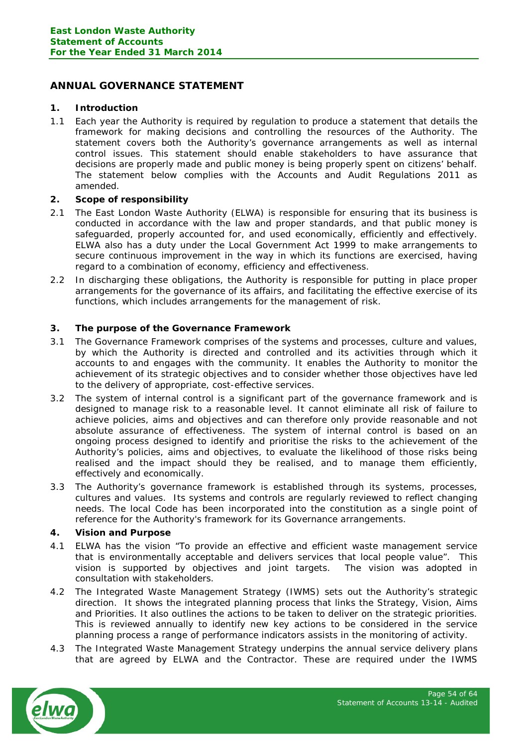## ANNUAL GOVERNANCE STATEMENT

### 1. Introduction

1.1 Each year the Authority is required by regulation to produce a statement that details the framework for making decisions and controlling the resources of the Authority. The statement covers both the Authority's governance arrangements as well as internal control issues. This statement should enable stakeholders to have assurance that decisions are properly made and public money is being properly spent on citizens' behalf. The statement below complies with the Accounts and Audit Regulations 2011 as amended.

### 2. Scope of responsibility

2.1 The East London Waste Authority (ELWA) is responsible for ensuring that its business is conducted in accordance with the law and proper standards, and that public money is safeguarded, properly accounted for, and used economically, efficiently and effectively. ELWA also has a duty under the Local Government Act 1999 to make arrangements to secure continuous improvement in the way in which its functions are exercised, having regard to a combination of economy, efficiency and effectiveness.

2.2 In discharging these obligations, the Authority is responsible for putting in place proper arrangements for the governance of its affairs, and facilitating the effective exercise of its functions, which includes arrangements for the management of risk.

### 3. The purpose of the Governance Framework

3.1 The Governance Framework comprises of the systems and processes, culture and values, by which the Authority is directed and controlled and its activities through which it accounts to and engages with the community. It enables the Authority to monitor the achievement of its strategic objectives and to consider whether those objectives have led to the delivery of appropriate, cost-effective services.

3.2 The system of internal control is a significant part of the governance framework and is designed to manage risk to a reasonable level. It cannot eliminate all risk of failure to achieve policies, aims and objectives and can therefore only provide reasonable and not absolute assurance of effectiveness. The system of internal control is based on an ongoing process designed to identify and prioritise the risks to the achievement of the Authority's policies, aims and objectives, to evaluate the likelihood of those risks being realised and the impact should they be realised, and to manage them efficiently, effectively and economically.

3.3 The Authority's governance framework is established through its systems, processes, cultures and values. Its systems and controls are regularly reviewed to reflect changing needs. The local Code has been incorporated into the constitution as a single point of reference for the Authority's framework for its Governance arrangements.

### 4. Vision and Purpose

4.1 ELWA has the vision "To provide an effective and efficient waste management service that is environmentally acceptable and delivers services that local people value". This vision is supported by objectives and joint targets. The vision was adopted in consultation with stakeholders.

4.2 The Integrated Waste Management Strategy (IWMS) sets out the Authority's strategic direction. It shows the integrated planning process that links the Strategy, Vision, Aims and Priorities. It also outlines the actions to be taken to deliver on the strategic priorities. This is reviewed annually to identify new key actions to be considered in the service planning process a range of performance indicators assists in the monitoring of activity.

4.3 The Integrated Waste Management Strategy underpins the annual service delivery plans that are agreed by ELWA and the Contractor. These are required under the IWMS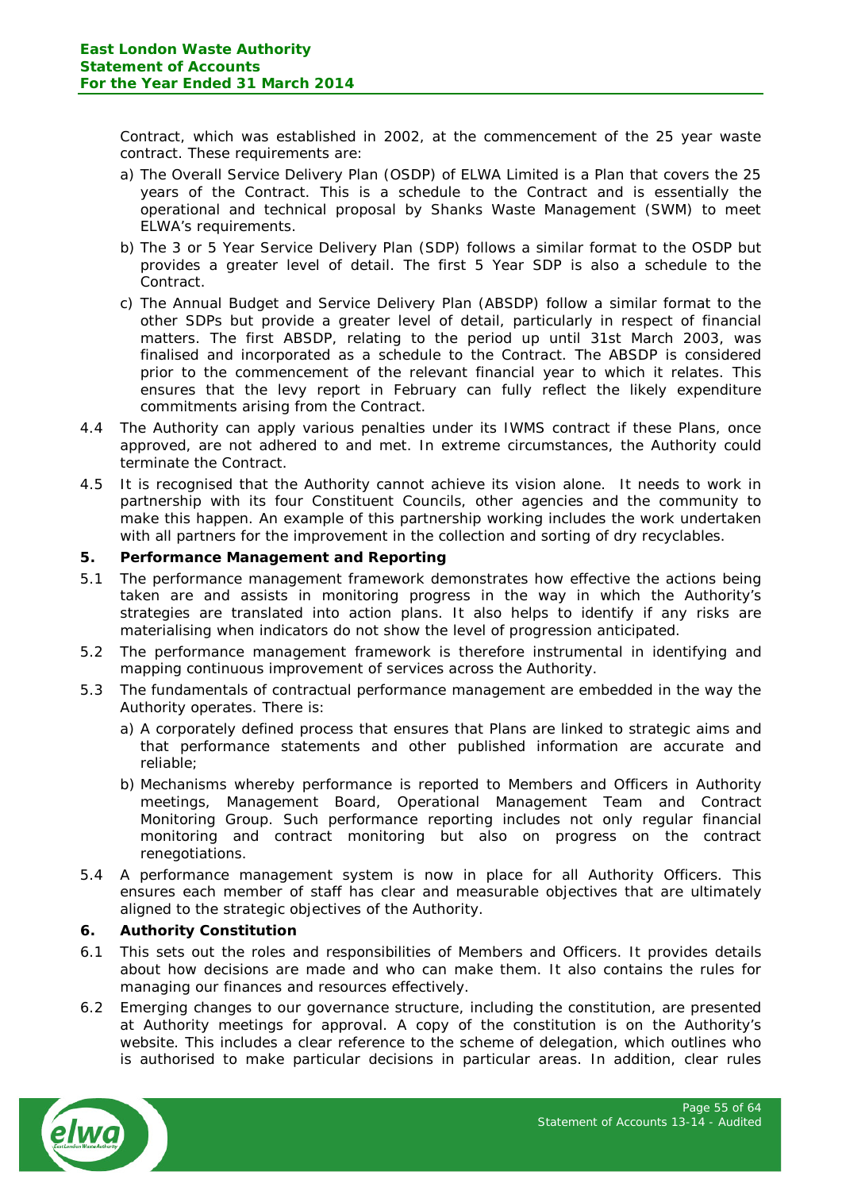Contract, which was established in 2002, at the commencement of the 25 year waste contract. These requirements are:

a) The Overall Service Delivery Plan (OSDP) of ELWA Limited is a Plan that covers the 25 years of the Contract. This is a schedule to the Contract and is essentially the operational and technical proposal by Shanks Waste Management (SWM) to meet ELWA's requirements.

b) The 3 or 5 Year Service Delivery Plan (SDP) follows a similar format to the OSDP but provides a greater level of detail. The first 5 Year SDP is also a schedule to the Contract.

c) The Annual Budget and Service Delivery Plan (ABSDP) follow a similar format to the other SDPs but provide a greater level of detail, particularly in respect of financial matters. The first ABSDP, relating to the period up until 31st March 2003, was finalised and incorporated as a schedule to the Contract. The ABSDP is considered prior to the commencement of the relevant financial year to which it relates. This ensures that the levy report in February can fully reflect the likely expenditure commitments arising from the Contract.

4.4 The Authority can apply various penalties under its IWMS contract if these Plans, once approved, are not adhered to and met. In extreme circumstances, the Authority could terminate the Contract.

4.5 It is recognised that the Authority cannot achieve its vision alone. It needs to work in partnership with its four Constituent Councils, other agencies and the community to make this happen. An example of this partnership working includes the work undertaken with all partners for the improvement in the collection and sorting of dry recyclables.

**5. Performance Management and Reporting**

5.1 The performance management framework demonstrates how effective the actions being taken are and assists in monitoring progress in the way in which the Authority's strategies are translated into action plans. It also helps to identify if any risks are materialising when indicators do not show the level of progression anticipated.

5.2 The performance management framework is therefore instrumental in identifying and mapping continuous improvement of services across the Authority.

5.3 The fundamentals of contractual performance management are embedded in the way the Authority operates. There is:

a) A corporately defined process that ensures that Plans are linked to strategic aims and that performance statements and other published information are accurate and reliable;

b) Mechanisms whereby performance is reported to Members and Officers in Authority meetings, Management Board, Operational Management Team and Contract Monitoring Group. Such performance reporting includes not only regular financial monitoring and contract monitoring but also on progress on the contract renegotiations.

5.4 A performance management system is now in place for all Authority Officers. This ensures each member of staff has clear and measurable objectives that are ultimately aligned to the strategic objectives of the Authority.

**6. Authority Constitution**

6.1 This sets out the roles and responsibilities of Members and Officers. It provides details about how decisions are made and who can make them. It also contains the rules for managing our finances and resources effectively.

6.2 Emerging changes to our governance structure, including the constitution, are presented at Authority meetings for approval. A copy of the constitution is on the Authority's website. This includes a clear reference to the scheme of delegation, which outlines who is authorised to make particular decisions in particular areas. In addition, clear rules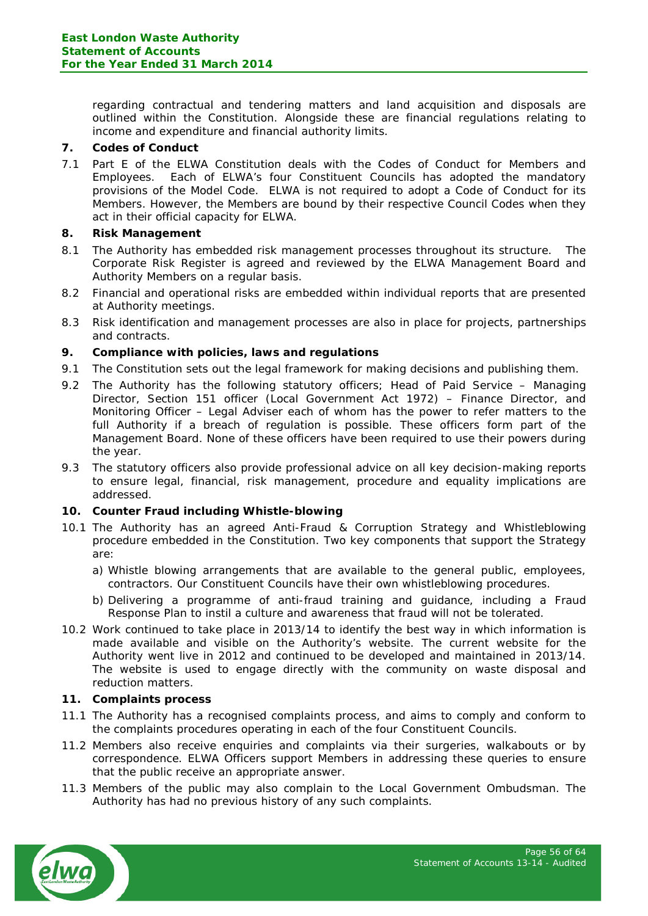regarding contractual and tendering matters and land acquisition and disposals are outlined within the Constitution. Alongside these are financial regulations relating to income and expenditure and financial authority limits.

**7. Codes of Conduct**

7.1 Part E of the ELWA Constitution deals with the Codes of Conduct for Members and Employees. Each of ELWA's four Constituent Councils has adopted the mandatory provisions of the Model Code. ELWA is not required to adopt a Code of Conduct for its Members. However, the Members are bound by their respective Council Codes when they act in their official capacity for ELWA.

**8. Risk Management**

8.1 The Authority has embedded risk management processes throughout its structure. The Corporate Risk Register is agreed and reviewed by the ELWA Management Board and Authority Members on a regular basis.

8.2 Financial and operational risks are embedded within individual reports that are presented at Authority meetings.

8.3 Risk identification and management processes are also in place for projects, partnerships and contracts.

**9. Compliance with policies, laws and regulations**

9.1 The Constitution sets out the legal framework for making decisions and publishing them.

9.2 The Authority has the following statutory officers; Head of Paid Service – Managing Director, Section 151 officer (Local Government Act 1972) – Finance Director, and Monitoring Officer – Legal Adviser each of whom has the power to refer matters to the full Authority if a breach of regulation is possible. These officers form part of the Management Board. None of these officers have been required to use their powers during the year.

9.3 The statutory officers also provide professional advice on all key decision-making reports to ensure legal, financial, risk management, procedure and equality implications are addressed.

**10. Counter Fraud including Whistle-blowing**

10.1 The Authority has an agreed Anti-Fraud & Corruption Strategy and Whistleblowing procedure embedded in the Constitution. Two key components that support the Strategy are:

a) Whistle blowing arrangements that are available to the general public, employees, contractors. Our Constituent Councils have their own whistleblowing procedures.

b) Delivering a programme of anti-fraud training and guidance, including a Fraud Response Plan to instil a culture and awareness that fraud will not be tolerated.

10.2 Work continued to take place in 2013/14 to identify the best way in which information is made available and visible on the Authority's website. The current website for the Authority went live in 2012 and continued to be developed and maintained in 2013/14. The website is used to engage directly with the community on waste disposal and reduction matters.

**11. Complaints process**

11.1 The Authority has a recognised complaints process, and aims to comply and conform to the complaints procedures operating in each of the four Constituent Councils.

11.2 Members also receive enquiries and complaints via their surgeries, walkabouts or by correspondence. ELWA Officers support Members in addressing these queries to ensure that the public receive an appropriate answer.

11.3 Members of the public may also complain to the Local Government Ombudsman. The Authority has had no previous history of any such complaints.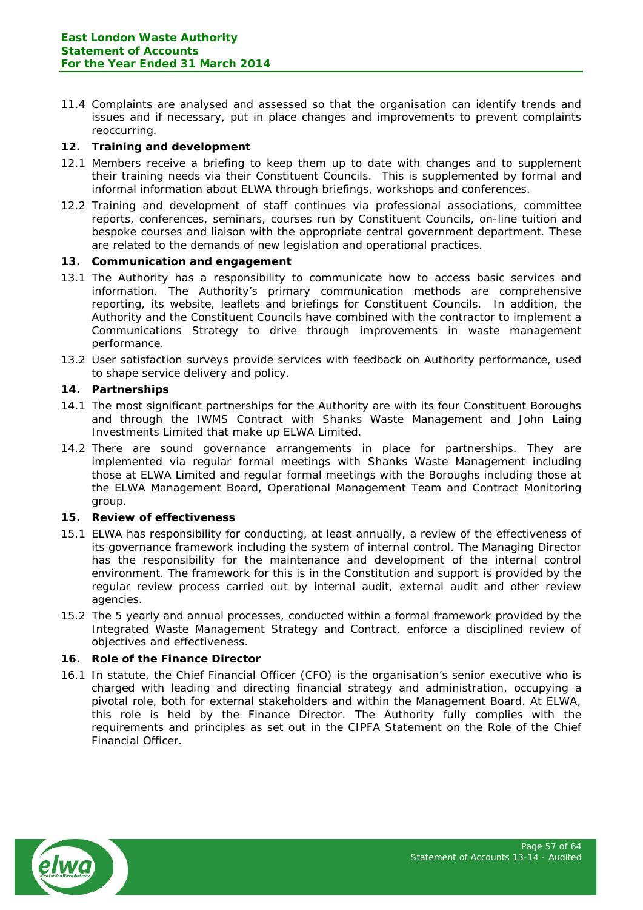11.4 Complaints are analysed and assessed so that the organisation can identify trends and issues and if necessary, put in place changes and improvements to prevent complaints reoccurring.

## 12. Training and development

12.1 Members receive a briefing to keep them up to date with changes and to supplement their training needs via their Constituent Councils. This is supplemented by formal and informal information about ELWA through briefings, workshops and conferences.

12.2 Training and development of staff continues via professional associations, committee reports, conferences, seminars, courses run by Constituent Councils, on-line tuition and bespoke courses and liaison with the appropriate central government department. These are related to the demands of new legislation and operational practices.

## 13. Communication and engagement

13.1 The Authority has a responsibility to communicate how to access basic services and information. The Authority's primary communication methods are comprehensive reporting, its website, leaflets and briefings for Constituent Councils. In addition, the Authority and the Constituent Councils have combined with the contractor to implement a Communications Strategy to drive through improvements in waste management performance.

13.2 User satisfaction surveys provide services with feedback on Authority performance, used to shape service delivery and policy.

## 14. Partnerships

14.1 The most significant partnerships for the Authority are with its four Constituent Boroughs and through the IWMS Contract with Shanks Waste Management and John Laing Investments Limited that make up ELWA Limited.

14.2 There are sound governance arrangements in place for partnerships. They are implemented via regular formal meetings with Shanks Waste Management including those at ELWA Limited and regular formal meetings with the Boroughs including those at the ELWA Management Board, Operational Management Team and Contract Monitoring group.

## 15. Review of effectiveness

15.1 ELWA has responsibility for conducting, at least annually, a review of the effectiveness of its governance framework including the system of internal control. The Managing Director has the responsibility for the maintenance and development of the internal control environment. The framework for this is in the Constitution and support is provided by the regular review process carried out by internal audit, external audit and other review agencies.

15.2 The 5 yearly and annual processes, conducted within a formal framework provided by the Integrated Waste Management Strategy and Contract, enforce a disciplined review of objectives and effectiveness.

## 16. Role of the Finance Director

16.1 In statute, the Chief Financial Officer (CFO) is the organisation's senior executive who is charged with leading and directing financial strategy and administration, occupying a pivotal role, both for external stakeholders and within the Management Board. At ELWA, this role is held by the Finance Director. The Authority fully complies with the requirements and principles as set out in the CIPFA Statement on the Role of the Chief Financial Officer.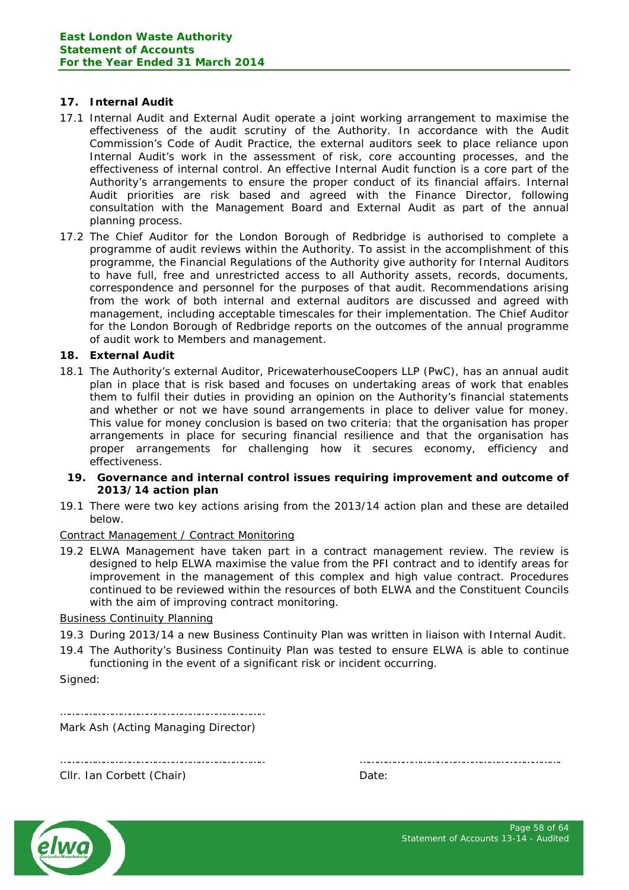## 17. Internal Audit

17.1 Internal Audit and External Audit operate a joint working arrangement to maximise the effectiveness of the audit scrutiny of the Authority. In accordance with the Audit Commission's Code of Audit Practice, the external auditors seek to place reliance upon Internal Audit's work in the assessment of risk, core accounting processes, and the effectiveness of internal control. An effective Internal Audit function is a core part of the Authority's arrangements to ensure the proper conduct of its financial affairs. Internal Audit priorities are risk based and agreed with the Finance Director, following consultation with the Management Board and External Audit as part of the annual planning process.

17.2 The Chief Auditor for the London Borough of Redbridge is authorised to complete a programme of audit reviews within the Authority. To assist in the accomplishment of this programme, the Financial Regulations of the Authority give authority for Internal Auditors to have full, free and unrestricted access to all Authority assets, records, documents, correspondence and personnel for the purposes of that audit. Recommendations arising from the work of both internal and external auditors are discussed and agreed with management, including acceptable timescales for their implementation. The Chief Auditor for the London Borough of Redbridge reports on the outcomes of the annual programme of audit work to Members and management.

## 18. External Audit

18.1 The Authority's external Auditor, PricewaterhouseCoopers LLP (PwC), has an annual audit plan in place that is risk based and focuses on undertaking areas of work that enables them to fulfil their duties in providing an opinion on the Authority's financial statements and whether or not we have sound arrangements in place to deliver value for money. This value for money conclusion is based on two criteria: that the organisation has proper arrangements in place for securing financial resilience and that the organisation has proper arrangements for challenging how it secures economy, efficiency and effectiveness.

## 19. Governance and internal control issues requiring improvement and outcome of 2013/14 action plan

19.1 There were two key actions arising from the 2013/14 action plan and these are detailed below.

Contract Management / Contract Monitoring

19.2 ELWA Management have taken part in a contract management review. The review is designed to help ELWA maximise the value from the PFI contract and to identify areas for improvement in the management of this complex and high value contract. Procedures continued to be reviewed within the resources of both ELWA and the Constituent Councils with the aim of improving contract monitoring.

Business Continuity Planning

19.3 During 2013/14 a new Business Continuity Plan was written in liaison with Internal Audit.

19.4 The Authority's Business Continuity Plan was tested to ensure ELWA is able to continue functioning in the event of a significant risk or incident occurring.

Signed:

………………………………………………………

Mark Ash (Acting Managing Director)

……………………………………………………… ………………………………………………………

Cllr. Ian Corbett (Chair) Date: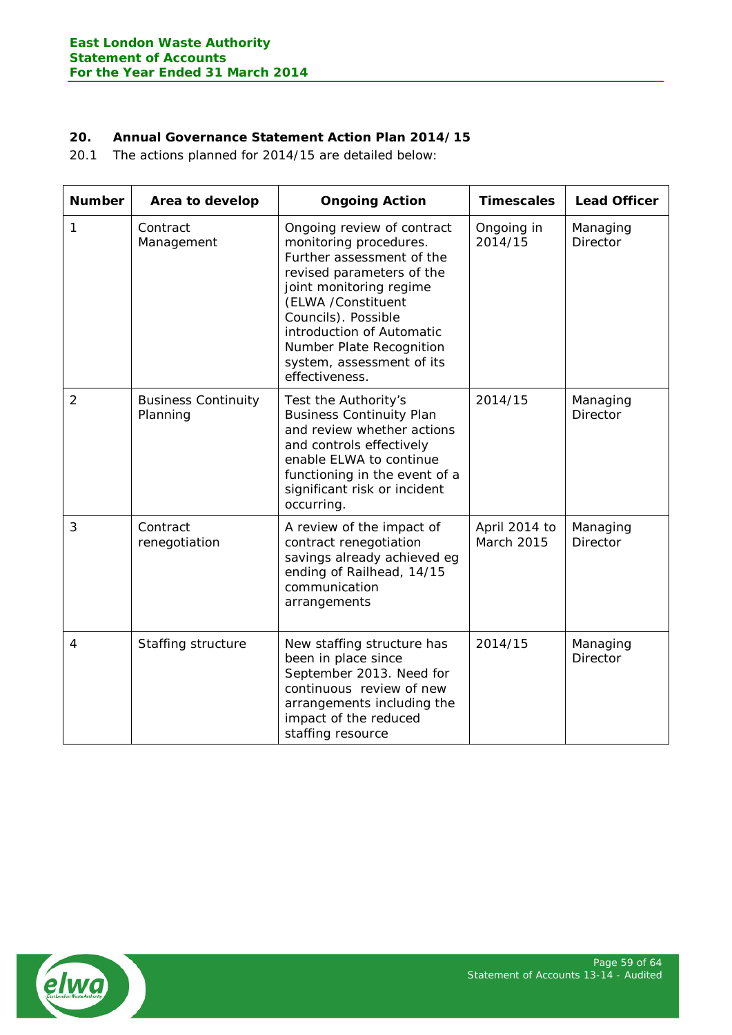## 20. Annual Governance Statement Action Plan 2014/15

20.1 The actions planned for 2014/15 are detailed below:

| Number | Area to develop | Ongoing Action | Timescales | Lead Officer |
|---|---|---|---|---|
| 1 | Contract Management | Ongoing review of contract monitoring procedures. Further assessment of the revised parameters of the joint monitoring regime (ELWA /Constituent Councils). Possible introduction of Automatic Number Plate Recognition system, assessment of its effectiveness. | Ongoing in 2014/15 | Managing Director |
| 2 | Business Continuity Planning | Test the Authority's Business Continuity Plan and review whether actions and controls effectively enable ELWA to continue functioning in the event of a significant risk or incident occurring. | 2014/15 | Managing Director |
| 3 | Contract renegotiation | A review of the impact of contract renegotiation savings already achieved eg ending of Railhead, 14/15 communication arrangements | April 2014 to March 2015 | Managing Director |
| 4 | Staffing structure | New staffing structure has been in place since September 2013. Need for continuous review of new arrangements including the impact of the reduced staffing resource | 2014/15 | Managing Director |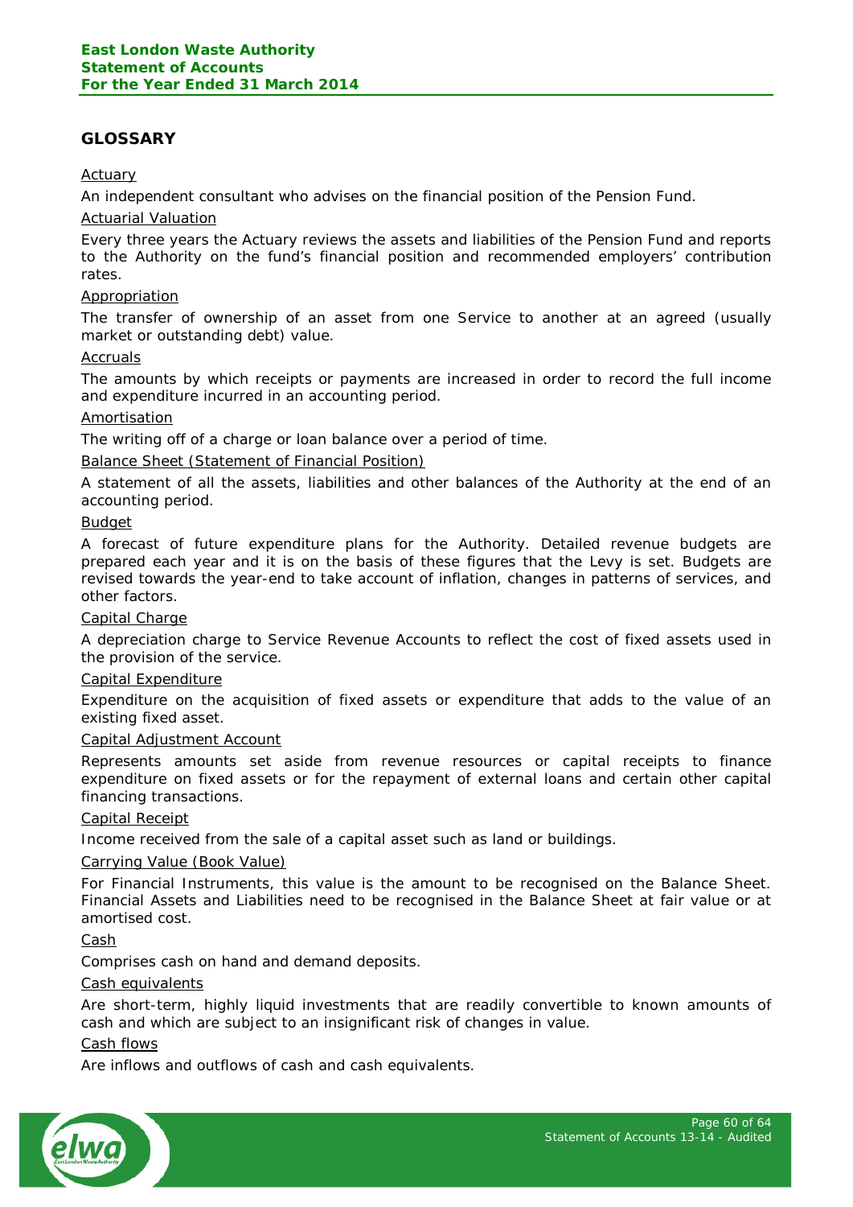## GLOSSARY

Actuary

An independent consultant who advises on the financial position of the Pension Fund.

Actuarial Valuation

Every three years the Actuary reviews the assets and liabilities of the Pension Fund and reports to the Authority on the fund's financial position and recommended employers' contribution rates.

Appropriation

The transfer of ownership of an asset from one Service to another at an agreed (usually market or outstanding debt) value.

Accruals

The amounts by which receipts or payments are increased in order to record the full income and expenditure incurred in an accounting period.

Amortisation

The writing off of a charge or loan balance over a period of time.

Balance Sheet (Statement of Financial Position)

A statement of all the assets, liabilities and other balances of the Authority at the end of an accounting period.

Budget

A forecast of future expenditure plans for the Authority. Detailed revenue budgets are prepared each year and it is on the basis of these figures that the Levy is set. Budgets are revised towards the year-end to take account of inflation, changes in patterns of services, and other factors.

Capital Charge

A depreciation charge to Service Revenue Accounts to reflect the cost of fixed assets used in the provision of the service.

Capital Expenditure

Expenditure on the acquisition of fixed assets or expenditure that adds to the value of an existing fixed asset.

Capital Adjustment Account

Represents amounts set aside from revenue resources or capital receipts to finance expenditure on fixed assets or for the repayment of external loans and certain other capital financing transactions.

Capital Receipt

Income received from the sale of a capital asset such as land or buildings.

Carrying Value (Book Value)

For Financial Instruments, this value is the amount to be recognised on the Balance Sheet. Financial Assets and Liabilities need to be recognised in the Balance Sheet at fair value or at amortised cost.

Cash

Comprises cash on hand and demand deposits.

Cash equivalents

Are short-term, highly liquid investments that are readily convertible to known amounts of cash and which are subject to an insignificant risk of changes in value.

Cash flows

Are inflows and outflows of cash and cash equivalents.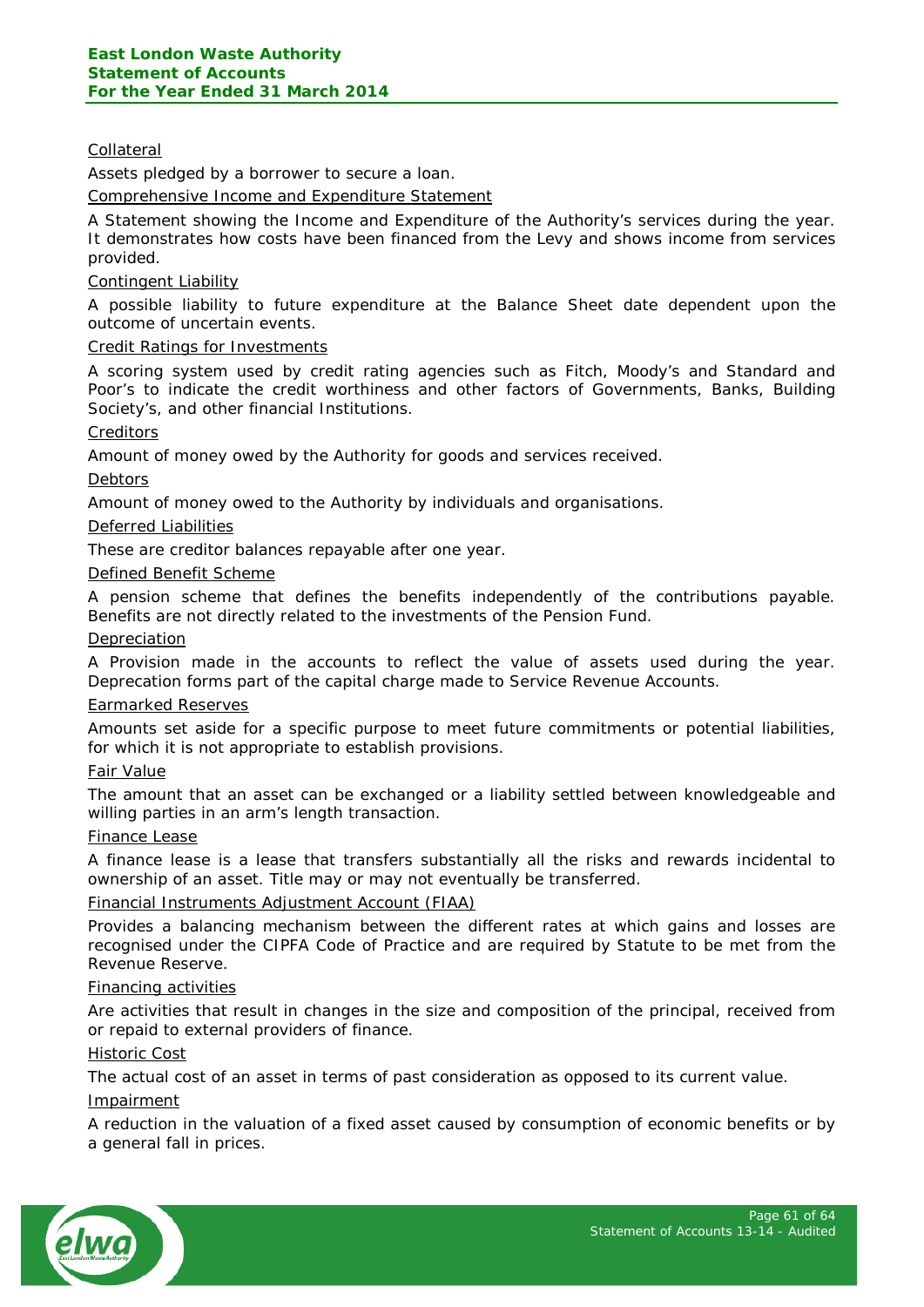Collateral

Assets pledged by a borrower to secure a loan.

Comprehensive Income and Expenditure Statement

A Statement showing the Income and Expenditure of the Authority's services during the year. It demonstrates how costs have been financed from the Levy and shows income from services provided.

Contingent Liability

A possible liability to future expenditure at the Balance Sheet date dependent upon the outcome of uncertain events.

Credit Ratings for Investments

A scoring system used by credit rating agencies such as Fitch, Moody's and Standard and Poor's to indicate the credit worthiness and other factors of Governments, Banks, Building Society's, and other financial Institutions.

Creditors

Amount of money owed by the Authority for goods and services received.

Debtors

Amount of money owed to the Authority by individuals and organisations.

Deferred Liabilities

These are creditor balances repayable after one year.

Defined Benefit Scheme

A pension scheme that defines the benefits independently of the contributions payable. Benefits are not directly related to the investments of the Pension Fund.

Depreciation

A Provision made in the accounts to reflect the value of assets used during the year. Deprecation forms part of the capital charge made to Service Revenue Accounts.

Earmarked Reserves

Amounts set aside for a specific purpose to meet future commitments or potential liabilities, for which it is not appropriate to establish provisions.

Fair Value

The amount that an asset can be exchanged or a liability settled between knowledgeable and willing parties in an arm's length transaction.

Finance Lease

A finance lease is a lease that transfers substantially all the risks and rewards incidental to ownership of an asset. Title may or may not eventually be transferred.

Financial Instruments Adjustment Account (FIAA)

Provides a balancing mechanism between the different rates at which gains and losses are recognised under the CIPFA Code of Practice and are required by Statute to be met from the Revenue Reserve.

Financing activities

Are activities that result in changes in the size and composition of the principal, received from or repaid to external providers of finance.

Historic Cost

The actual cost of an asset in terms of past consideration as opposed to its current value.

Impairment

A reduction in the valuation of a fixed asset caused by consumption of economic benefits or by a general fall in prices.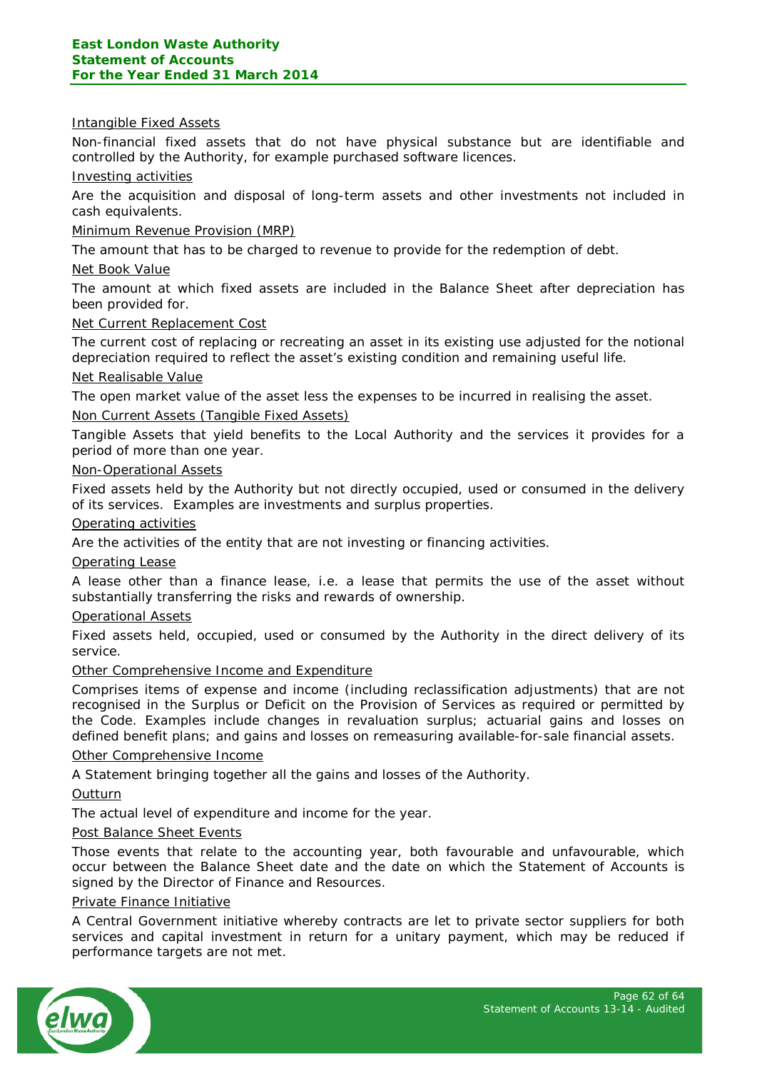Intangible Fixed Assets

Non-financial fixed assets that do not have physical substance but are identifiable and controlled by the Authority, for example purchased software licences.

Investing activities

Are the acquisition and disposal of long-term assets and other investments not included in cash equivalents.

Minimum Revenue Provision (MRP)

The amount that has to be charged to revenue to provide for the redemption of debt.

Net Book Value

The amount at which fixed assets are included in the Balance Sheet after depreciation has been provided for.

Net Current Replacement Cost

The current cost of replacing or recreating an asset in its existing use adjusted for the notional depreciation required to reflect the asset's existing condition and remaining useful life.

Net Realisable Value

The open market value of the asset less the expenses to be incurred in realising the asset.

Non Current Assets (Tangible Fixed Assets)

Tangible Assets that yield benefits to the Local Authority and the services it provides for a period of more than one year.

Non-Operational Assets

Fixed assets held by the Authority but not directly occupied, used or consumed in the delivery of its services. Examples are investments and surplus properties.

Operating activities

Are the activities of the entity that are not investing or financing activities.

Operating Lease

A lease other than a finance lease, i.e. a lease that permits the use of the asset without substantially transferring the risks and rewards of ownership.

Operational Assets

Fixed assets held, occupied, used or consumed by the Authority in the direct delivery of its service.

Other Comprehensive Income and Expenditure

Comprises items of expense and income (including reclassification adjustments) that are not recognised in the Surplus or Deficit on the Provision of Services as required or permitted by the Code. Examples include changes in revaluation surplus; actuarial gains and losses on defined benefit plans; and gains and losses on remeasuring available-for-sale financial assets.

Other Comprehensive Income

A Statement bringing together all the gains and losses of the Authority.

Outturn

The actual level of expenditure and income for the year.

Post Balance Sheet Events

Those events that relate to the accounting year, both favourable and unfavourable, which occur between the Balance Sheet date and the date on which the Statement of Accounts is signed by the Director of Finance and Resources.

Private Finance Initiative

A Central Government initiative whereby contracts are let to private sector suppliers for both services and capital investment in return for a unitary payment, which may be reduced if performance targets are not met.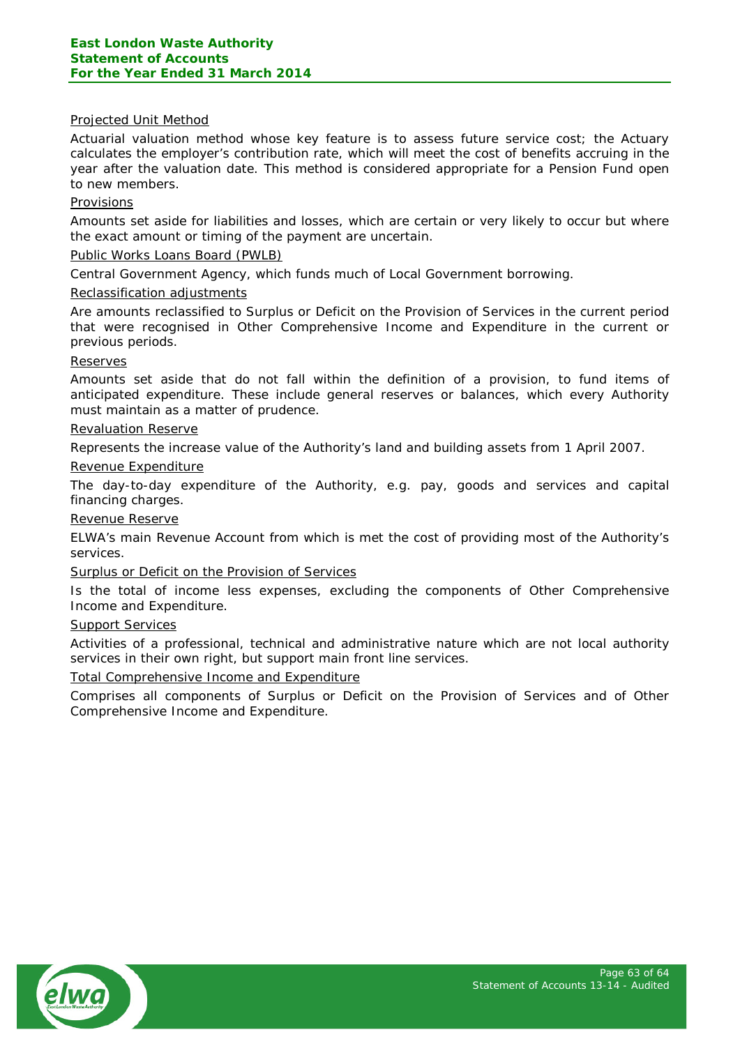Projected Unit Method

Actuarial valuation method whose key feature is to assess future service cost; the Actuary calculates the employer's contribution rate, which will meet the cost of benefits accruing in the year after the valuation date. This method is considered appropriate for a Pension Fund open to new members.

Provisions

Amounts set aside for liabilities and losses, which are certain or very likely to occur but where the exact amount or timing of the payment are uncertain.

Public Works Loans Board (PWLB)

Central Government Agency, which funds much of Local Government borrowing.

Reclassification adjustments

Are amounts reclassified to Surplus or Deficit on the Provision of Services in the current period that were recognised in Other Comprehensive Income and Expenditure in the current or previous periods.

Reserves

Amounts set aside that do not fall within the definition of a provision, to fund items of anticipated expenditure. These include general reserves or balances, which every Authority must maintain as a matter of prudence.

Revaluation Reserve

Represents the increase value of the Authority's land and building assets from 1 April 2007.

Revenue Expenditure

The day-to-day expenditure of the Authority, e.g. pay, goods and services and capital financing charges.

Revenue Reserve

ELWA's main Revenue Account from which is met the cost of providing most of the Authority's services.

Surplus or Deficit on the Provision of Services

Is the total of income less expenses, excluding the components of Other Comprehensive Income and Expenditure.

Support Services

Activities of a professional, technical and administrative nature which are not local authority services in their own right, but support main front line services.

Total Comprehensive Income and Expenditure

Comprises all components of Surplus or Deficit on the Provision of Services and of Other Comprehensive Income and Expenditure.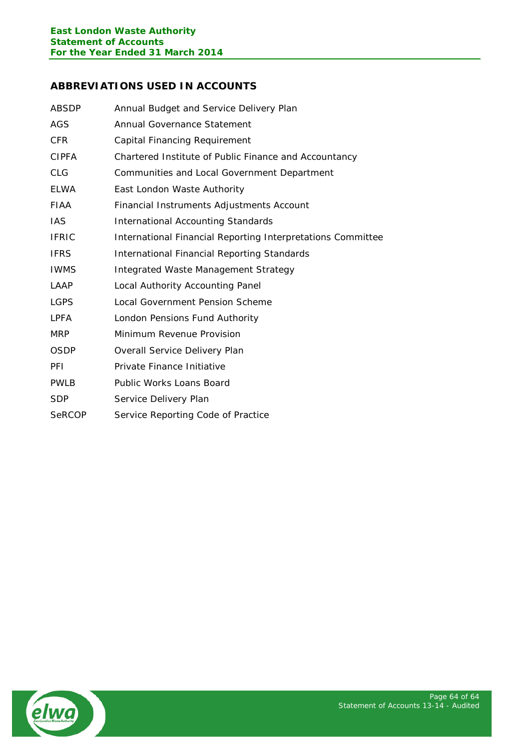## ABBREVIATIONS USED IN ACCOUNTS

| | |
|---|---|
| ABSDP | Annual Budget and Service Delivery Plan |
| AGS | Annual Governance Statement |
| CFR | Capital Financing Requirement |
| CIPFA | Chartered Institute of Public Finance and Accountancy |
| CLG | Communities and Local Government Department |
| ELWA | East London Waste Authority |
| FIAA | Financial Instruments Adjustments Account |
| IAS | International Accounting Standards |
| IFRIC | International Financial Reporting Interpretations Committee |
| IFRS | International Financial Reporting Standards |
| IWMS | Integrated Waste Management Strategy |
| LAAP | Local Authority Accounting Panel |
| LGPS | Local Government Pension Scheme |
| LPFA | London Pensions Fund Authority |
| MRP | Minimum Revenue Provision |
| OSDP | Overall Service Delivery Plan |
| PFI | Private Finance Initiative |
| PWLB | Public Works Loans Board |
| SDP | Service Delivery Plan |
| SeRCOP | Service Reporting Code of Practice |